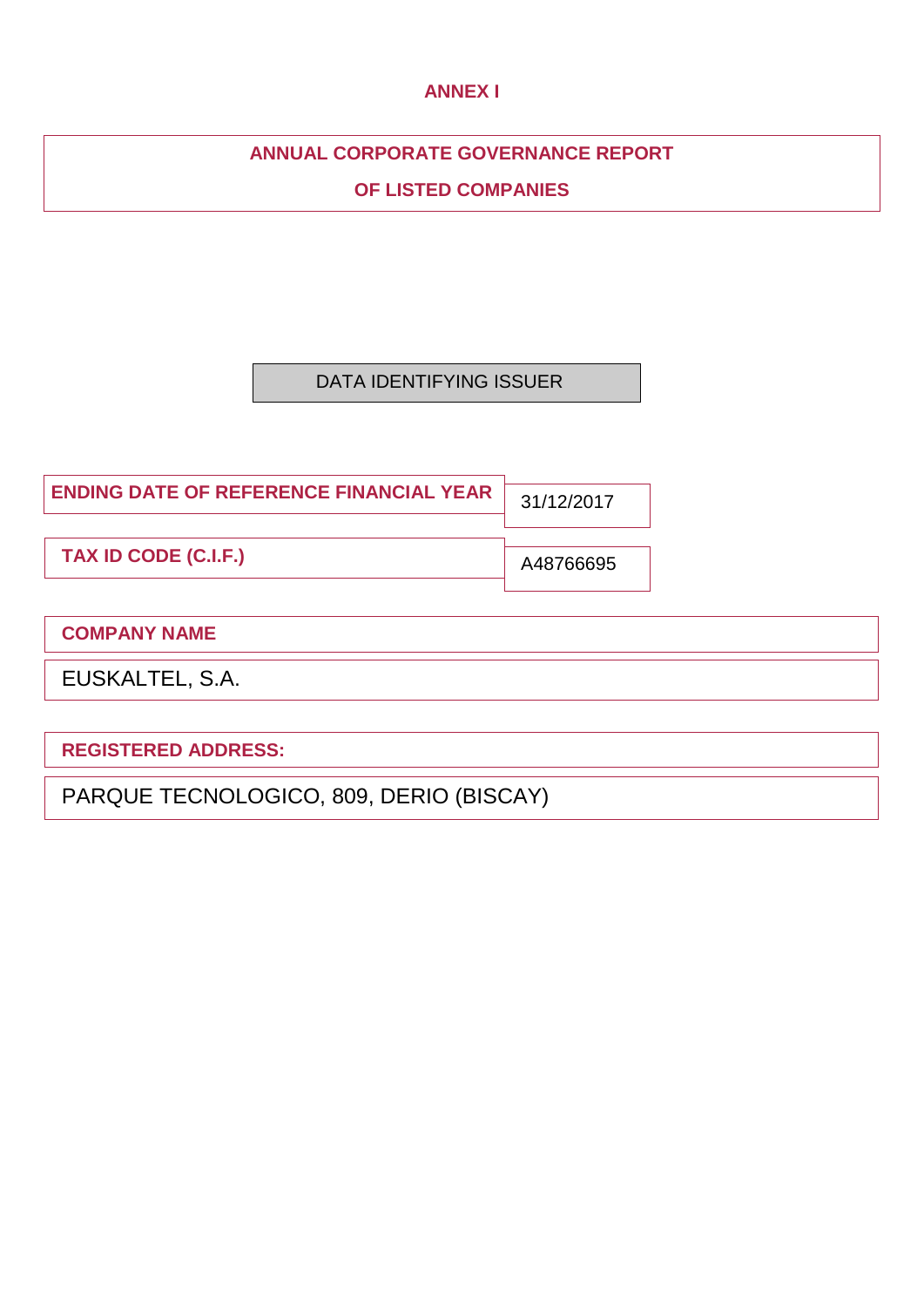# ANNEX I

## ANNUAL CORPORATE GOVERNANCE REPORT

## OF LISTED COMPANIES

DATA IDENTIFYING ISSUER

| ENDING DATE OF REFERENCE FINANCIAL YEAR | 31/12/2017 |
|---|---|
| TAX ID CODE (C.I.F.) | A48766695 |

| COMPANY NAME |
|---|
| EUSKALTEL, S.A. |

| REGISTERED ADDRESS: |
|---|
| PARQUE TECNOLOGICO, 809, DERIO (BISCAY) |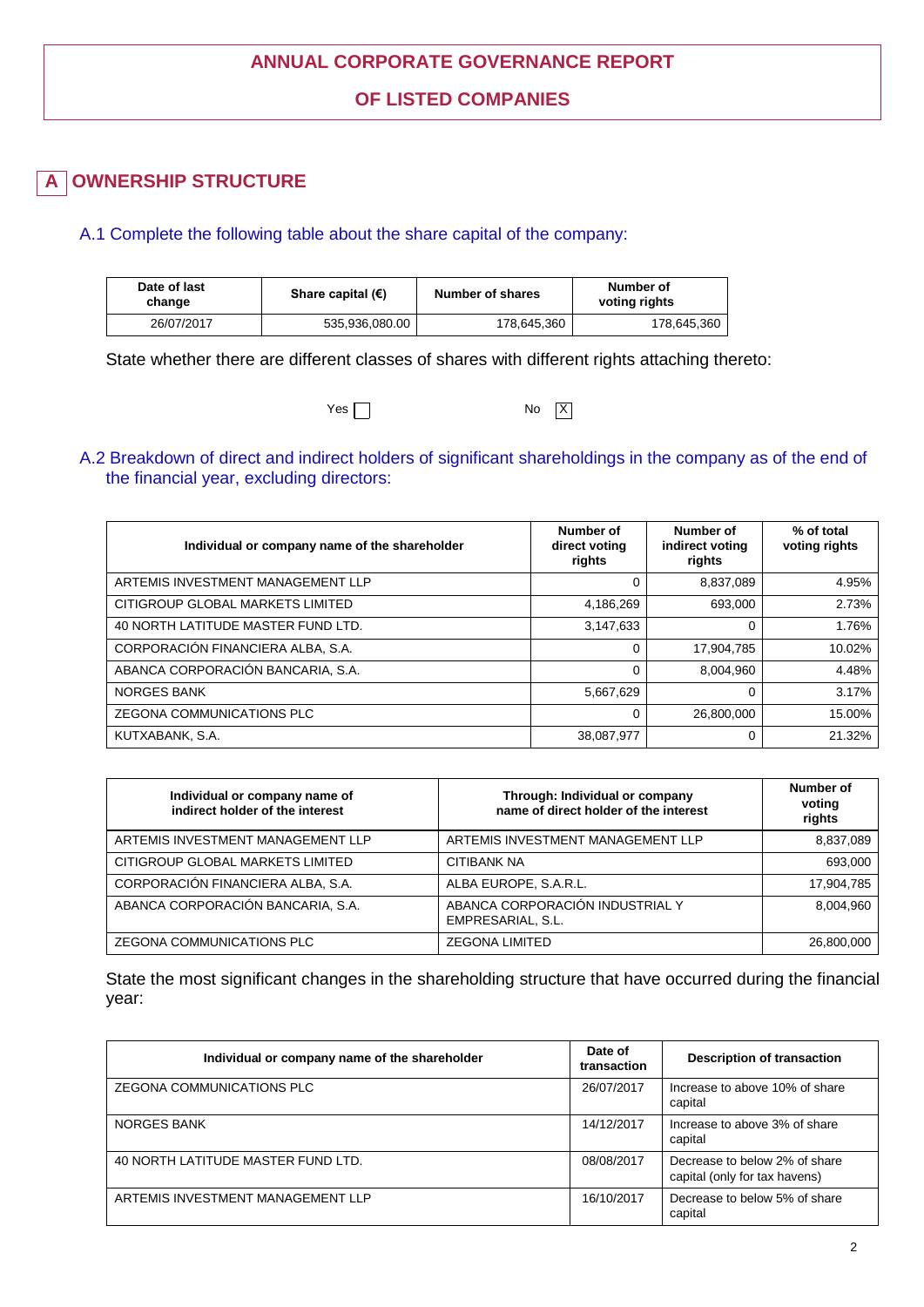# ANNUAL CORPORATE GOVERNANCE REPORT

# OF LISTED COMPANIES

## A OWNERSHIP STRUCTURE

### A.1 Complete the following table about the share capital of the company:

| Date of last change | Share capital (€) | Number of shares | Number of voting rights |
|---|---|---|---|
| 26/07/2017 | 535,936,080.00 | 178,645,360 | 178,645,360 |

State whether there are different classes of shares with different rights attaching thereto:

Yes ☐ No ☒

### A.2 Breakdown of direct and indirect holders of significant shareholdings in the company as of the end of the financial year, excluding directors:

| Individual or company name of the shareholder | Number of direct voting rights | Number of indirect voting rights | % of total voting rights |
|---|---|---|---|
| ARTEMIS INVESTMENT MANAGEMENT LLP | 0 | 8,837,089 | 4.95% |
| CITIGROUP GLOBAL MARKETS LIMITED | 4,186,269 | 693,000 | 2.73% |
| 40 NORTH LATITUDE MASTER FUND LTD. | 3,147,633 | 0 | 1.76% |
| CORPORACIÓN FINANCIERA ALBA, S.A. | 0 | 17,904,785 | 10.02% |
| ABANCA CORPORACIÓN BANCARIA, S.A. | 0 | 8,004,960 | 4.48% |
| NORGES BANK | 5,667,629 | 0 | 3.17% |
| ZEGONA COMMUNICATIONS PLC | 0 | 26,800,000 | 15.00% |
| KUTXABANK, S.A. | 38,087,977 | 0 | 21.32% |

| Individual or company name of indirect holder of the interest | Through: Individual or company name of direct holder of the interest | Number of voting rights |
|---|---|---|
| ARTEMIS INVESTMENT MANAGEMENT LLP | ARTEMIS INVESTMENT MANAGEMENT LLP | 8,837,089 |
| CITIGROUP GLOBAL MARKETS LIMITED | CITIBANK NA | 693,000 |
| CORPORACIÓN FINANCIERA ALBA, S.A. | ALBA EUROPE, S.A.R.L. | 17,904,785 |
| ABANCA CORPORACIÓN BANCARIA, S.A. | ABANCA CORPORACIÓN INDUSTRIAL Y EMPRESARIAL, S.L. | 8,004,960 |
| ZEGONA COMMUNICATIONS PLC | ZEGONA LIMITED | 26,800,000 |

State the most significant changes in the shareholding structure that have occurred during the financial year:

| Individual or company name of the shareholder | Date of transaction | Description of transaction |
|---|---|---|
| ZEGONA COMMUNICATIONS PLC | 26/07/2017 | Increase to above 10% of share capital |
| NORGES BANK | 14/12/2017 | Increase to above 3% of share capital |
| 40 NORTH LATITUDE MASTER FUND LTD. | 08/08/2017 | Decrease to below 2% of share capital (only for tax havens) |
| ARTEMIS INVESTMENT MANAGEMENT LLP | 16/10/2017 | Decrease to below 5% of share capital |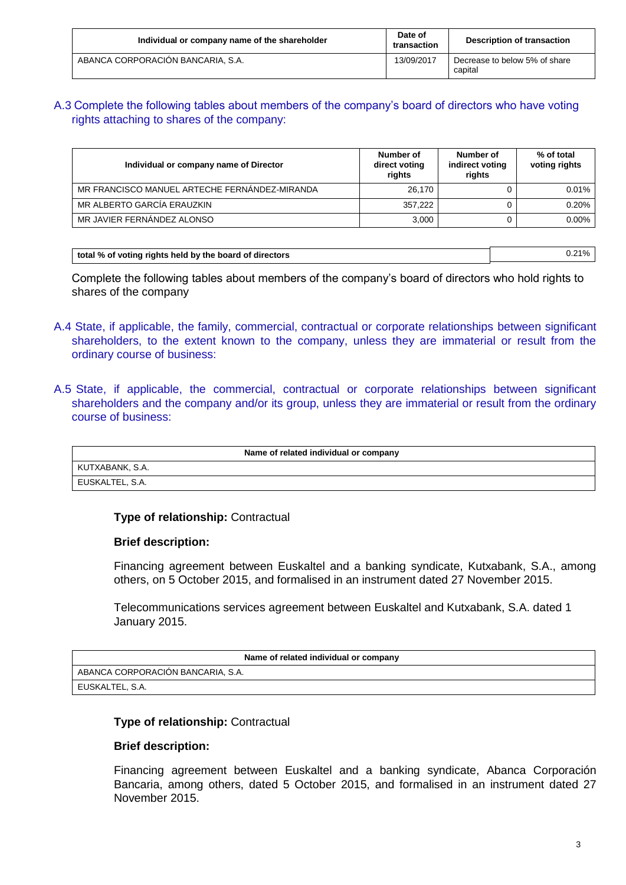| Individual or company name of the shareholder | Date of transaction | Description of transaction |
| --- | --- | --- |
| ABANCA CORPORACIÓN BANCARIA, S.A. | 13/09/2017 | Decrease to below 5% of share capital |

## A.3 Complete the following tables about members of the company's board of directors who have voting rights attaching to shares of the company:

| Individual or company name of Director | Number of direct voting rights | Number of indirect voting rights | % of total voting rights |
| --- | --- | --- | --- |
| MR FRANCISCO MANUEL ARTECHE FERNÁNDEZ-MIRANDA | 26,170 | 0 | 0.01% |
| MR ALBERTO GARCÍA ERAUZKIN | 357,222 | 0 | 0.20% |
| MR JAVIER FERNÁNDEZ ALONSO | 3,000 | 0 | 0.00% |

| total % of voting rights held by the board of directors | 0.21% |
| --- | --- |

Complete the following tables about members of the company's board of directors who hold rights to shares of the company

## A.4 State, if applicable, the family, commercial, contractual or corporate relationships between significant shareholders, to the extent known to the company, unless they are immaterial or result from the ordinary course of business:

## A.5 State, if applicable, the commercial, contractual or corporate relationships between significant shareholders and the company and/or its group, unless they are immaterial or result from the ordinary course of business:

| Name of related individual or company |
| --- |
| KUTXABANK, S.A. |
| EUSKALTEL, S.A. |

**Type of relationship:** Contractual

**Brief description:**

Financing agreement between Euskaltel and a banking syndicate, Kutxabank, S.A., among others, on 5 October 2015, and formalised in an instrument dated 27 November 2015.

Telecommunications services agreement between Euskaltel and Kutxabank, S.A. dated 1 January 2015.

| Name of related individual or company |
| --- |
| ABANCA CORPORACIÓN BANCARIA, S.A. |
| EUSKALTEL, S.A. |

**Type of relationship:** Contractual

**Brief description:**

Financing agreement between Euskaltel and a banking syndicate, Abanca Corporación Bancaria, among others, dated 5 October 2015, and formalised in an instrument dated 27 November 2015.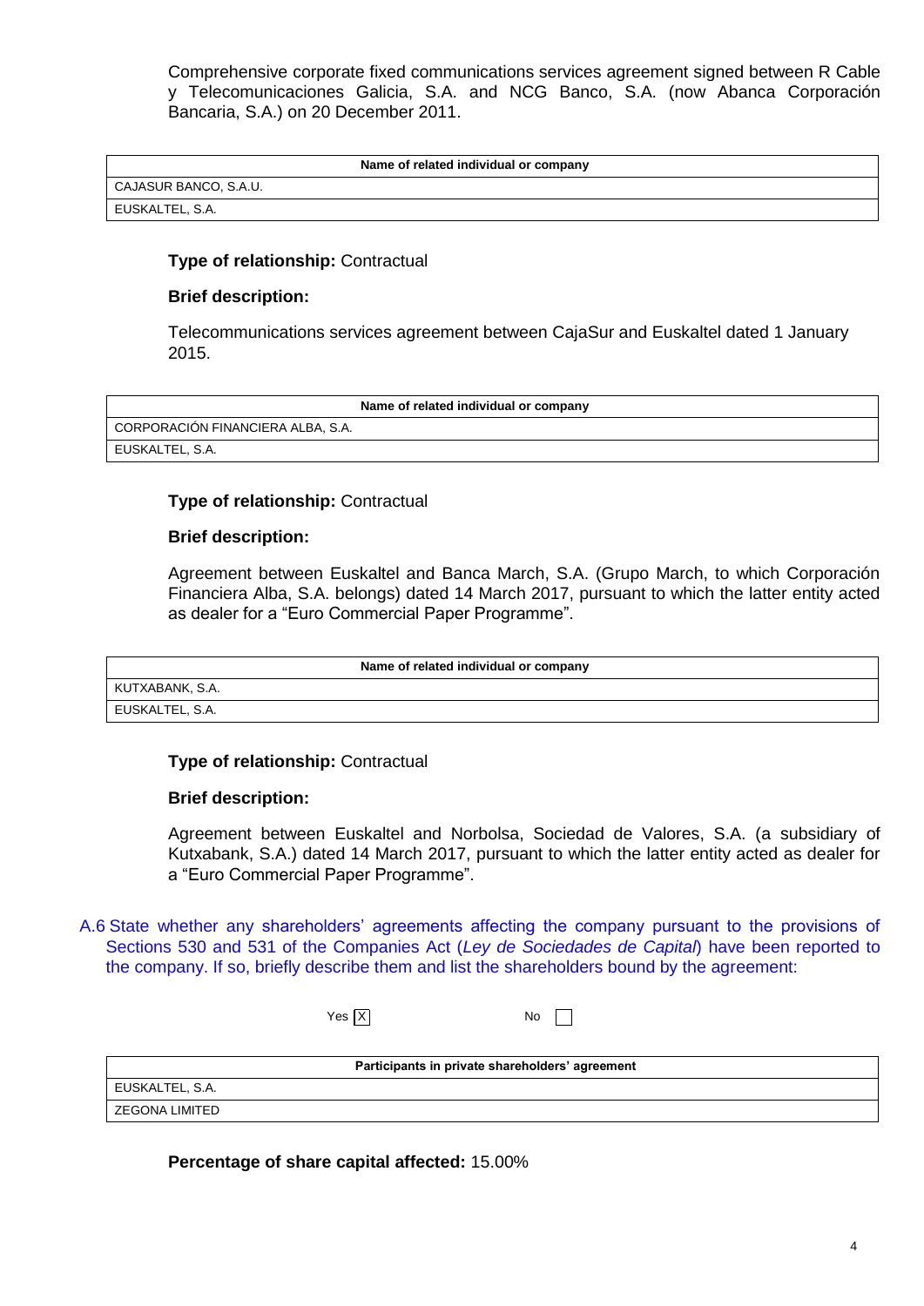Comprehensive corporate fixed communications services agreement signed between R Cable y Telecomunicaciones Galicia, S.A. and NCG Banco, S.A. (now Abanca Corporación Bancaria, S.A.) on 20 December 2011.

| Name of related individual or company |
|---|
| CAJASUR BANCO, S.A.U. |
| EUSKALTEL, S.A. |

**Type of relationship:** Contractual

**Brief description:**

Telecommunications services agreement between CajaSur and Euskaltel dated 1 January 2015.

| Name of related individual or company |
|---|
| CORPORACIÓN FINANCIERA ALBA, S.A. |
| EUSKALTEL, S.A. |

**Type of relationship:** Contractual

**Brief description:**

Agreement between Euskaltel and Banca March, S.A. (Grupo March, to which Corporación Financiera Alba, S.A. belongs) dated 14 March 2017, pursuant to which the latter entity acted as dealer for a "Euro Commercial Paper Programme".

| Name of related individual or company |
|---|
| KUTXABANK, S.A. |
| EUSKALTEL, S.A. |

**Type of relationship:** Contractual

**Brief description:**

Agreement between Euskaltel and Norbolsa, Sociedad de Valores, S.A. (a subsidiary of Kutxabank, S.A.) dated 14 March 2017, pursuant to which the latter entity acted as dealer for a "Euro Commercial Paper Programme".

A.6 State whether any shareholders' agreements affecting the company pursuant to the provisions of Sections 530 and 531 of the Companies Act (*Ley de Sociedades de Capital*) have been reported to the company. If so, briefly describe them and list the shareholders bound by the agreement:

Yes [X] No [ ]

| Participants in private shareholders' agreement |
|---|
| EUSKALTEL, S.A. |
| ZEGONA LIMITED |

**Percentage of share capital affected:** 15.00%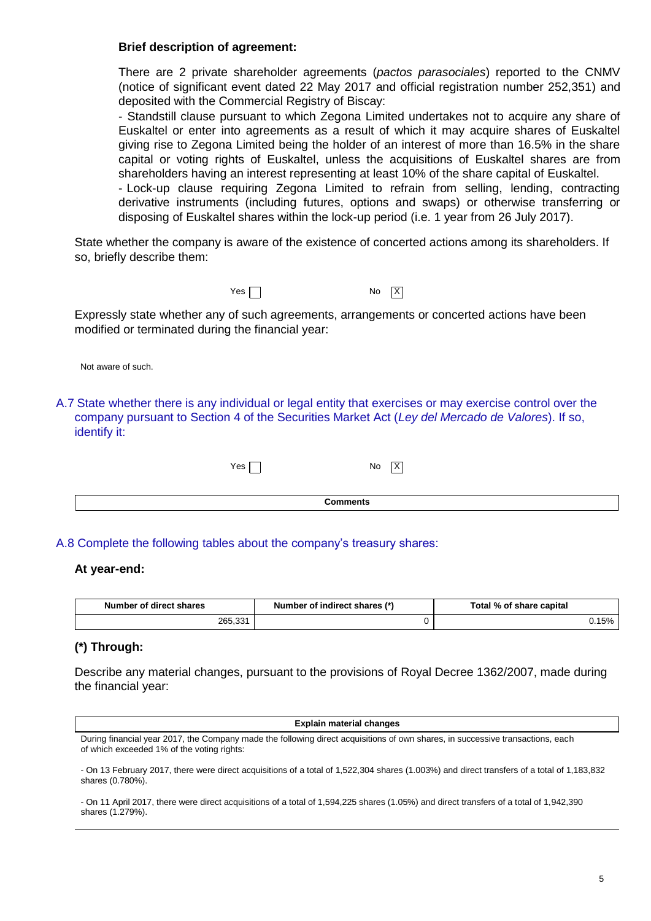**Brief description of agreement:**

There are 2 private shareholder agreements (*pactos parasociales*) reported to the CNMV (notice of significant event dated 22 May 2017 and official registration number 252,351) and deposited with the Commercial Registry of Biscay:

- Standstill clause pursuant to which Zegona Limited undertakes not to acquire any share of Euskaltel or enter into agreements as a result of which it may acquire shares of Euskaltel giving rise to Zegona Limited being the holder of an interest of more than 16.5% in the share capital or voting rights of Euskaltel, unless the acquisitions of Euskaltel shares are from shareholders having an interest representing at least 10% of the share capital of Euskaltel.
- Lock-up clause requiring Zegona Limited to refrain from selling, lending, contracting derivative instruments (including futures, options and swaps) or otherwise transferring or disposing of Euskaltel shares within the lock-up period (i.e. 1 year from 26 July 2017).

State whether the company is aware of the existence of concerted actions among its shareholders. If so, briefly describe them:

Yes [ ] No [X]

Expressly state whether any of such agreements, arrangements or concerted actions have been modified or terminated during the financial year:

Not aware of such.

A.7 State whether there is any individual or legal entity that exercises or may exercise control over the company pursuant to Section 4 of the Securities Market Act (*Ley del Mercado de Valores*). If so, identify it:

Yes [ ] No [X]

| Comments |
|---|
| |

A.8 Complete the following tables about the company's treasury shares:

**At year-end:**

| Number of direct shares | Number of indirect shares (*) | Total % of share capital |
|---|---|---|
| 265,331 | 0 | 0.15% |

**(*) Through:**

Describe any material changes, pursuant to the provisions of Royal Decree 1362/2007, made during the financial year:

| Explain material changes |
|---|
| During financial year 2017, the Company made the following direct acquisitions of own shares, in successive transactions, each of which exceeded 1% of the voting rights:<br><br>- On 13 February 2017, there were direct acquisitions of a total of 1,522,304 shares (1.003%) and direct transfers of a total of 1,183,832 shares (0.780%).<br><br>- On 11 April 2017, there were direct acquisitions of a total of 1,594,225 shares (1.05%) and direct transfers of a total of 1,942,390 shares (1.279%). |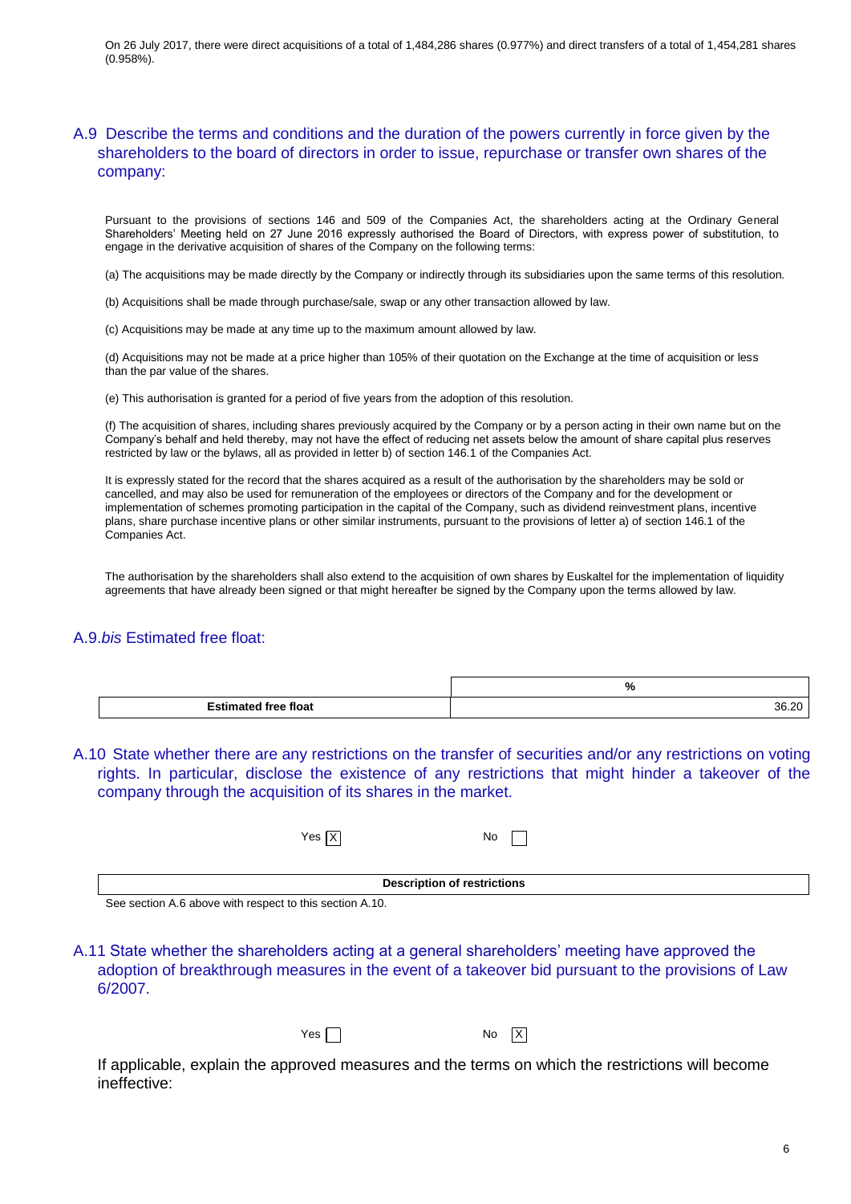On 26 July 2017, there were direct acquisitions of a total of 1,484,286 shares (0.977%) and direct transfers of a total of 1,454,281 shares (0.958%).

## A.9 Describe the terms and conditions and the duration of the powers currently in force given by the shareholders to the board of directors in order to issue, repurchase or transfer own shares of the company:

Pursuant to the provisions of sections 146 and 509 of the Companies Act, the shareholders acting at the Ordinary General Shareholders' Meeting held on 27 June 2016 expressly authorised the Board of Directors, with express power of substitution, to engage in the derivative acquisition of shares of the Company on the following terms:

(a) The acquisitions may be made directly by the Company or indirectly through its subsidiaries upon the same terms of this resolution.

(b) Acquisitions shall be made through purchase/sale, swap or any other transaction allowed by law.

(c) Acquisitions may be made at any time up to the maximum amount allowed by law.

(d) Acquisitions may not be made at a price higher than 105% of their quotation on the Exchange at the time of acquisition or less than the par value of the shares.

(e) This authorisation is granted for a period of five years from the adoption of this resolution.

(f) The acquisition of shares, including shares previously acquired by the Company or by a person acting in their own name but on the Company's behalf and held thereby, may not have the effect of reducing net assets below the amount of share capital plus reserves restricted by law or the bylaws, all as provided in letter b) of section 146.1 of the Companies Act.

It is expressly stated for the record that the shares acquired as a result of the authorisation by the shareholders may be sold or cancelled, and may also be used for remuneration of the employees or directors of the Company and for the development or implementation of schemes promoting participation in the capital of the Company, such as dividend reinvestment plans, incentive plans, share purchase incentive plans or other similar instruments, pursuant to the provisions of letter a) of section 146.1 of the Companies Act.

The authorisation by the shareholders shall also extend to the acquisition of own shares by Euskaltel for the implementation of liquidity agreements that have already been signed or that might hereafter be signed by the Company upon the terms allowed by law.

## A.9.*bis* Estimated free float:

| | % |
|---|---|
| **Estimated free float** | 36.20 |

## A.10 State whether there are any restrictions on the transfer of securities and/or any restrictions on voting rights. In particular, disclose the existence of any restrictions that might hinder a takeover of the company through the acquisition of its shares in the market.

Yes [X] No [ ]

| **Description of restrictions** |
|---|
| See section A.6 above with respect to this section A.10. |

## A.11 State whether the shareholders acting at a general shareholders' meeting have approved the adoption of breakthrough measures in the event of a takeover bid pursuant to the provisions of Law 6/2007.

Yes [ ] No [X]

If applicable, explain the approved measures and the terms on which the restrictions will become ineffective: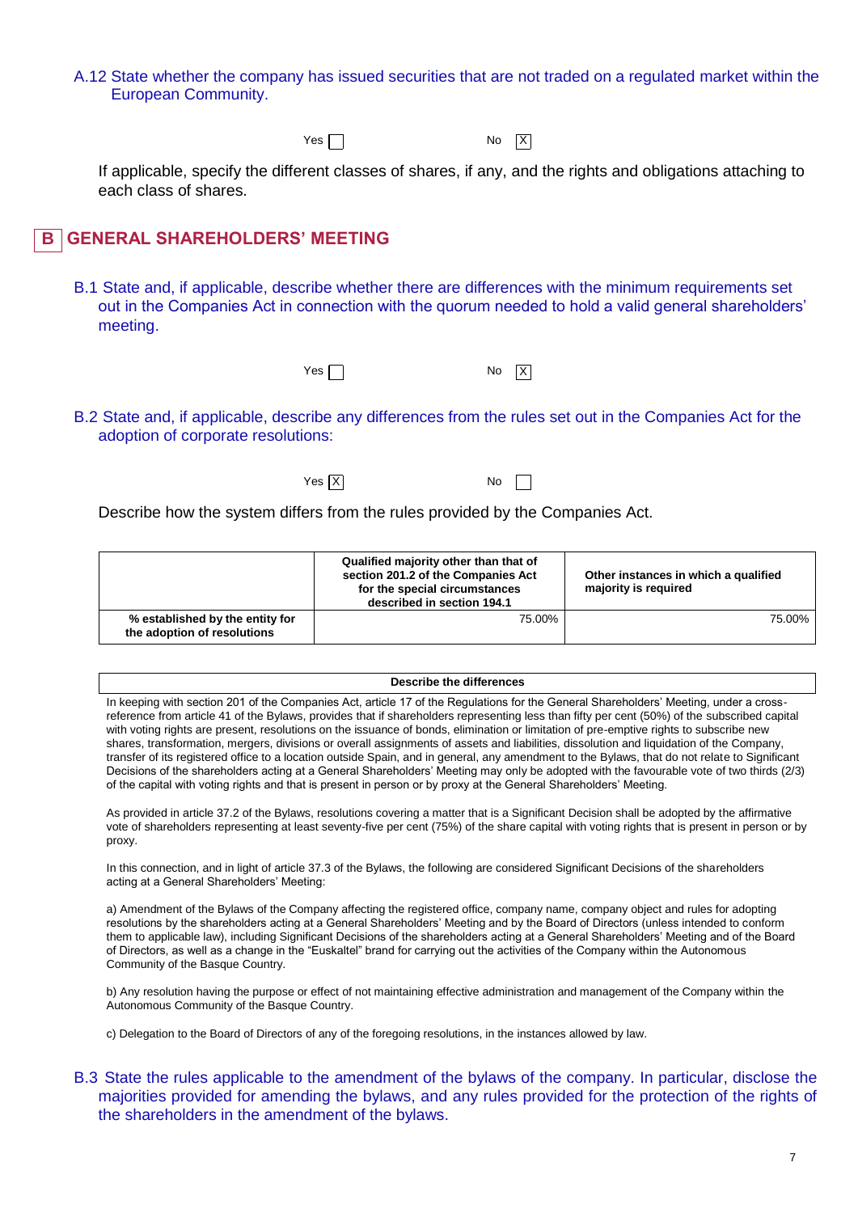A.12 State whether the company has issued securities that are not traded on a regulated market within the European Community.

Yes ☐ No ☒

If applicable, specify the different classes of shares, if any, and the rights and obligations attaching to each class of shares.

## B GENERAL SHAREHOLDERS' MEETING

B.1 State and, if applicable, describe whether there are differences with the minimum requirements set out in the Companies Act in connection with the quorum needed to hold a valid general shareholders' meeting.

Yes ☐ No ☒

B.2 State and, if applicable, describe any differences from the rules set out in the Companies Act for the adoption of corporate resolutions:

Yes ☒ No ☐

Describe how the system differs from the rules provided by the Companies Act.

| | Qualified majority other than that of section 201.2 of the Companies Act for the special circumstances described in section 194.1 | Other instances in which a qualified majority is required |
|---|---|---|
| % established by the entity for the adoption of resolutions | 75.00% | 75.00% |

| Describe the differences |
|---|
| In keeping with section 201 of the Companies Act, article 17 of the Regulations for the General Shareholders' Meeting, under a cross-reference from article 41 of the Bylaws, provides that if shareholders representing less than fifty per cent (50%) of the subscribed capital with voting rights are present, resolutions on the issuance of bonds, elimination or limitation of pre-emptive rights to subscribe new shares, transformation, mergers, divisions or overall assignments of assets and liabilities, dissolution and liquidation of the Company, transfer of its registered office to a location outside Spain, and in general, any amendment to the Bylaws, that do not relate to Significant Decisions of the shareholders acting at a General Shareholders' Meeting may only be adopted with the favourable vote of two thirds (2/3) of the capital with voting rights and that is present in person or by proxy at the General Shareholders' Meeting.<br><br>As provided in article 37.2 of the Bylaws, resolutions covering a matter that is a Significant Decision shall be adopted by the affirmative vote of shareholders representing at least seventy-five per cent (75%) of the share capital with voting rights that is present in person or by proxy.<br><br>In this connection, and in light of article 37.3 of the Bylaws, the following are considered Significant Decisions of the shareholders acting at a General Shareholders' Meeting:<br><br>a) Amendment of the Bylaws of the Company affecting the registered office, company name, company object and rules for adopting resolutions by the shareholders acting at a General Shareholders' Meeting and by the Board of Directors (unless intended to conform them to applicable law), including Significant Decisions of the shareholders acting at a General Shareholders' Meeting and of the Board of Directors, as well as a change in the "Euskaltel" brand for carrying out the activities of the Company within the Autonomous Community of the Basque Country.<br><br>b) Any resolution having the purpose or effect of not maintaining effective administration and management of the Company within the Autonomous Community of the Basque Country.<br><br>c) Delegation to the Board of Directors of any of the foregoing resolutions, in the instances allowed by law. |

B.3 State the rules applicable to the amendment of the bylaws of the company. In particular, disclose the majorities provided for amending the bylaws, and any rules provided for the protection of the rights of the shareholders in the amendment of the bylaws.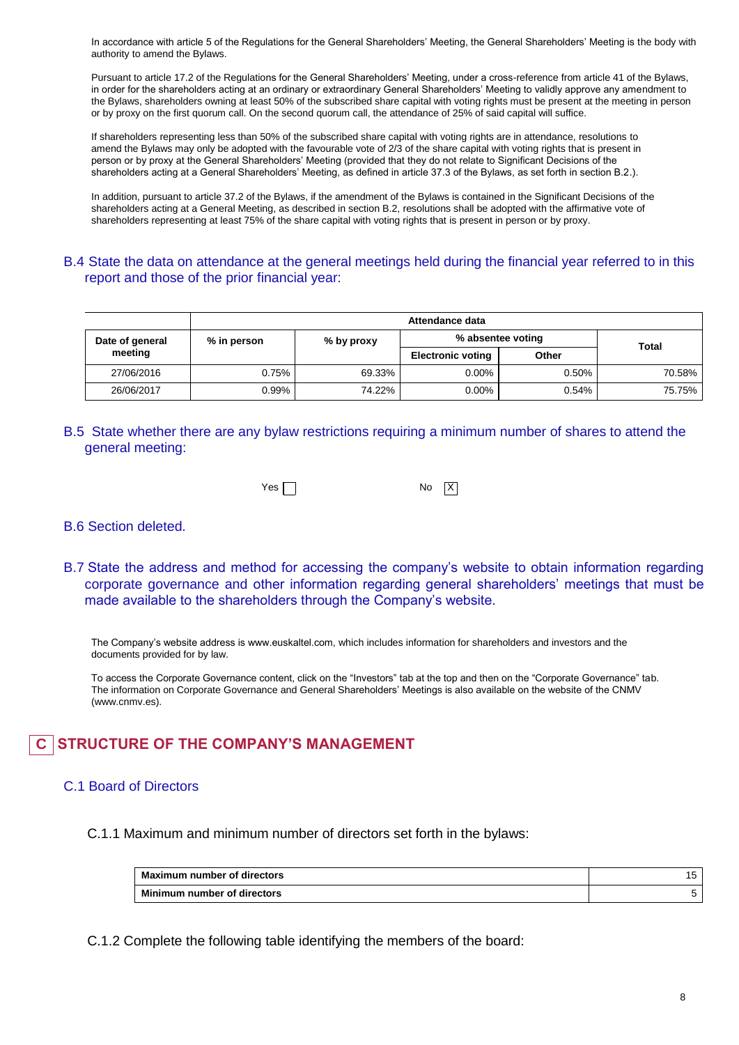In accordance with article 5 of the Regulations for the General Shareholders' Meeting, the General Shareholders' Meeting is the body with authority to amend the Bylaws.

Pursuant to article 17.2 of the Regulations for the General Shareholders' Meeting, under a cross-reference from article 41 of the Bylaws, in order for the shareholders acting at an ordinary or extraordinary General Shareholders' Meeting to validly approve any amendment to the Bylaws, shareholders owning at least 50% of the subscribed share capital with voting rights must be present at the meeting in person or by proxy on the first quorum call. On the second quorum call, the attendance of 25% of said capital will suffice.

If shareholders representing less than 50% of the subscribed share capital with voting rights are in attendance, resolutions to amend the Bylaws may only be adopted with the favourable vote of 2/3 of the share capital with voting rights that is present in person or by proxy at the General Shareholders' Meeting (provided that they do not relate to Significant Decisions of the shareholders acting at a General Shareholders' Meeting, as defined in article 37.3 of the Bylaws, as set forth in section B.2.).

In addition, pursuant to article 37.2 of the Bylaws, if the amendment of the Bylaws is contained in the Significant Decisions of the shareholders acting at a General Meeting, as described in section B.2, resolutions shall be adopted with the affirmative vote of shareholders representing at least 75% of the share capital with voting rights that is present in person or by proxy.

### B.4 State the data on attendance at the general meetings held during the financial year referred to in this report and those of the prior financial year:

| | Attendance data | | | | |
|---|---|---|---|---|---|
| Date of general meeting | % in person | % by proxy | % absentee voting | | Total |
| | | | Electronic voting | Other | |
| 27/06/2016 | 0.75% | 69.33% | 0.00% | 0.50% | 70.58% |
| 26/06/2017 | 0.99% | 74.22% | 0.00% | 0.54% | 75.75% |

### B.5 State whether there are any bylaw restrictions requiring a minimum number of shares to attend the general meeting:

Yes ☐ No ☒

### B.6 Section deleted.

### B.7 State the address and method for accessing the company's website to obtain information regarding corporate governance and other information regarding general shareholders' meetings that must be made available to the shareholders through the Company's website.

The Company's website address is www.euskaltel.com, which includes information for shareholders and investors and the documents provided for by law.

To access the Corporate Governance content, click on the "Investors" tab at the top and then on the "Corporate Governance" tab. The information on Corporate Governance and General Shareholders' Meetings is also available on the website of the CNMV (www.cnmv.es).

## C STRUCTURE OF THE COMPANY'S MANAGEMENT

### C.1 Board of Directors

C.1.1 Maximum and minimum number of directors set forth in the bylaws:

| | |
|---|---|
| Maximum number of directors | 15 |
| Minimum number of directors | 5 |

C.1.2 Complete the following table identifying the members of the board: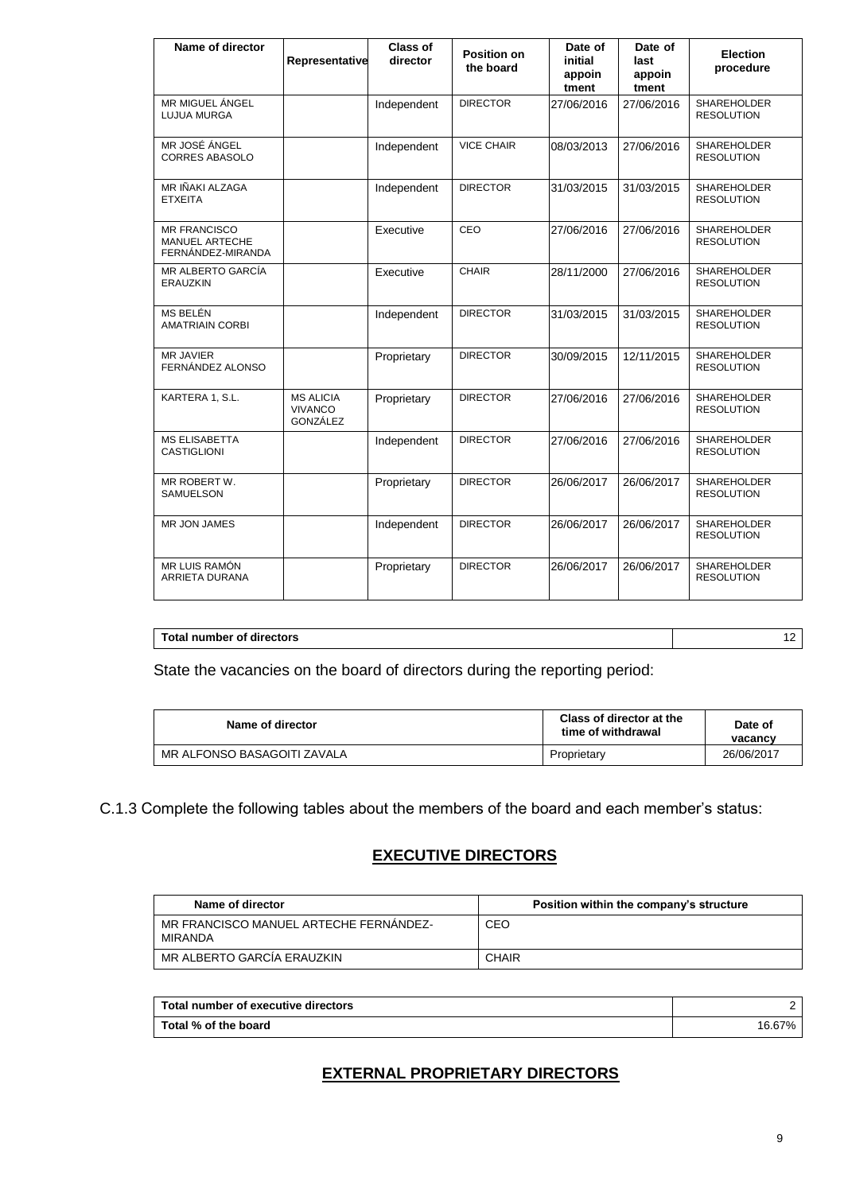| Name of director | Representative | Class of director | Position on the board | Date of initial appoin tment | Date of last appoin tment | Election procedure |
| --- | --- | --- | --- | --- | --- | --- |
| MR MIGUEL ÁNGEL LUJUA MURGA | | Independent | DIRECTOR | 27/06/2016 | 27/06/2016 | SHAREHOLDER RESOLUTION |
| MR JOSÉ ÁNGEL CORRES ABASOLO | | Independent | VICE CHAIR | 08/03/2013 | 27/06/2016 | SHAREHOLDER RESOLUTION |
| MR IÑAKI ALZAGA ETXEITA | | Independent | DIRECTOR | 31/03/2015 | 31/03/2015 | SHAREHOLDER RESOLUTION |
| MR FRANCISCO MANUEL ARTECHE FERNÁNDEZ-MIRANDA | | Executive | CEO | 27/06/2016 | 27/06/2016 | SHAREHOLDER RESOLUTION |
| MR ALBERTO GARCÍA ERAUZKIN | | Executive | CHAIR | 28/11/2000 | 27/06/2016 | SHAREHOLDER RESOLUTION |
| MS BELÉN AMATRIAIN CORBI | | Independent | DIRECTOR | 31/03/2015 | 31/03/2015 | SHAREHOLDER RESOLUTION |
| MR JAVIER FERNÁNDEZ ALONSO | | Proprietary | DIRECTOR | 30/09/2015 | 12/11/2015 | SHAREHOLDER RESOLUTION |
| KARTERA 1, S.L. | MS ALICIA VIVANCO GONZÁLEZ | Proprietary | DIRECTOR | 27/06/2016 | 27/06/2016 | SHAREHOLDER RESOLUTION |
| MS ELISABETTA CASTIGLIONI | | Independent | DIRECTOR | 27/06/2016 | 27/06/2016 | SHAREHOLDER RESOLUTION |
| MR ROBERT W. SAMUELSON | | Proprietary | DIRECTOR | 26/06/2017 | 26/06/2017 | SHAREHOLDER RESOLUTION |
| MR JON JAMES | | Independent | DIRECTOR | 26/06/2017 | 26/06/2017 | SHAREHOLDER RESOLUTION |
| MR LUIS RAMÓN ARRIETA DURANA | | Proprietary | DIRECTOR | 26/06/2017 | 26/06/2017 | SHAREHOLDER RESOLUTION |

| Total number of directors | 12 |
| --- | --- |

State the vacancies on the board of directors during the reporting period:

| Name of director | Class of director at the time of withdrawal | Date of vacancy |
| --- | --- | --- |
| MR ALFONSO BASAGOITI ZAVALA | Proprietary | 26/06/2017 |

C.1.3 Complete the following tables about the members of the board and each member's status:

## EXECUTIVE DIRECTORS

| Name of director | Position within the company's structure |
| --- | --- |
| MR FRANCISCO MANUEL ARTECHE FERNÁNDEZ-MIRANDA | CEO |
| MR ALBERTO GARCÍA ERAUZKIN | CHAIR |

| Total number of executive directors | 2 |
| --- | --- |
| Total % of the board | 16.67% |

## EXTERNAL PROPRIETARY DIRECTORS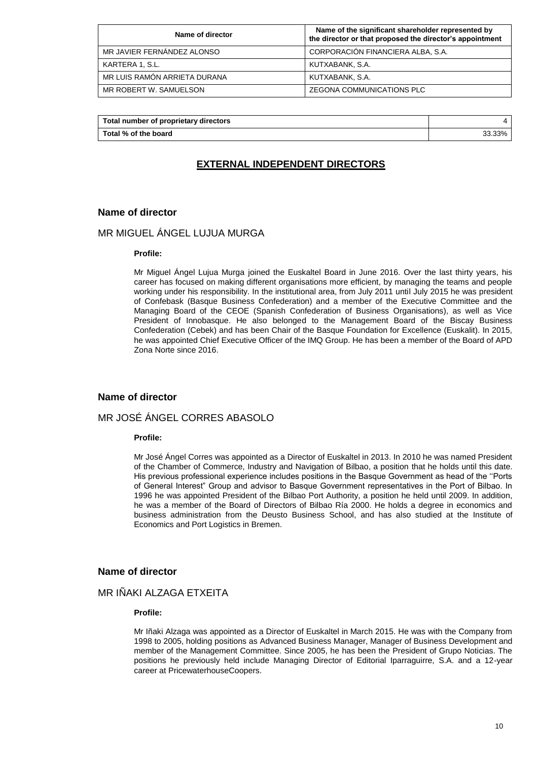| Name of director | Name of the significant shareholder represented by the director or that proposed the director's appointment |
|---|---|
| MR JAVIER FERNÁNDEZ ALONSO | CORPORACIÓN FINANCIERA ALBA, S.A. |
| KARTERA 1, S.L. | KUTXABANK, S.A. |
| MR LUIS RAMÓN ARRIETA DURANA | KUTXABANK, S.A. |
| MR ROBERT W. SAMUELSON | ZEGONA COMMUNICATIONS PLC |

| Total number of proprietary directors | 4 |
|---|---|
| Total % of the board | 33.33% |

## EXTERNAL INDEPENDENT DIRECTORS

### Name of director

MR MIGUEL ÁNGEL LUJUA MURGA

**Profile:**

Mr Miguel Ángel Lujua Murga joined the Euskaltel Board in June 2016. Over the last thirty years, his career has focused on making different organisations more efficient, by managing the teams and people working under his responsibility. In the institutional area, from July 2011 until July 2015 he was president of Confebask (Basque Business Confederation) and a member of the Executive Committee and the Managing Board of the CEOE (Spanish Confederation of Business Organisations), as well as Vice President of Innobasque. He also belonged to the Management Board of the Biscay Business Confederation (Cebek) and has been Chair of the Basque Foundation for Excellence (Euskalit). In 2015, he was appointed Chief Executive Officer of the IMQ Group. He has been a member of the Board of APD Zona Norte since 2016.

### Name of director

MR JOSÉ ÁNGEL CORRES ABASOLO

**Profile:**

Mr José Ángel Corres was appointed as a Director of Euskaltel in 2013. In 2010 he was named President of the Chamber of Commerce, Industry and Navigation of Bilbao, a position that he holds until this date. His previous professional experience includes positions in the Basque Government as head of the ''Ports of General Interest" Group and advisor to Basque Government representatives in the Port of Bilbao. In 1996 he was appointed President of the Bilbao Port Authority, a position he held until 2009. In addition, he was a member of the Board of Directors of Bilbao Ría 2000. He holds a degree in economics and business administration from the Deusto Business School, and has also studied at the Institute of Economics and Port Logistics in Bremen.

### Name of director

MR IÑAKI ALZAGA ETXEITA

**Profile:**

Mr Iñaki Alzaga was appointed as a Director of Euskaltel in March 2015. He was with the Company from 1998 to 2005, holding positions as Advanced Business Manager, Manager of Business Development and member of the Management Committee. Since 2005, he has been the President of Grupo Noticias. The positions he previously held include Managing Director of Editorial Iparraguirre, S.A. and a 12-year career at PricewaterhouseCoopers.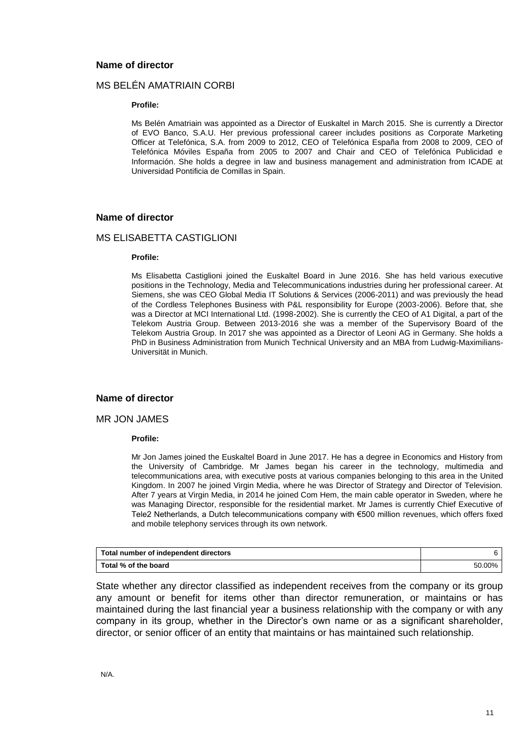### Name of director

MS BELÉN AMATRIAIN CORBI

**Profile:**

Ms Belén Amatriain was appointed as a Director of Euskaltel in March 2015. She is currently a Director of EVO Banco, S.A.U. Her previous professional career includes positions as Corporate Marketing Officer at Telefónica, S.A. from 2009 to 2012, CEO of Telefónica España from 2008 to 2009, CEO of Telefónica Móviles España from 2005 to 2007 and Chair and CEO of Telefónica Publicidad e Información. She holds a degree in law and business management and administration from ICADE at Universidad Pontificia de Comillas in Spain.

### Name of director

MS ELISABETTA CASTIGLIONI

**Profile:**

Ms Elisabetta Castiglioni joined the Euskaltel Board in June 2016. She has held various executive positions in the Technology, Media and Telecommunications industries during her professional career. At Siemens, she was CEO Global Media IT Solutions & Services (2006-2011) and was previously the head of the Cordless Telephones Business with P&L responsibility for Europe (2003-2006). Before that, she was a Director at MCI International Ltd. (1998-2002). She is currently the CEO of A1 Digital, a part of the Telekom Austria Group. Between 2013-2016 she was a member of the Supervisory Board of the Telekom Austria Group. In 2017 she was appointed as a Director of Leoni AG in Germany. She holds a PhD in Business Administration from Munich Technical University and an MBA from Ludwig-Maximilians-Universität in Munich.

### Name of director

MR JON JAMES

**Profile:**

Mr Jon James joined the Euskaltel Board in June 2017. He has a degree in Economics and History from the University of Cambridge. Mr James began his career in the technology, multimedia and telecommunications area, with executive posts at various companies belonging to this area in the United Kingdom. In 2007 he joined Virgin Media, where he was Director of Strategy and Director of Television. After 7 years at Virgin Media, in 2014 he joined Com Hem, the main cable operator in Sweden, where he was Managing Director, responsible for the residential market. Mr James is currently Chief Executive of Tele2 Netherlands, a Dutch telecommunications company with €500 million revenues, which offers fixed and mobile telephony services through its own network.

| Total number of independent directors | 6 |
|---|---|
| Total % of the board | 50.00% |

State whether any director classified as independent receives from the company or its group any amount or benefit for items other than director remuneration, or maintains or has maintained during the last financial year a business relationship with the company or with any company in its group, whether in the Director's own name or as a significant shareholder, director, or senior officer of an entity that maintains or has maintained such relationship.

N/A.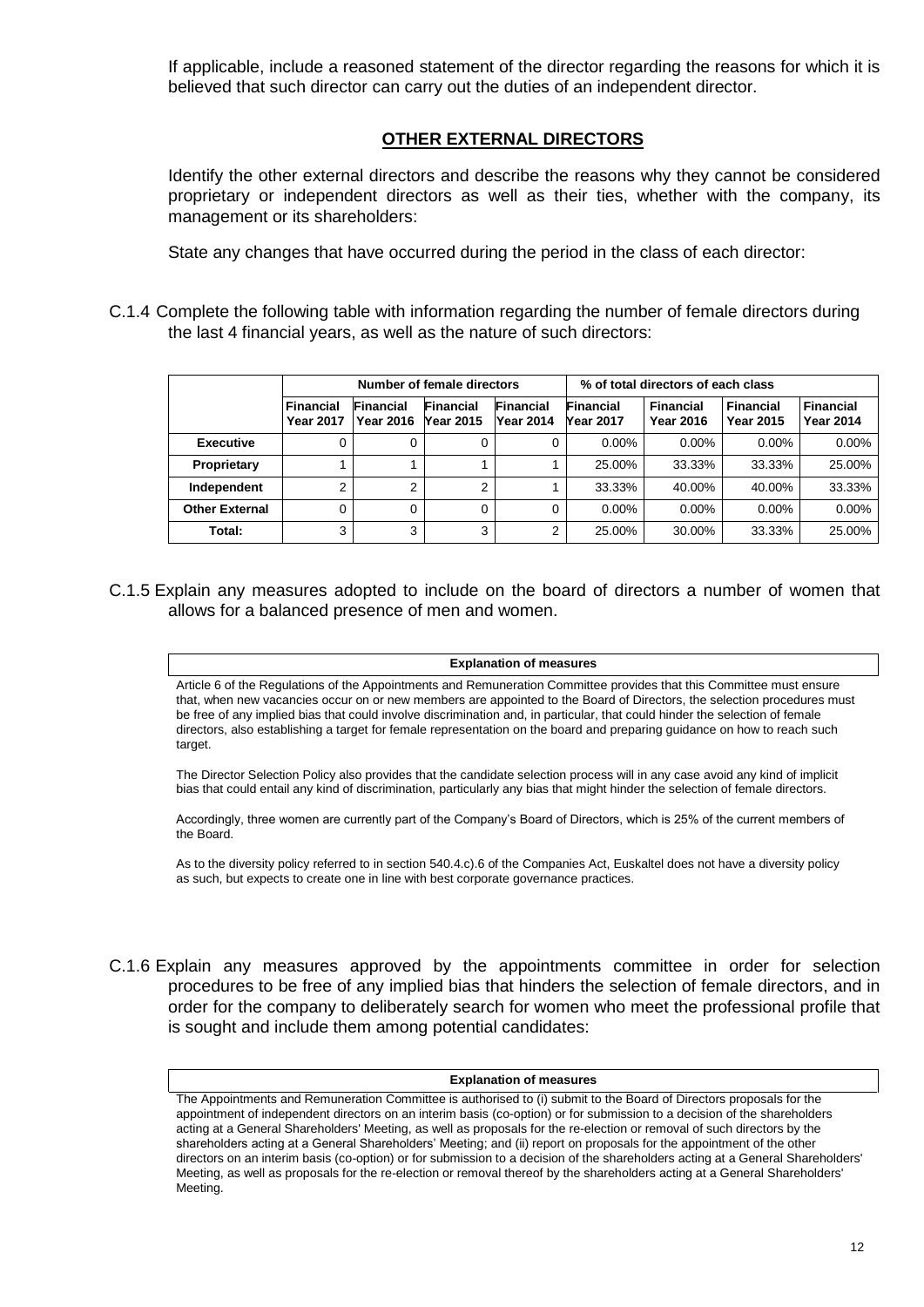If applicable, include a reasoned statement of the director regarding the reasons for which it is believed that such director can carry out the duties of an independent director.

**OTHER EXTERNAL DIRECTORS**

Identify the other external directors and describe the reasons why they cannot be considered proprietary or independent directors as well as their ties, whether with the company, its management or its shareholders:

State any changes that have occurred during the period in the class of each director:

C.1.4 Complete the following table with information regarding the number of female directors during the last 4 financial years, as well as the nature of such directors:

| | Number of female directors | | | | % of total directors of each class | | | |
|---|---|---|---|---|---|---|---|---|
| | Financial Year 2017 | Financial Year 2016 | Financial Year 2015 | Financial Year 2014 | Financial Year 2017 | Financial Year 2016 | Financial Year 2015 | Financial Year 2014 |
| **Executive** | 0 | 0 | 0 | 0 | 0.00% | 0.00% | 0.00% | 0.00% |
| **Proprietary** | 1 | 1 | 1 | 1 | 25.00% | 33.33% | 33.33% | 25.00% |
| **Independent** | 2 | 2 | 2 | 1 | 33.33% | 40.00% | 40.00% | 33.33% |
| **Other External** | 0 | 0 | 0 | 0 | 0.00% | 0.00% | 0.00% | 0.00% |
| **Total:** | 3 | 3 | 3 | 2 | 25.00% | 30.00% | 33.33% | 25.00% |

C.1.5 Explain any measures adopted to include on the board of directors a number of women that allows for a balanced presence of men and women.

**Explanation of measures**

Article 6 of the Regulations of the Appointments and Remuneration Committee provides that this Committee must ensure that, when new vacancies occur on or new members are appointed to the Board of Directors, the selection procedures must be free of any implied bias that could involve discrimination and, in particular, that could hinder the selection of female directors, also establishing a target for female representation on the board and preparing guidance on how to reach such target.

The Director Selection Policy also provides that the candidate selection process will in any case avoid any kind of implicit bias that could entail any kind of discrimination, particularly any bias that might hinder the selection of female directors.

Accordingly, three women are currently part of the Company's Board of Directors, which is 25% of the current members of the Board.

As to the diversity policy referred to in section 540.4.c).6 of the Companies Act, Euskaltel does not have a diversity policy as such, but expects to create one in line with best corporate governance practices.

C.1.6 Explain any measures approved by the appointments committee in order for selection procedures to be free of any implied bias that hinders the selection of female directors, and in order for the company to deliberately search for women who meet the professional profile that is sought and include them among potential candidates:

**Explanation of measures**

The Appointments and Remuneration Committee is authorised to (i) submit to the Board of Directors proposals for the appointment of independent directors on an interim basis (co-option) or for submission to a decision of the shareholders acting at a General Shareholders' Meeting, as well as proposals for the re-election or removal of such directors by the shareholders acting at a General Shareholders' Meeting; and (ii) report on proposals for the appointment of the other directors on an interim basis (co-option) or for submission to a decision of the shareholders acting at a General Shareholders' Meeting, as well as proposals for the re-election or removal thereof by the shareholders acting at a General Shareholders' Meeting.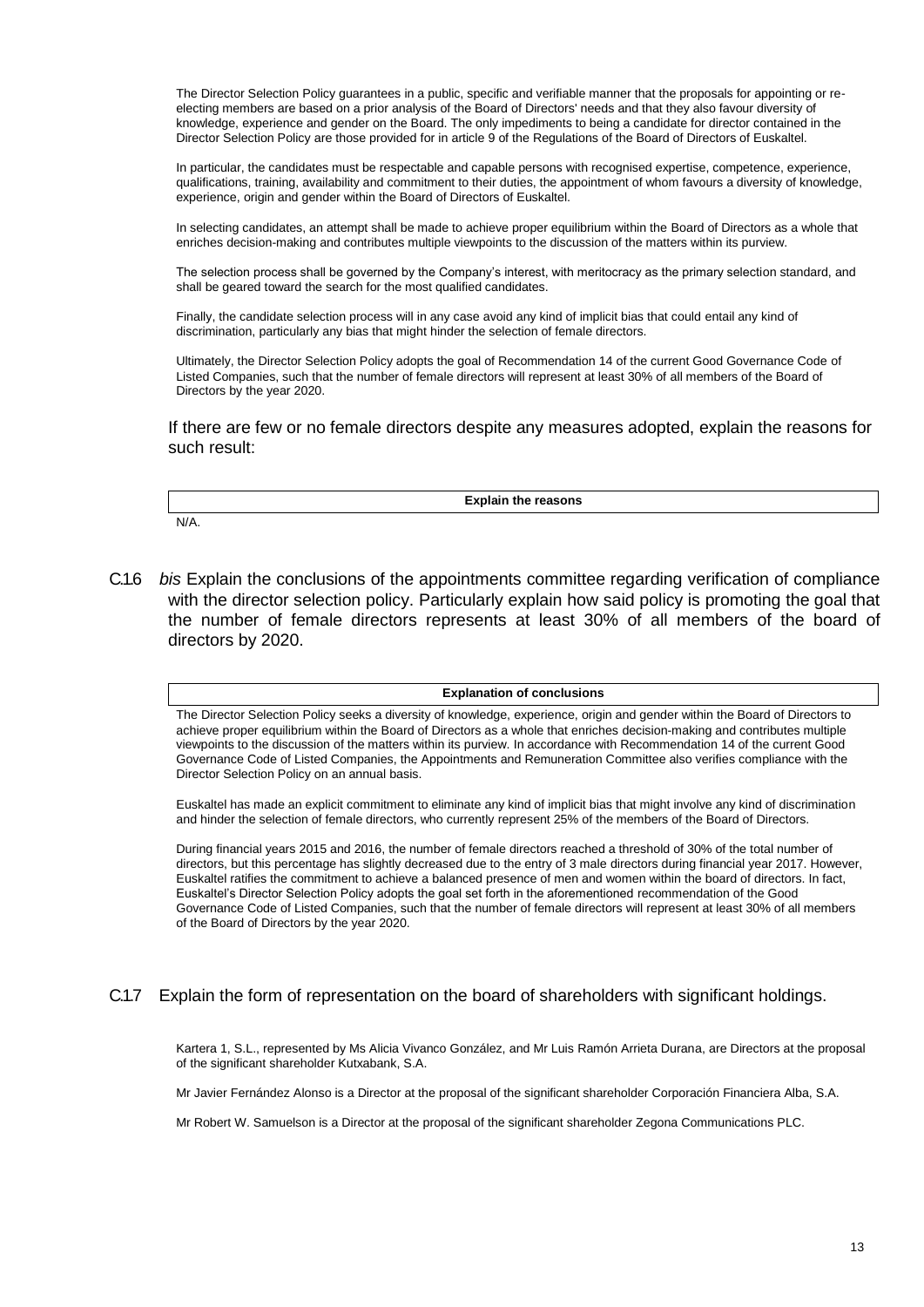The Director Selection Policy guarantees in a public, specific and verifiable manner that the proposals for appointing or re-electing members are based on a prior analysis of the Board of Directors' needs and that they also favour diversity of knowledge, experience and gender on the Board. The only impediments to being a candidate for director contained in the Director Selection Policy are those provided for in article 9 of the Regulations of the Board of Directors of Euskaltel.

In particular, the candidates must be respectable and capable persons with recognised expertise, competence, experience, qualifications, training, availability and commitment to their duties, the appointment of whom favours a diversity of knowledge, experience, origin and gender within the Board of Directors of Euskaltel.

In selecting candidates, an attempt shall be made to achieve proper equilibrium within the Board of Directors as a whole that enriches decision-making and contributes multiple viewpoints to the discussion of the matters within its purview.

The selection process shall be governed by the Company's interest, with meritocracy as the primary selection standard, and shall be geared toward the search for the most qualified candidates.

Finally, the candidate selection process will in any case avoid any kind of implicit bias that could entail any kind of discrimination, particularly any bias that might hinder the selection of female directors.

Ultimately, the Director Selection Policy adopts the goal of Recommendation 14 of the current Good Governance Code of Listed Companies, such that the number of female directors will represent at least 30% of all members of the Board of Directors by the year 2020.

If there are few or no female directors despite any measures adopted, explain the reasons for such result:

| **Explain the reasons** |
|---|
| N/A. |

C.1.6 *bis* Explain the conclusions of the appointments committee regarding verification of compliance with the director selection policy. Particularly explain how said policy is promoting the goal that the number of female directors represents at least 30% of all members of the board of directors by 2020.

**Explanation of conclusions**

The Director Selection Policy seeks a diversity of knowledge, experience, origin and gender within the Board of Directors to achieve proper equilibrium within the Board of Directors as a whole that enriches decision-making and contributes multiple viewpoints to the discussion of the matters within its purview. In accordance with Recommendation 14 of the current Good Governance Code of Listed Companies, the Appointments and Remuneration Committee also verifies compliance with the Director Selection Policy on an annual basis.

Euskaltel has made an explicit commitment to eliminate any kind of implicit bias that might involve any kind of discrimination and hinder the selection of female directors, who currently represent 25% of the members of the Board of Directors.

During financial years 2015 and 2016, the number of female directors reached a threshold of 30% of the total number of directors, but this percentage has slightly decreased due to the entry of 3 male directors during financial year 2017. However, Euskaltel ratifies the commitment to achieve a balanced presence of men and women within the board of directors. In fact, Euskaltel's Director Selection Policy adopts the goal set forth in the aforementioned recommendation of the Good Governance Code of Listed Companies, such that the number of female directors will represent at least 30% of all members of the Board of Directors by the year 2020.

C.1.7 Explain the form of representation on the board of shareholders with significant holdings.

Kartera 1, S.L., represented by Ms Alicia Vivanco González, and Mr Luis Ramón Arrieta Durana, are Directors at the proposal of the significant shareholder Kutxabank, S.A.

Mr Javier Fernández Alonso is a Director at the proposal of the significant shareholder Corporación Financiera Alba, S.A.

Mr Robert W. Samuelson is a Director at the proposal of the significant shareholder Zegona Communications PLC.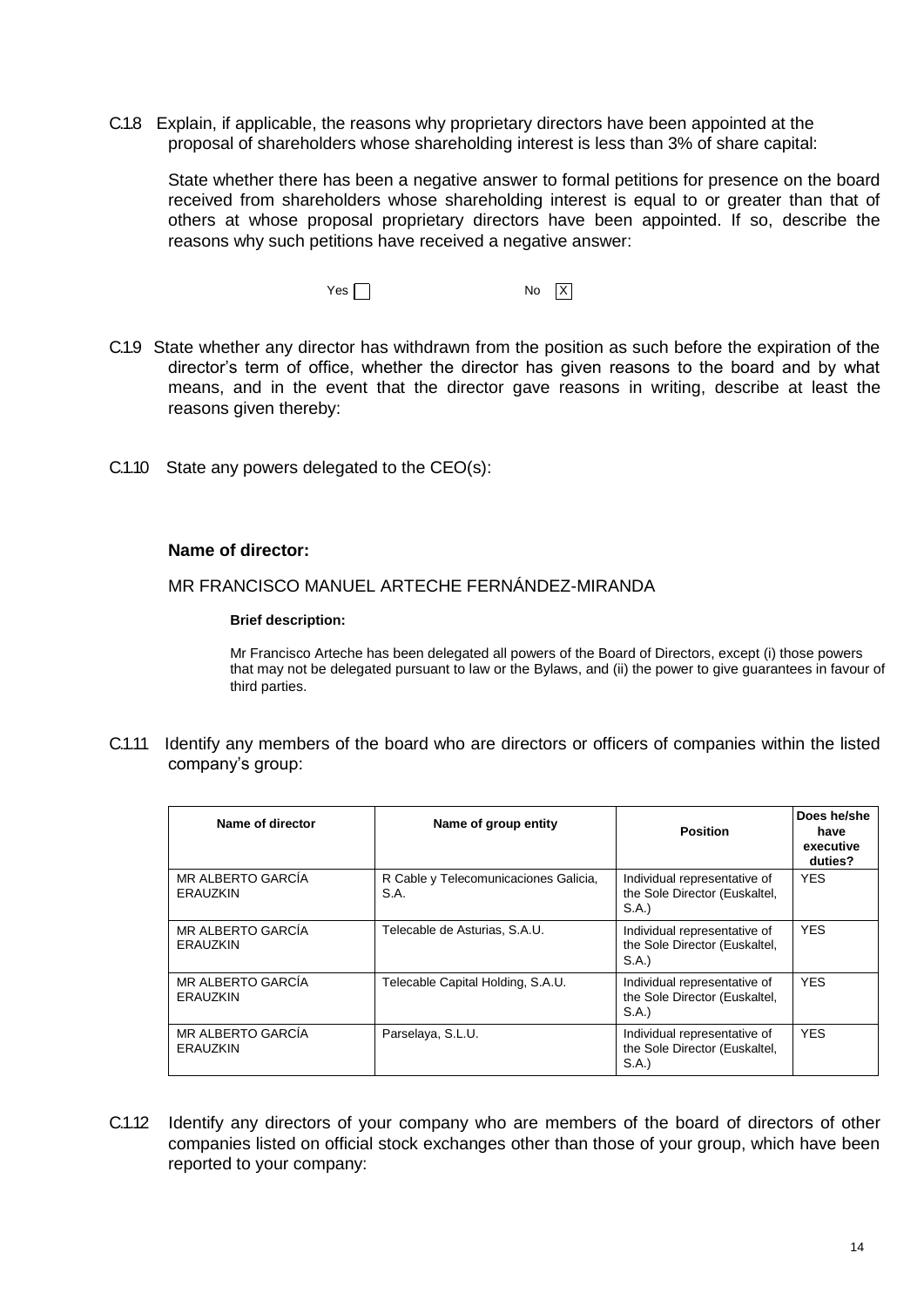C.1.8 Explain, if applicable, the reasons why proprietary directors have been appointed at the proposal of shareholders whose shareholding interest is less than 3% of share capital:

State whether there has been a negative answer to formal petitions for presence on the board received from shareholders whose shareholding interest is equal to or greater than that of others at whose proposal proprietary directors have been appointed. If so, describe the reasons why such petitions have received a negative answer:

Yes [ ] No [X]

C.1.9 State whether any director has withdrawn from the position as such before the expiration of the director's term of office, whether the director has given reasons to the board and by what means, and in the event that the director gave reasons in writing, describe at least the reasons given thereby:

C.1.10 State any powers delegated to the CEO(s):

**Name of director:**

MR FRANCISCO MANUEL ARTECHE FERNÁNDEZ-MIRANDA

**Brief description:**

Mr Francisco Arteche has been delegated all powers of the Board of Directors, except (i) those powers that may not be delegated pursuant to law or the Bylaws, and (ii) the power to give guarantees in favour of third parties.

C.1.11 Identify any members of the board who are directors or officers of companies within the listed company's group:

| Name of director | Name of group entity | Position | Does he/she have executive duties? |
|---|---|---|---|
| MR ALBERTO GARCÍA ERAUZKIN | R Cable y Telecomunicaciones Galicia, S.A. | Individual representative of the Sole Director (Euskaltel, S.A.) | YES |
| MR ALBERTO GARCÍA ERAUZKIN | Telecable de Asturias, S.A.U. | Individual representative of the Sole Director (Euskaltel, S.A.) | YES |
| MR ALBERTO GARCÍA ERAUZKIN | Telecable Capital Holding, S.A.U. | Individual representative of the Sole Director (Euskaltel, S.A.) | YES |
| MR ALBERTO GARCÍA ERAUZKIN | Parselaya, S.L.U. | Individual representative of the Sole Director (Euskaltel, S.A.) | YES |

C.1.12 Identify any directors of your company who are members of the board of directors of other companies listed on official stock exchanges other than those of your group, which have been reported to your company: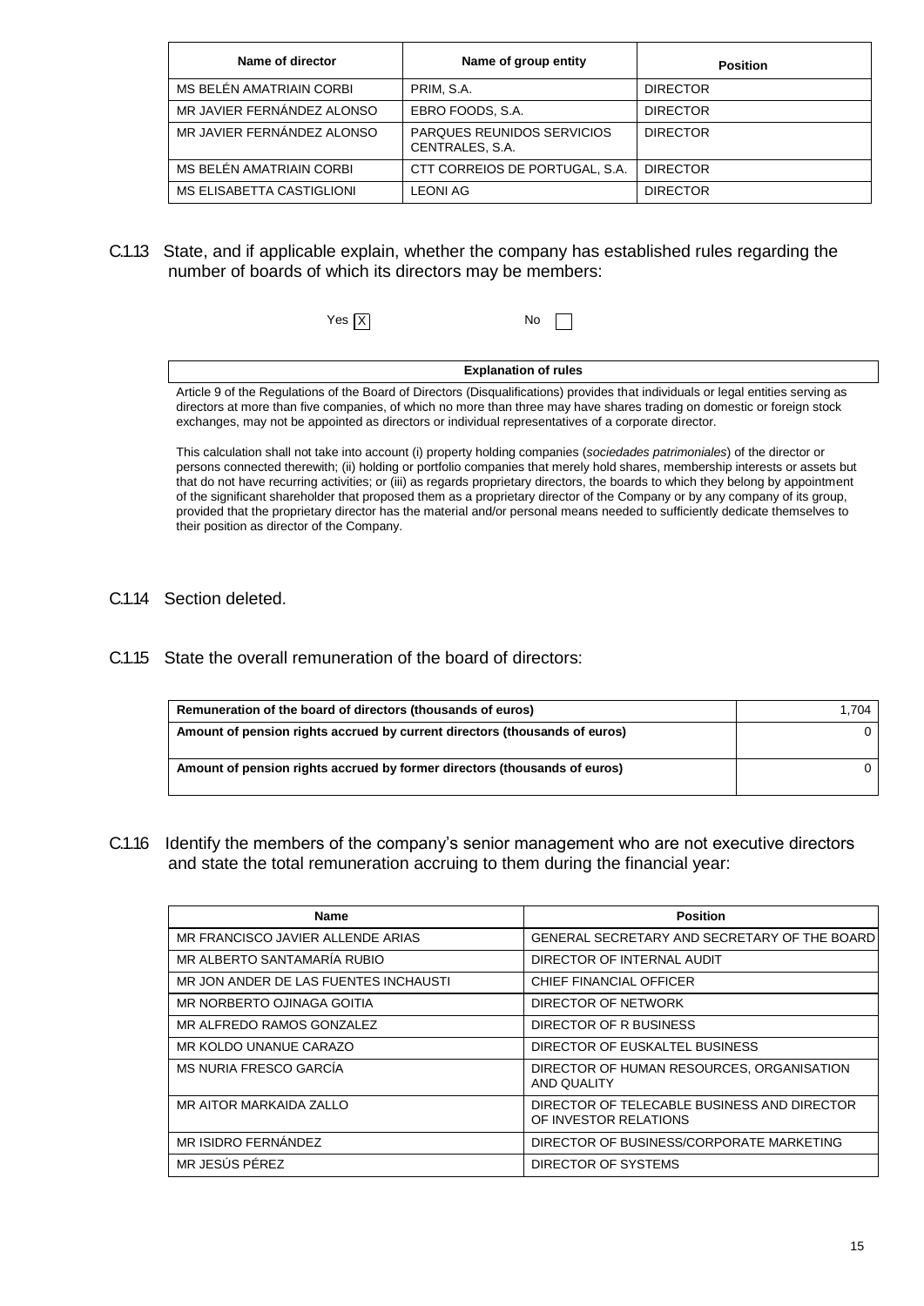| Name of director | Name of group entity | Position |
| --- | --- | --- |
| MS BELÉN AMATRIAIN CORBI | PRIM, S.A. | DIRECTOR |
| MR JAVIER FERNÁNDEZ ALONSO | EBRO FOODS, S.A. | DIRECTOR |
| MR JAVIER FERNÁNDEZ ALONSO | PARQUES REUNIDOS SERVICIOS CENTRALES, S.A. | DIRECTOR |
| MS BELÉN AMATRIAIN CORBI | CTT CORREIOS DE PORTUGAL, S.A. | DIRECTOR |
| MS ELISABETTA CASTIGLIONI | LEONI AG | DIRECTOR |

C.1.13 State, and if applicable explain, whether the company has established rules regarding the number of boards of which its directors may be members:

Yes [X] No [ ]

| Explanation of rules |
| --- |
| Article 9 of the Regulations of the Board of Directors (Disqualifications) provides that individuals or legal entities serving as directors at more than five companies, of which no more than three may have shares trading on domestic or foreign stock exchanges, may not be appointed as directors or individual representatives of a corporate director.<br><br>This calculation shall not take into account (i) property holding companies (*sociedades patrimoniales*) of the director or persons connected therewith; (ii) holding or portfolio companies that merely hold shares, membership interests or assets but that do not have recurring activities; or (iii) as regards proprietary directors, the boards to which they belong by appointment of the significant shareholder that proposed them as a proprietary director of the Company or by any company of its group, provided that the proprietary director has the material and/or personal means needed to sufficiently dedicate themselves to their position as director of the Company. |

C.1.14 Section deleted.

C.1.15 State the overall remuneration of the board of directors:

| Remuneration of the board of directors (thousands of euros) | 1,704 |
| --- | --- |
| **Amount of pension rights accrued by current directors (thousands of euros)** | 0 |
| **Amount of pension rights accrued by former directors (thousands of euros)** | 0 |

C.1.16 Identify the members of the company's senior management who are not executive directors and state the total remuneration accruing to them during the financial year:

| Name | Position |
| --- | --- |
| MR FRANCISCO JAVIER ALLENDE ARIAS | GENERAL SECRETARY AND SECRETARY OF THE BOARD |
| MR ALBERTO SANTAMARÍA RUBIO | DIRECTOR OF INTERNAL AUDIT |
| MR JON ANDER DE LAS FUENTES INCHAUSTI | CHIEF FINANCIAL OFFICER |
| MR NORBERTO OJINAGA GOITIA | DIRECTOR OF NETWORK |
| MR ALFREDO RAMOS GONZALEZ | DIRECTOR OF R BUSINESS |
| MR KOLDO UNANUE CARAZO | DIRECTOR OF EUSKALTEL BUSINESS |
| MS NURIA FRESCO GARCÍA | DIRECTOR OF HUMAN RESOURCES, ORGANISATION AND QUALITY |
| MR AITOR MARKAIDA ZALLO | DIRECTOR OF TELECABLE BUSINESS AND DIRECTOR OF INVESTOR RELATIONS |
| MR ISIDRO FERNÁNDEZ | DIRECTOR OF BUSINESS/CORPORATE MARKETING |
| MR JESÚS PÉREZ | DIRECTOR OF SYSTEMS |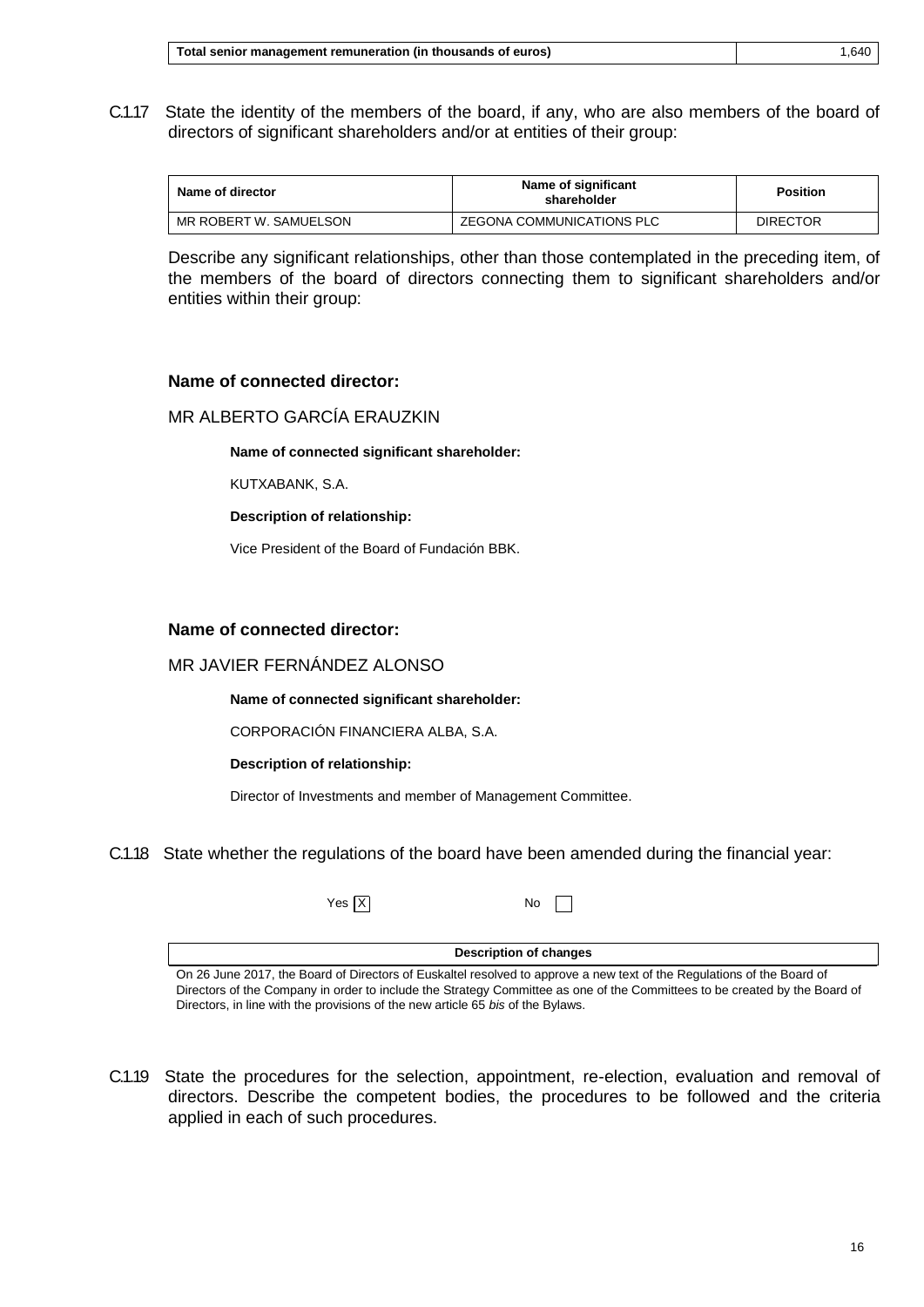| Total senior management remuneration (in thousands of euros) | 1,640 |
|---|---|

C.1.17 State the identity of the members of the board, if any, who are also members of the board of directors of significant shareholders and/or at entities of their group:

| Name of director | Name of significant shareholder | Position |
|---|---|---|
| MR ROBERT W. SAMUELSON | ZEGONA COMMUNICATIONS PLC | DIRECTOR |

Describe any significant relationships, other than those contemplated in the preceding item, of the members of the board of directors connecting them to significant shareholders and/or entities within their group:

**Name of connected director:**

MR ALBERTO GARCÍA ERAUZKIN

**Name of connected significant shareholder:**

KUTXABANK, S.A.

**Description of relationship:**

Vice President of the Board of Fundación BBK.

**Name of connected director:**

MR JAVIER FERNÁNDEZ ALONSO

**Name of connected significant shareholder:**

CORPORACIÓN FINANCIERA ALBA, S.A.

**Description of relationship:**

Director of Investments and member of Management Committee.

C.1.18 State whether the regulations of the board have been amended during the financial year:

Yes [X] No [ ]

| Description of changes |
|---|
| On 26 June 2017, the Board of Directors of Euskaltel resolved to approve a new text of the Regulations of the Board of Directors of the Company in order to include the Strategy Committee as one of the Committees to be created by the Board of Directors, in line with the provisions of the new article 65 *bis* of the Bylaws. |

C.1.19 State the procedures for the selection, appointment, re-election, evaluation and removal of directors. Describe the competent bodies, the procedures to be followed and the criteria applied in each of such procedures.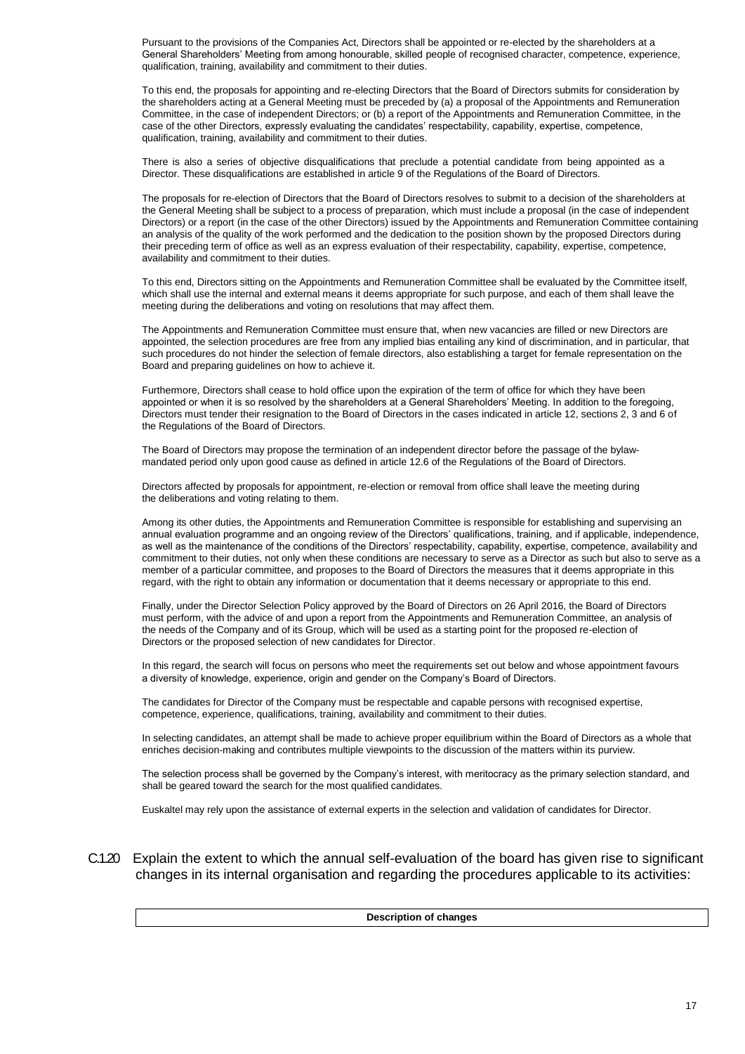Pursuant to the provisions of the Companies Act, Directors shall be appointed or re-elected by the shareholders at a General Shareholders' Meeting from among honourable, skilled people of recognised character, competence, experience, qualification, training, availability and commitment to their duties.

To this end, the proposals for appointing and re-electing Directors that the Board of Directors submits for consideration by the shareholders acting at a General Meeting must be preceded by (a) a proposal of the Appointments and Remuneration Committee, in the case of independent Directors; or (b) a report of the Appointments and Remuneration Committee, in the case of the other Directors, expressly evaluating the candidates' respectability, capability, expertise, competence, qualification, training, availability and commitment to their duties.

There is also a series of objective disqualifications that preclude a potential candidate from being appointed as a Director. These disqualifications are established in article 9 of the Regulations of the Board of Directors.

The proposals for re-election of Directors that the Board of Directors resolves to submit to a decision of the shareholders at the General Meeting shall be subject to a process of preparation, which must include a proposal (in the case of independent Directors) or a report (in the case of the other Directors) issued by the Appointments and Remuneration Committee containing an analysis of the quality of the work performed and the dedication to the position shown by the proposed Directors during their preceding term of office as well as an express evaluation of their respectability, capability, expertise, competence, availability and commitment to their duties.

To this end, Directors sitting on the Appointments and Remuneration Committee shall be evaluated by the Committee itself, which shall use the internal and external means it deems appropriate for such purpose, and each of them shall leave the meeting during the deliberations and voting on resolutions that may affect them.

The Appointments and Remuneration Committee must ensure that, when new vacancies are filled or new Directors are appointed, the selection procedures are free from any implied bias entailing any kind of discrimination, and in particular, that such procedures do not hinder the selection of female directors, also establishing a target for female representation on the Board and preparing guidelines on how to achieve it.

Furthermore, Directors shall cease to hold office upon the expiration of the term of office for which they have been appointed or when it is so resolved by the shareholders at a General Shareholders' Meeting. In addition to the foregoing, Directors must tender their resignation to the Board of Directors in the cases indicated in article 12, sections 2, 3 and 6 of the Regulations of the Board of Directors.

The Board of Directors may propose the termination of an independent director before the passage of the bylaw-mandated period only upon good cause as defined in article 12.6 of the Regulations of the Board of Directors.

Directors affected by proposals for appointment, re-election or removal from office shall leave the meeting during the deliberations and voting relating to them.

Among its other duties, the Appointments and Remuneration Committee is responsible for establishing and supervising an annual evaluation programme and an ongoing review of the Directors' qualifications, training, and if applicable, independence, as well as the maintenance of the conditions of the Directors' respectability, capability, expertise, competence, availability and commitment to their duties, not only when these conditions are necessary to serve as a Director as such but also to serve as a member of a particular committee, and proposes to the Board of Directors the measures that it deems appropriate in this regard, with the right to obtain any information or documentation that it deems necessary or appropriate to this end.

Finally, under the Director Selection Policy approved by the Board of Directors on 26 April 2016, the Board of Directors must perform, with the advice of and upon a report from the Appointments and Remuneration Committee, an analysis of the needs of the Company and of its Group, which will be used as a starting point for the proposed re-election of Directors or the proposed selection of new candidates for Director.

In this regard, the search will focus on persons who meet the requirements set out below and whose appointment favours a diversity of knowledge, experience, origin and gender on the Company's Board of Directors.

The candidates for Director of the Company must be respectable and capable persons with recognised expertise, competence, experience, qualifications, training, availability and commitment to their duties.

In selecting candidates, an attempt shall be made to achieve proper equilibrium within the Board of Directors as a whole that enriches decision-making and contributes multiple viewpoints to the discussion of the matters within its purview.

The selection process shall be governed by the Company's interest, with meritocracy as the primary selection standard, and shall be geared toward the search for the most qualified candidates.

Euskaltel may rely upon the assistance of external experts in the selection and validation of candidates for Director.

C.1.20 Explain the extent to which the annual self-evaluation of the board has given rise to significant changes in its internal organisation and regarding the procedures applicable to its activities:

| **Description of changes** |
|---|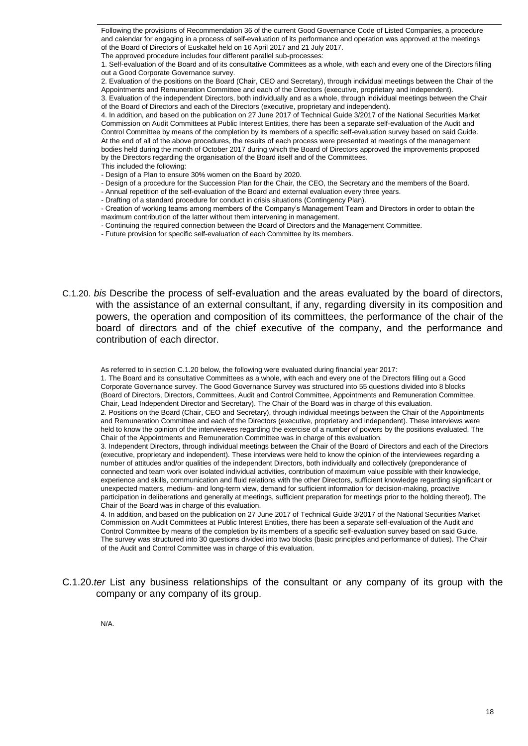Following the provisions of Recommendation 36 of the current Good Governance Code of Listed Companies, a procedure and calendar for engaging in a process of self-evaluation of its performance and operation was approved at the meetings of the Board of Directors of Euskaltel held on 16 April 2017 and 21 July 2017.

The approved procedure includes four different parallel sub-processes:

1. Self-evaluation of the Board and of its consultative Committees as a whole, with each and every one of the Directors filling out a Good Corporate Governance survey.
2. Evaluation of the positions on the Board (Chair, CEO and Secretary), through individual meetings between the Chair of the Appointments and Remuneration Committee and each of the Directors (executive, proprietary and independent).
3. Evaluation of the independent Directors, both individually and as a whole, through individual meetings between the Chair of the Board of Directors and each of the Directors (executive, proprietary and independent).
4. In addition, and based on the publication on 27 June 2017 of Technical Guide 3/2017 of the National Securities Market Commission on Audit Committees at Public Interest Entities, there has been a separate self-evaluation of the Audit and Control Committee by means of the completion by its members of a specific self-evaluation survey based on said Guide.

At the end of all of the above procedures, the results of each process were presented at meetings of the management bodies held during the month of October 2017 during which the Board of Directors approved the improvements proposed by the Directors regarding the organisation of the Board itself and of the Committees.

This included the following:

- Design of a Plan to ensure 30% women on the Board by 2020.
- Design of a procedure for the Succession Plan for the Chair, the CEO, the Secretary and the members of the Board.
- Annual repetition of the self-evaluation of the Board and external evaluation every three years.
- Drafting of a standard procedure for conduct in crisis situations (Contingency Plan).
- Creation of working teams among members of the Company's Management Team and Directors in order to obtain the maximum contribution of the latter without them intervening in management.
- Continuing the required connection between the Board of Directors and the Management Committee.
- Future provision for specific self-evaluation of each Committee by its members.

C.1.20. *bis* Describe the process of self-evaluation and the areas evaluated by the board of directors, with the assistance of an external consultant, if any, regarding diversity in its composition and powers, the operation and composition of its committees, the performance of the chair of the board of directors and of the chief executive of the company, and the performance and contribution of each director.

As referred to in section C.1.20 below, the following were evaluated during financial year 2017:

1. The Board and its consultative Committees as a whole, with each and every one of the Directors filling out a Good Corporate Governance survey. The Good Governance Survey was structured into 55 questions divided into 8 blocks (Board of Directors, Directors, Committees, Audit and Control Committee, Appointments and Remuneration Committee, Chair, Lead Independent Director and Secretary). The Chair of the Board was in charge of this evaluation.
2. Positions on the Board (Chair, CEO and Secretary), through individual meetings between the Chair of the Appointments and Remuneration Committee and each of the Directors (executive, proprietary and independent). These interviews were held to know the opinion of the interviewees regarding the exercise of a number of powers by the positions evaluated. The Chair of the Appointments and Remuneration Committee was in charge of this evaluation.
3. Independent Directors, through individual meetings between the Chair of the Board of Directors and each of the Directors (executive, proprietary and independent). These interviews were held to know the opinion of the interviewees regarding a number of attitudes and/or qualities of the independent Directors, both individually and collectively (preponderance of connected and team work over isolated individual activities, contribution of maximum value possible with their knowledge, experience and skills, communication and fluid relations with the other Directors, sufficient knowledge regarding significant or unexpected matters, medium- and long-term view, demand for sufficient information for decision-making, proactive participation in deliberations and generally at meetings, sufficient preparation for meetings prior to the holding thereof). The Chair of the Board was in charge of this evaluation.
4. In addition, and based on the publication on 27 June 2017 of Technical Guide 3/2017 of the National Securities Market Commission on Audit Committees at Public Interest Entities, there has been a separate self-evaluation of the Audit and Control Committee by means of the completion by its members of a specific self-evaluation survey based on said Guide. The survey was structured into 30 questions divided into two blocks (basic principles and performance of duties). The Chair of the Audit and Control Committee was in charge of this evaluation.

C.1.20.*ter* List any business relationships of the consultant or any company of its group with the company or any company of its group.

N/A.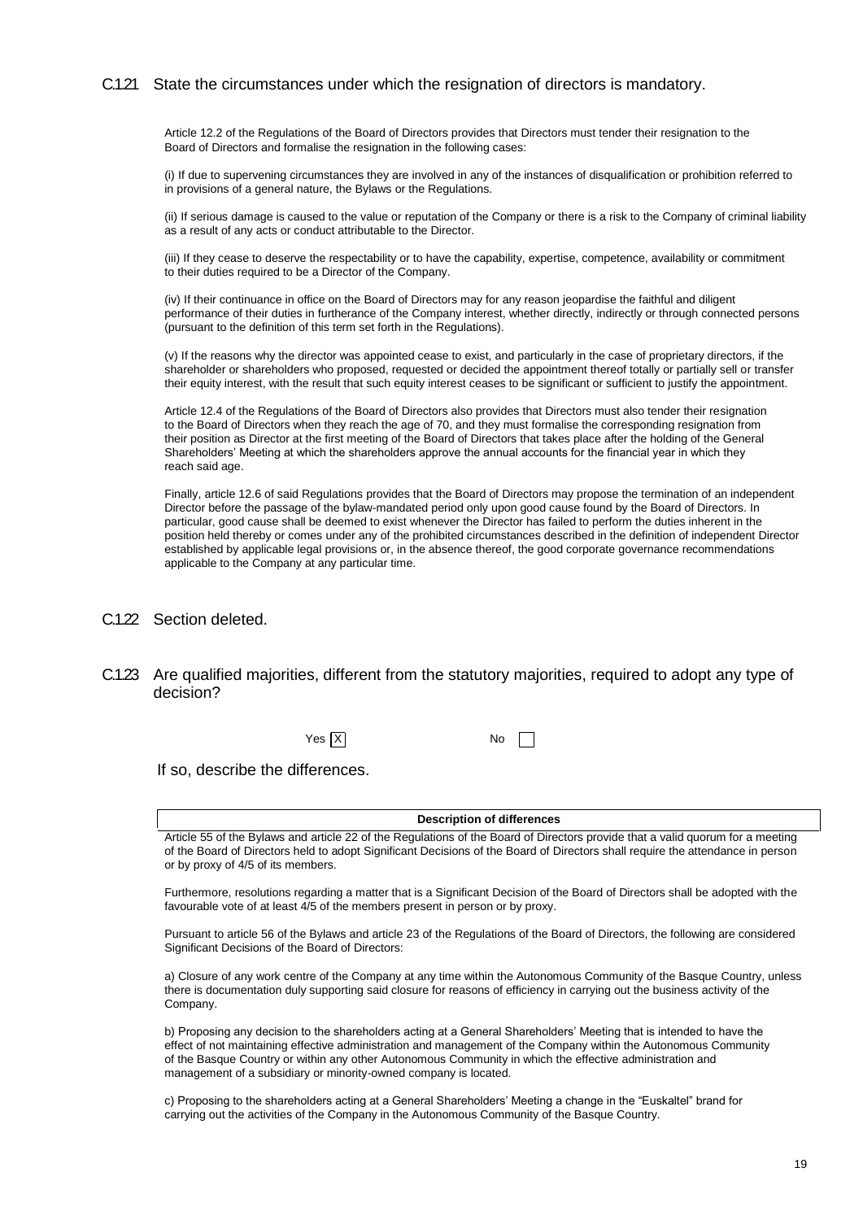### C.1.21 State the circumstances under which the resignation of directors is mandatory.

Article 12.2 of the Regulations of the Board of Directors provides that Directors must tender their resignation to the Board of Directors and formalise the resignation in the following cases:

(i) If due to supervening circumstances they are involved in any of the instances of disqualification or prohibition referred to in provisions of a general nature, the Bylaws or the Regulations.

(ii) If serious damage is caused to the value or reputation of the Company or there is a risk to the Company of criminal liability as a result of any acts or conduct attributable to the Director.

(iii) If they cease to deserve the respectability or to have the capability, expertise, competence, availability or commitment to their duties required to be a Director of the Company.

(iv) If their continuance in office on the Board of Directors may for any reason jeopardise the faithful and diligent performance of their duties in furtherance of the Company interest, whether directly, indirectly or through connected persons (pursuant to the definition of this term set forth in the Regulations).

(v) If the reasons why the director was appointed cease to exist, and particularly in the case of proprietary directors, if the shareholder or shareholders who proposed, requested or decided the appointment thereof totally or partially sell or transfer their equity interest, with the result that such equity interest ceases to be significant or sufficient to justify the appointment.

Article 12.4 of the Regulations of the Board of Directors also provides that Directors must also tender their resignation to the Board of Directors when they reach the age of 70, and they must formalise the corresponding resignation from their position as Director at the first meeting of the Board of Directors that takes place after the holding of the General Shareholders' Meeting at which the shareholders approve the annual accounts for the financial year in which they reach said age.

Finally, article 12.6 of said Regulations provides that the Board of Directors may propose the termination of an independent Director before the passage of the bylaw-mandated period only upon good cause found by the Board of Directors. In particular, good cause shall be deemed to exist whenever the Director has failed to perform the duties inherent in the position held thereby or comes under any of the prohibited circumstances described in the definition of independent Director established by applicable legal provisions or, in the absence thereof, the good corporate governance recommendations applicable to the Company at any particular time.

### C.1.22 Section deleted.

### C.1.23 Are qualified majorities, different from the statutory majorities, required to adopt any type of decision?

Yes [X] No [ ]

If so, describe the differences.

**Description of differences**

Article 55 of the Bylaws and article 22 of the Regulations of the Board of Directors provide that a valid quorum for a meeting of the Board of Directors held to adopt Significant Decisions of the Board of Directors shall require the attendance in person or by proxy of 4/5 of its members.

Furthermore, resolutions regarding a matter that is a Significant Decision of the Board of Directors shall be adopted with the favourable vote of at least 4/5 of the members present in person or by proxy.

Pursuant to article 56 of the Bylaws and article 23 of the Regulations of the Board of Directors, the following are considered Significant Decisions of the Board of Directors:

a) Closure of any work centre of the Company at any time within the Autonomous Community of the Basque Country, unless there is documentation duly supporting said closure for reasons of efficiency in carrying out the business activity of the Company.

b) Proposing any decision to the shareholders acting at a General Shareholders' Meeting that is intended to have the effect of not maintaining effective administration and management of the Company within the Autonomous Community of the Basque Country or within any other Autonomous Community in which the effective administration and management of a subsidiary or minority-owned company is located.

c) Proposing to the shareholders acting at a General Shareholders' Meeting a change in the "Euskaltel" brand for carrying out the activities of the Company in the Autonomous Community of the Basque Country.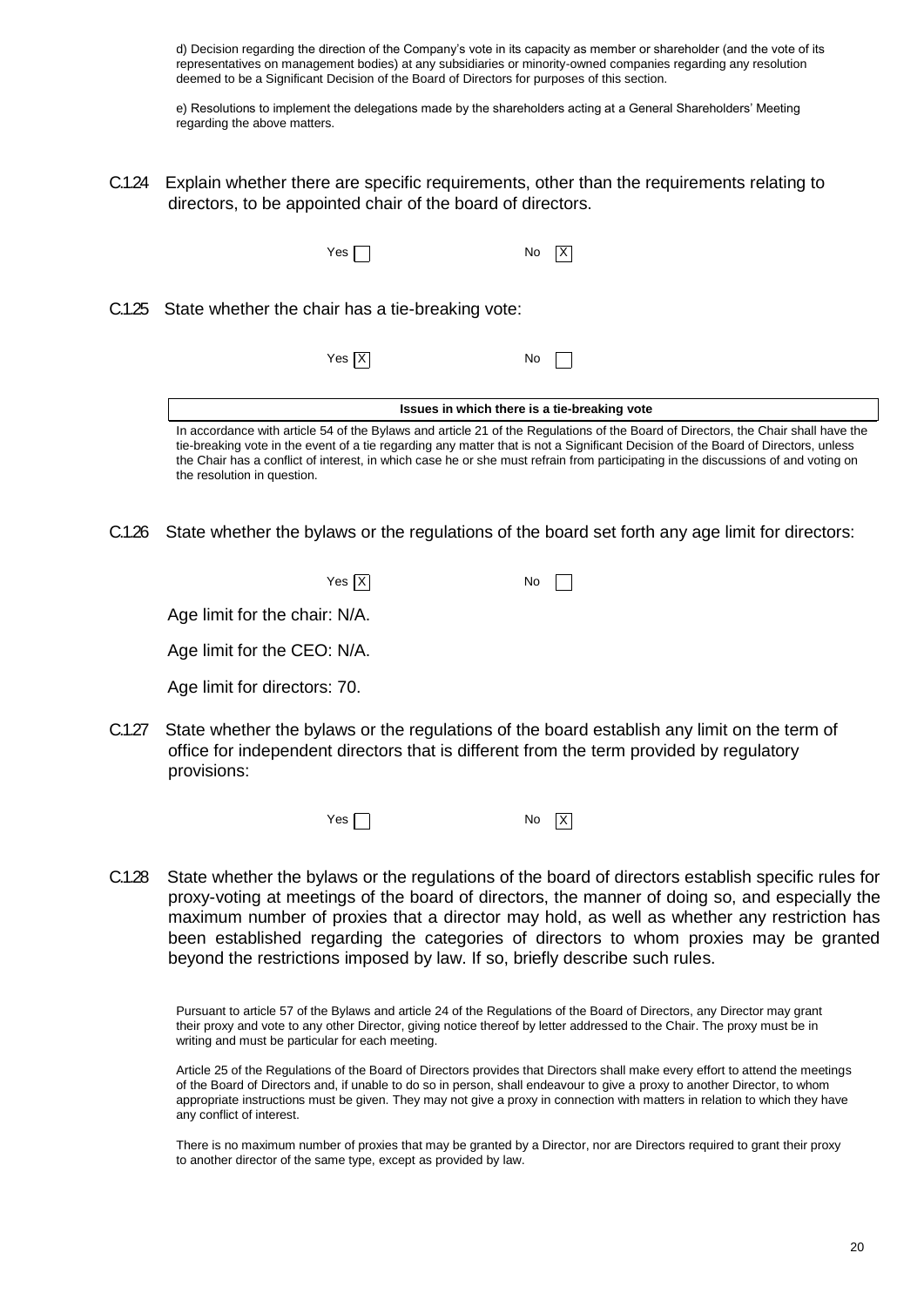d) Decision regarding the direction of the Company's vote in its capacity as member or shareholder (and the vote of its representatives on management bodies) at any subsidiaries or minority-owned companies regarding any resolution deemed to be a Significant Decision of the Board of Directors for purposes of this section.

e) Resolutions to implement the delegations made by the shareholders acting at a General Shareholders' Meeting regarding the above matters.

C.1.24 Explain whether there are specific requirements, other than the requirements relating to directors, to be appointed chair of the board of directors.

Yes [ ] No [X]

C.1.25 State whether the chair has a tie-breaking vote:

Yes [X] No [ ]

| Issues in which there is a tie-breaking vote |
|---|
| In accordance with article 54 of the Bylaws and article 21 of the Regulations of the Board of Directors, the Chair shall have the tie-breaking vote in the event of a tie regarding any matter that is not a Significant Decision of the Board of Directors, unless the Chair has a conflict of interest, in which case he or she must refrain from participating in the discussions of and voting on the resolution in question. |

C.1.26 State whether the bylaws or the regulations of the board set forth any age limit for directors:

Yes [X] No [ ]

Age limit for the chair: N/A.

Age limit for the CEO: N/A.

Age limit for directors: 70.

C.1.27 State whether the bylaws or the regulations of the board establish any limit on the term of office for independent directors that is different from the term provided by regulatory provisions:

Yes [ ] No [X]

C.1.28 State whether the bylaws or the regulations of the board of directors establish specific rules for proxy-voting at meetings of the board of directors, the manner of doing so, and especially the maximum number of proxies that a director may hold, as well as whether any restriction has been established regarding the categories of directors to whom proxies may be granted beyond the restrictions imposed by law. If so, briefly describe such rules.

Pursuant to article 57 of the Bylaws and article 24 of the Regulations of the Board of Directors, any Director may grant their proxy and vote to any other Director, giving notice thereof by letter addressed to the Chair. The proxy must be in writing and must be particular for each meeting.

Article 25 of the Regulations of the Board of Directors provides that Directors shall make every effort to attend the meetings of the Board of Directors and, if unable to do so in person, shall endeavour to give a proxy to another Director, to whom appropriate instructions must be given. They may not give a proxy in connection with matters in relation to which they have any conflict of interest.

There is no maximum number of proxies that may be granted by a Director, nor are Directors required to grant their proxy to another director of the same type, except as provided by law.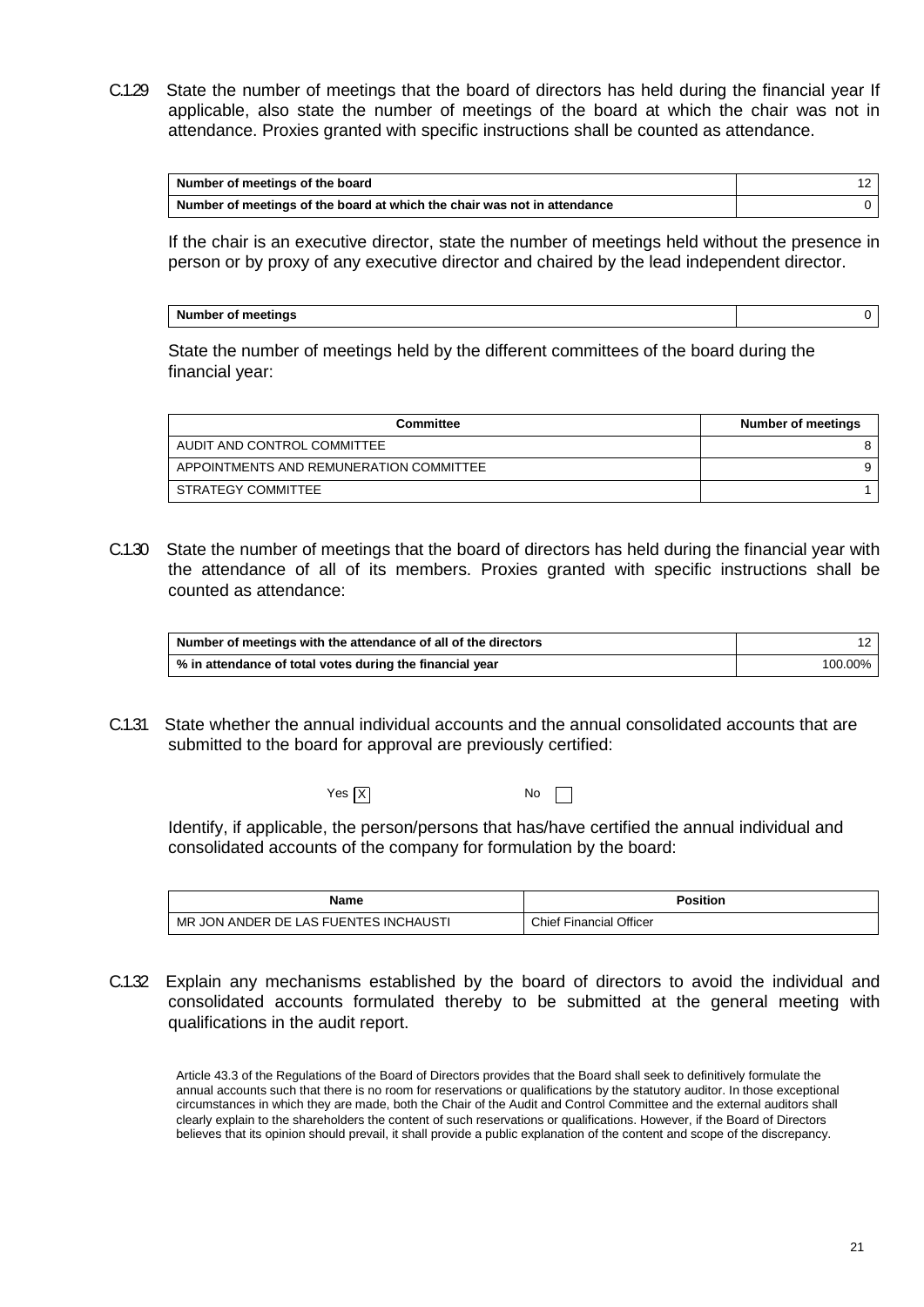C.1.29 State the number of meetings that the board of directors has held during the financial year If applicable, also state the number of meetings of the board at which the chair was not in attendance. Proxies granted with specific instructions shall be counted as attendance.

| Number of meetings of the board | 12 |
|---|---|
| Number of meetings of the board at which the chair was not in attendance | 0 |

If the chair is an executive director, state the number of meetings held without the presence in person or by proxy of any executive director and chaired by the lead independent director.

| Number of meetings | 0 |
|---|---|

State the number of meetings held by the different committees of the board during the financial year:

| Committee | Number of meetings |
|---|---|
| AUDIT AND CONTROL COMMITTEE | 8 |
| APPOINTMENTS AND REMUNERATION COMMITTEE | 9 |
| STRATEGY COMMITTEE | 1 |

C.1.30 State the number of meetings that the board of directors has held during the financial year with the attendance of all of its members. Proxies granted with specific instructions shall be counted as attendance:

| Number of meetings with the attendance of all of the directors | 12 |
|---|---|
| % in attendance of total votes during the financial year | 100.00% |

C.1.31 State whether the annual individual accounts and the annual consolidated accounts that are submitted to the board for approval are previously certified:

Yes [X] No [ ]

Identify, if applicable, the person/persons that has/have certified the annual individual and consolidated accounts of the company for formulation by the board:

| Name | Position |
|---|---|
| MR JON ANDER DE LAS FUENTES INCHAUSTI | Chief Financial Officer |

C.1.32 Explain any mechanisms established by the board of directors to avoid the individual and consolidated accounts formulated thereby to be submitted at the general meeting with qualifications in the audit report.

Article 43.3 of the Regulations of the Board of Directors provides that the Board shall seek to definitively formulate the annual accounts such that there is no room for reservations or qualifications by the statutory auditor. In those exceptional circumstances in which they are made, both the Chair of the Audit and Control Committee and the external auditors shall clearly explain to the shareholders the content of such reservations or qualifications. However, if the Board of Directors believes that its opinion should prevail, it shall provide a public explanation of the content and scope of the discrepancy.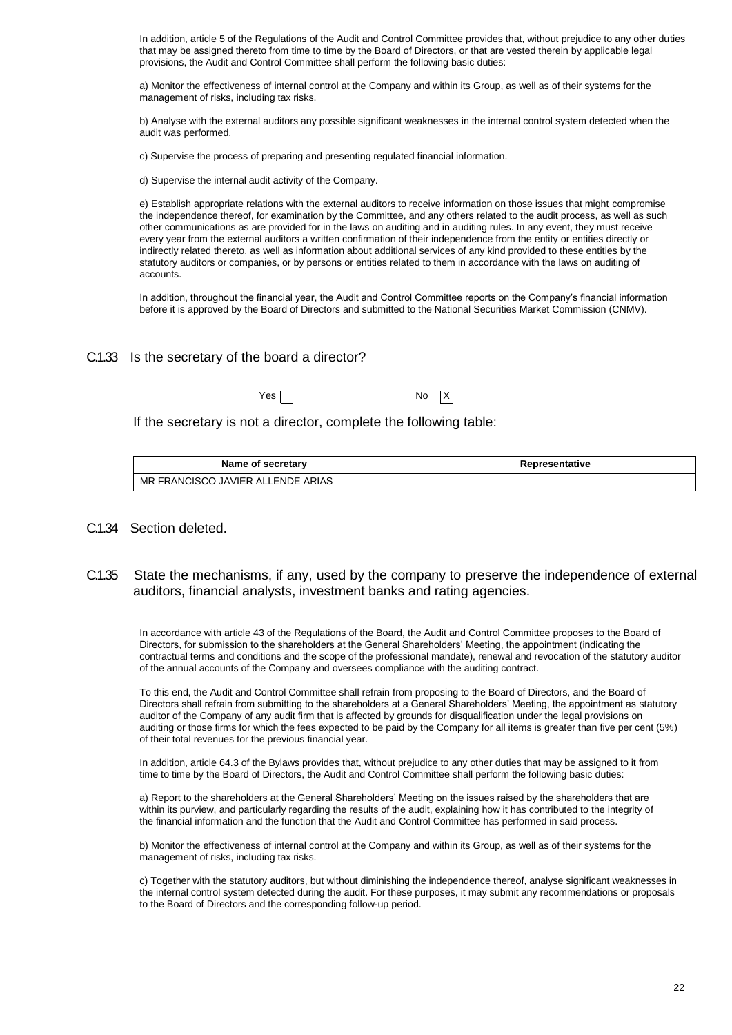In addition, article 5 of the Regulations of the Audit and Control Committee provides that, without prejudice to any other duties that may be assigned thereto from time to time by the Board of Directors, or that are vested therein by applicable legal provisions, the Audit and Control Committee shall perform the following basic duties:

a) Monitor the effectiveness of internal control at the Company and within its Group, as well as of their systems for the management of risks, including tax risks.

b) Analyse with the external auditors any possible significant weaknesses in the internal control system detected when the audit was performed.

c) Supervise the process of preparing and presenting regulated financial information.

d) Supervise the internal audit activity of the Company.

e) Establish appropriate relations with the external auditors to receive information on those issues that might compromise the independence thereof, for examination by the Committee, and any others related to the audit process, as well as such other communications as are provided for in the laws on auditing and in auditing rules. In any event, they must receive every year from the external auditors a written confirmation of their independence from the entity or entities directly or indirectly related thereto, as well as information about additional services of any kind provided to these entities by the statutory auditors or companies, or by persons or entities related to them in accordance with the laws on auditing of accounts.

In addition, throughout the financial year, the Audit and Control Committee reports on the Company's financial information before it is approved by the Board of Directors and submitted to the National Securities Market Commission (CNMV).

## C.1.33 Is the secretary of the board a director?

Yes [ ] No [X]

If the secretary is not a director, complete the following table:

| Name of secretary | Representative |
|---|---|
| MR FRANCISCO JAVIER ALLENDE ARIAS | |

## C.1.34 Section deleted.

## C.1.35 State the mechanisms, if any, used by the company to preserve the independence of external auditors, financial analysts, investment banks and rating agencies.

In accordance with article 43 of the Regulations of the Board, the Audit and Control Committee proposes to the Board of Directors, for submission to the shareholders at the General Shareholders' Meeting, the appointment (indicating the contractual terms and conditions and the scope of the professional mandate), renewal and revocation of the statutory auditor of the annual accounts of the Company and oversees compliance with the auditing contract.

To this end, the Audit and Control Committee shall refrain from proposing to the Board of Directors, and the Board of Directors shall refrain from submitting to the shareholders at a General Shareholders' Meeting, the appointment as statutory auditor of the Company of any audit firm that is affected by grounds for disqualification under the legal provisions on auditing or those firms for which the fees expected to be paid by the Company for all items is greater than five per cent (5%) of their total revenues for the previous financial year.

In addition, article 64.3 of the Bylaws provides that, without prejudice to any other duties that may be assigned to it from time to time by the Board of Directors, the Audit and Control Committee shall perform the following basic duties:

a) Report to the shareholders at the General Shareholders' Meeting on the issues raised by the shareholders that are within its purview, and particularly regarding the results of the audit, explaining how it has contributed to the integrity of the financial information and the function that the Audit and Control Committee has performed in said process.

b) Monitor the effectiveness of internal control at the Company and within its Group, as well as of their systems for the management of risks, including tax risks.

c) Together with the statutory auditors, but without diminishing the independence thereof, analyse significant weaknesses in the internal control system detected during the audit. For these purposes, it may submit any recommendations or proposals to the Board of Directors and the corresponding follow-up period.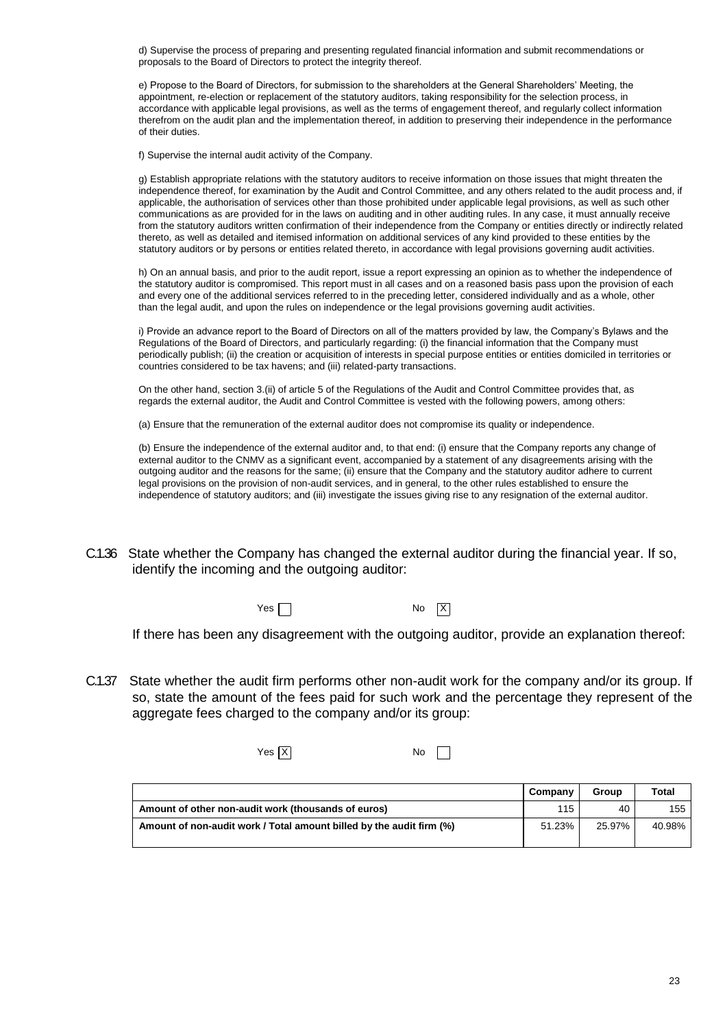d) Supervise the process of preparing and presenting regulated financial information and submit recommendations or proposals to the Board of Directors to protect the integrity thereof.

e) Propose to the Board of Directors, for submission to the shareholders at the General Shareholders' Meeting, the appointment, re-election or replacement of the statutory auditors, taking responsibility for the selection process, in accordance with applicable legal provisions, as well as the terms of engagement thereof, and regularly collect information therefrom on the audit plan and the implementation thereof, in addition to preserving their independence in the performance of their duties.

f) Supervise the internal audit activity of the Company.

g) Establish appropriate relations with the statutory auditors to receive information on those issues that might threaten the independence thereof, for examination by the Audit and Control Committee, and any others related to the audit process and, if applicable, the authorisation of services other than those prohibited under applicable legal provisions, as well as such other communications as are provided for in the laws on auditing and in other auditing rules. In any case, it must annually receive from the statutory auditors written confirmation of their independence from the Company or entities directly or indirectly related thereto, as well as detailed and itemised information on additional services of any kind provided to these entities by the statutory auditors or by persons or entities related thereto, in accordance with legal provisions governing audit activities.

h) On an annual basis, and prior to the audit report, issue a report expressing an opinion as to whether the independence of the statutory auditor is compromised. This report must in all cases and on a reasoned basis pass upon the provision of each and every one of the additional services referred to in the preceding letter, considered individually and as a whole, other than the legal audit, and upon the rules on independence or the legal provisions governing audit activities.

i) Provide an advance report to the Board of Directors on all of the matters provided by law, the Company's Bylaws and the Regulations of the Board of Directors, and particularly regarding: (i) the financial information that the Company must periodically publish; (ii) the creation or acquisition of interests in special purpose entities or entities domiciled in territories or countries considered to be tax havens; and (iii) related-party transactions.

On the other hand, section 3.(ii) of article 5 of the Regulations of the Audit and Control Committee provides that, as regards the external auditor, the Audit and Control Committee is vested with the following powers, among others:

(a) Ensure that the remuneration of the external auditor does not compromise its quality or independence.

(b) Ensure the independence of the external auditor and, to that end: (i) ensure that the Company reports any change of external auditor to the CNMV as a significant event, accompanied by a statement of any disagreements arising with the outgoing auditor and the reasons for the same; (ii) ensure that the Company and the statutory auditor adhere to current legal provisions on the provision of non-audit services, and in general, to the other rules established to ensure the independence of statutory auditors; and (iii) investigate the issues giving rise to any resignation of the external auditor.

C.1.36 State whether the Company has changed the external auditor during the financial year. If so, identify the incoming and the outgoing auditor:

Yes [ ] No [X]

If there has been any disagreement with the outgoing auditor, provide an explanation thereof:

C.1.37 State whether the audit firm performs other non-audit work for the company and/or its group. If so, state the amount of the fees paid for such work and the percentage they represent of the aggregate fees charged to the company and/or its group:

Yes [X] No [ ]

| | Company | Group | Total |
|---|---|---|---|
| **Amount of other non-audit work (thousands of euros)** | 115 | 40 | 155 |
| **Amount of non-audit work / Total amount billed by the audit firm (%)** | 51.23% | 25.97% | 40.98% |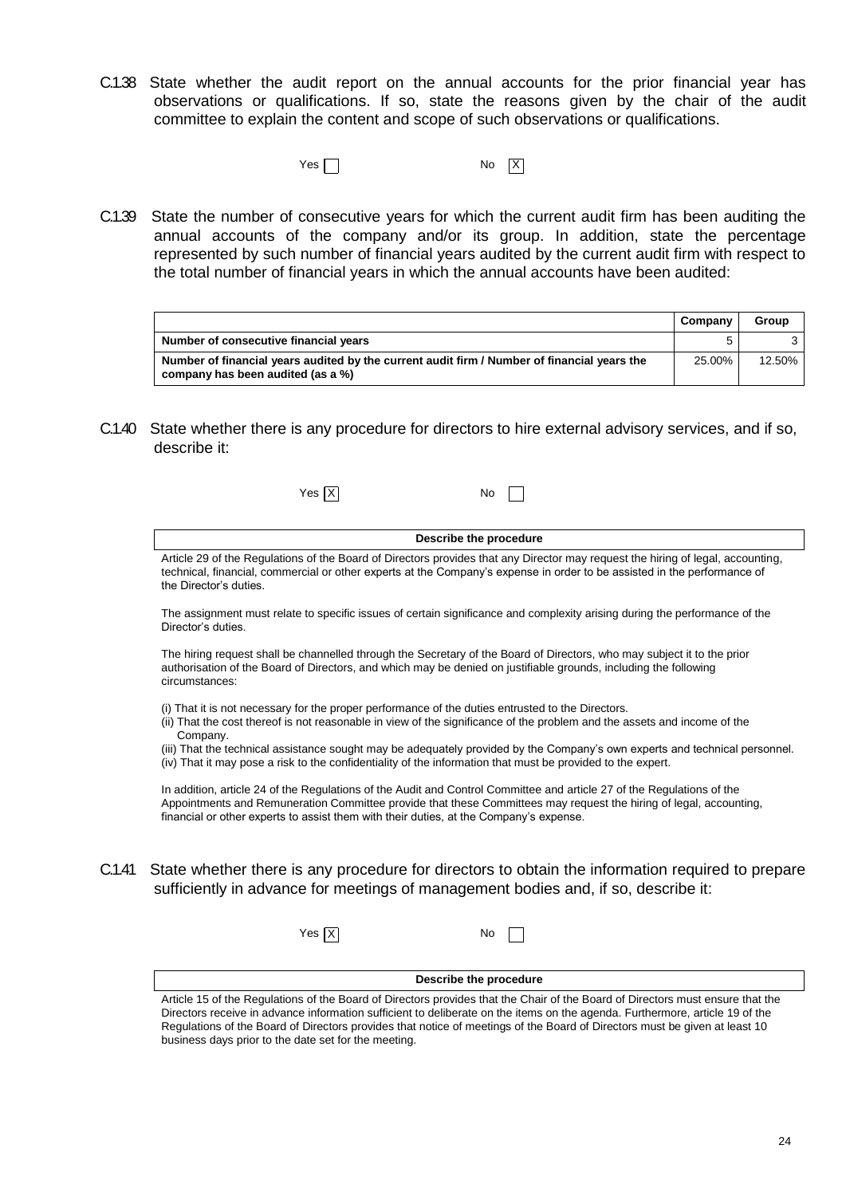C.1.38 State whether the audit report on the annual accounts for the prior financial year has observations or qualifications. If so, state the reasons given by the chair of the audit committee to explain the content and scope of such observations or qualifications.

Yes [ ] No [X]

C.1.39 State the number of consecutive years for which the current audit firm has been auditing the annual accounts of the company and/or its group. In addition, state the percentage represented by such number of financial years audited by the current audit firm with respect to the total number of financial years in which the annual accounts have been audited:

| | Company | Group |
|---|---|---|
| **Number of consecutive financial years** | 5 | 3 |
| **Number of financial years audited by the current audit firm / Number of financial years the company has been audited (as a %)** | 25.00% | 12.50% |

C.1.40 State whether there is any procedure for directors to hire external advisory services, and if so, describe it:

Yes [X] No [ ]

**Describe the procedure**

Article 29 of the Regulations of the Board of Directors provides that any Director may request the hiring of legal, accounting, technical, financial, commercial or other experts at the Company's expense in order to be assisted in the performance of the Director's duties.

The assignment must relate to specific issues of certain significance and complexity arising during the performance of the Director's duties.

The hiring request shall be channelled through the Secretary of the Board of Directors, who may subject it to the prior authorisation of the Board of Directors, and which may be denied on justifiable grounds, including the following circumstances:

(i) That it is not necessary for the proper performance of the duties entrusted to the Directors.
(ii) That the cost thereof is not reasonable in view of the significance of the problem and the assets and income of the Company.
(iii) That the technical assistance sought may be adequately provided by the Company's own experts and technical personnel.
(iv) That it may pose a risk to the confidentiality of the information that must be provided to the expert.

In addition, article 24 of the Regulations of the Audit and Control Committee and article 27 of the Regulations of the Appointments and Remuneration Committee provide that these Committees may request the hiring of legal, accounting, financial or other experts to assist them with their duties, at the Company's expense.

C.1.41 State whether there is any procedure for directors to obtain the information required to prepare sufficiently in advance for meetings of management bodies and, if so, describe it:

Yes [X] No [ ]

**Describe the procedure**

Article 15 of the Regulations of the Board of Directors provides that the Chair of the Board of Directors must ensure that the Directors receive in advance information sufficient to deliberate on the items on the agenda. Furthermore, article 19 of the Regulations of the Board of Directors provides that notice of meetings of the Board of Directors must be given at least 10 business days prior to the date set for the meeting.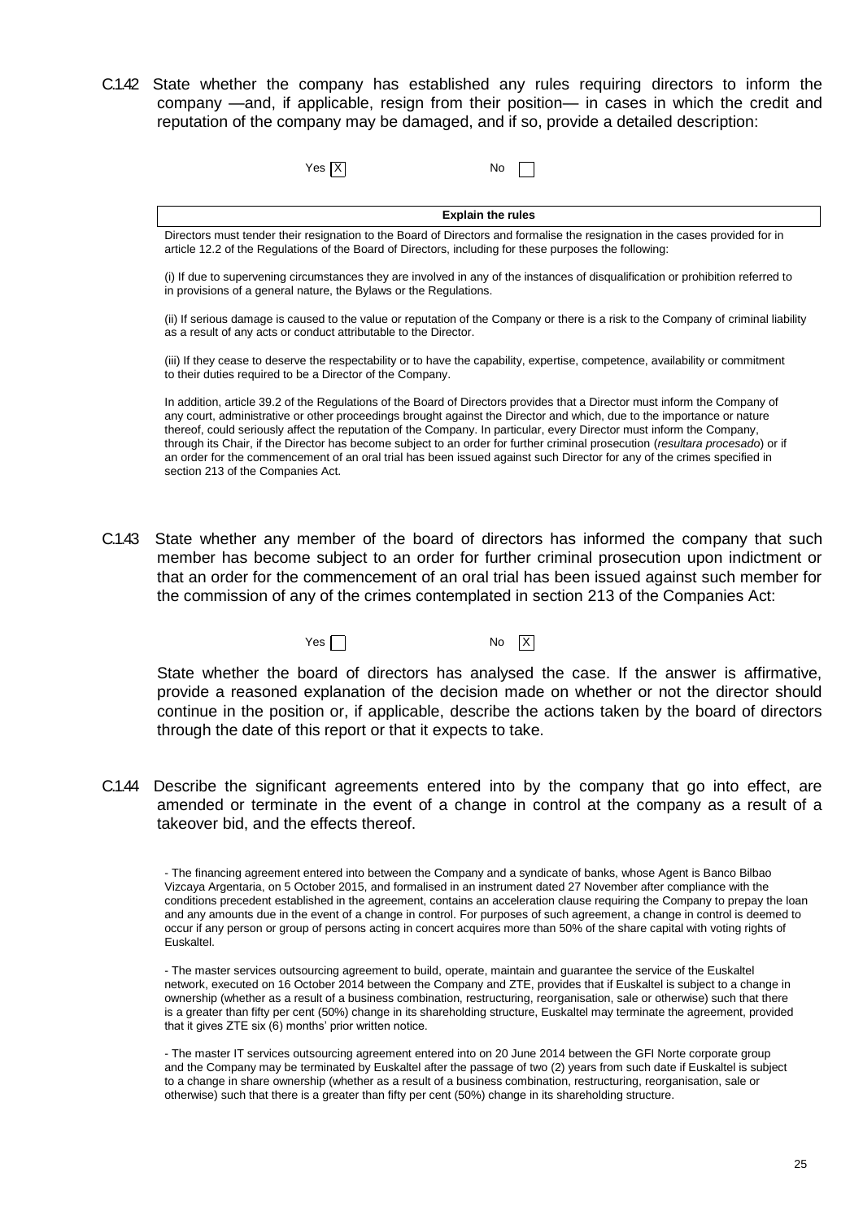C.1.42 State whether the company has established any rules requiring directors to inform the company —and, if applicable, resign from their position— in cases in which the credit and reputation of the company may be damaged, and if so, provide a detailed description:

Yes [X] No [ ]

| Explain the rules |
|---|
| Directors must tender their resignation to the Board of Directors and formalise the resignation in the cases provided for in article 12.2 of the Regulations of the Board of Directors, including for these purposes the following:<br><br>(i) If due to supervening circumstances they are involved in any of the instances of disqualification or prohibition referred to in provisions of a general nature, the Bylaws or the Regulations.<br><br>(ii) If serious damage is caused to the value or reputation of the Company or there is a risk to the Company of criminal liability as a result of any acts or conduct attributable to the Director.<br><br>(iii) If they cease to deserve the respectability or to have the capability, expertise, competence, availability or commitment to their duties required to be a Director of the Company.<br><br>In addition, article 39.2 of the Regulations of the Board of Directors provides that a Director must inform the Company of any court, administrative or other proceedings brought against the Director and which, due to the importance or nature thereof, could seriously affect the reputation of the Company. In particular, every Director must inform the Company, through its Chair, if the Director has become subject to an order for further criminal prosecution (*resultara procesado*) or if an order for the commencement of an oral trial has been issued against such Director for any of the crimes specified in section 213 of the Companies Act. |

C.1.43 State whether any member of the board of directors has informed the company that such member has become subject to an order for further criminal prosecution upon indictment or that an order for the commencement of an oral trial has been issued against such member for the commission of any of the crimes contemplated in section 213 of the Companies Act:

Yes [ ] No [X]

State whether the board of directors has analysed the case. If the answer is affirmative, provide a reasoned explanation of the decision made on whether or not the director should continue in the position or, if applicable, describe the actions taken by the board of directors through the date of this report or that it expects to take.

C.1.44 Describe the significant agreements entered into by the company that go into effect, are amended or terminate in the event of a change in control at the company as a result of a takeover bid, and the effects thereof.

- The financing agreement entered into between the Company and a syndicate of banks, whose Agent is Banco Bilbao Vizcaya Argentaria, on 5 October 2015, and formalised in an instrument dated 27 November after compliance with the conditions precedent established in the agreement, contains an acceleration clause requiring the Company to prepay the loan and any amounts due in the event of a change in control. For purposes of such agreement, a change in control is deemed to occur if any person or group of persons acting in concert acquires more than 50% of the share capital with voting rights of Euskaltel.

- The master services outsourcing agreement to build, operate, maintain and guarantee the service of the Euskaltel network, executed on 16 October 2014 between the Company and ZTE, provides that if Euskaltel is subject to a change in ownership (whether as a result of a business combination, restructuring, reorganisation, sale or otherwise) such that there is a greater than fifty per cent (50%) change in its shareholding structure, Euskaltel may terminate the agreement, provided that it gives ZTE six (6) months' prior written notice.

- The master IT services outsourcing agreement entered into on 20 June 2014 between the GFI Norte corporate group and the Company may be terminated by Euskaltel after the passage of two (2) years from such date if Euskaltel is subject to a change in share ownership (whether as a result of a business combination, restructuring, reorganisation, sale or otherwise) such that there is a greater than fifty per cent (50%) change in its shareholding structure.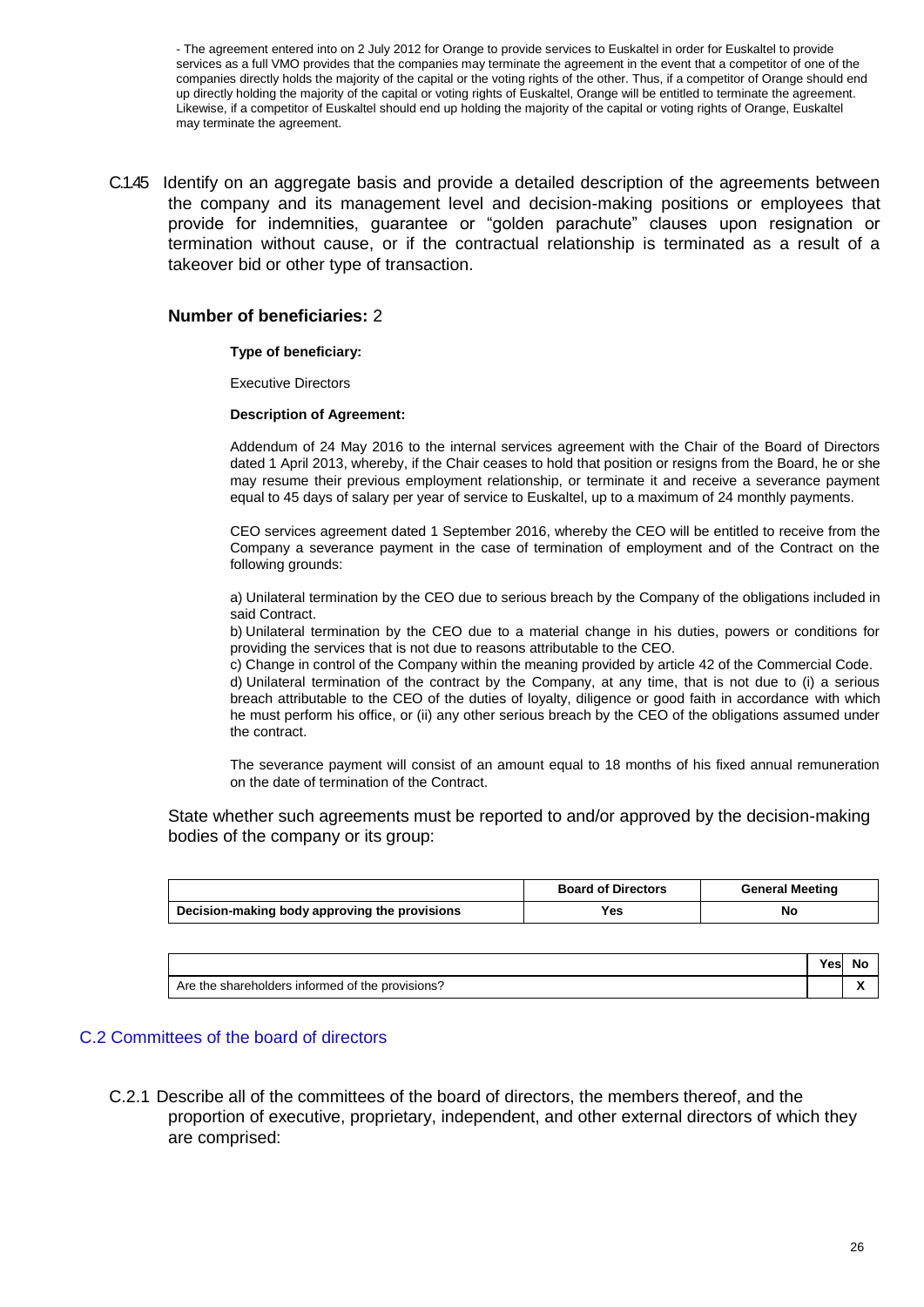- The agreement entered into on 2 July 2012 for Orange to provide services to Euskaltel in order for Euskaltel to provide services as a full VMO provides that the companies may terminate the agreement in the event that a competitor of one of the companies directly holds the majority of the capital or the voting rights of the other. Thus, if a competitor of Orange should end up directly holding the majority of the capital or voting rights of Euskaltel, Orange will be entitled to terminate the agreement. Likewise, if a competitor of Euskaltel should end up holding the majority of the capital or voting rights of Orange, Euskaltel may terminate the agreement.

C.1.45 Identify on an aggregate basis and provide a detailed description of the agreements between the company and its management level and decision-making positions or employees that provide for indemnities, guarantee or "golden parachute" clauses upon resignation or termination without cause, or if the contractual relationship is terminated as a result of a takeover bid or other type of transaction.

**Number of beneficiaries:** 2

**Type of beneficiary:**

Executive Directors

**Description of Agreement:**

Addendum of 24 May 2016 to the internal services agreement with the Chair of the Board of Directors dated 1 April 2013, whereby, if the Chair ceases to hold that position or resigns from the Board, he or she may resume their previous employment relationship, or terminate it and receive a severance payment equal to 45 days of salary per year of service to Euskaltel, up to a maximum of 24 monthly payments.

CEO services agreement dated 1 September 2016, whereby the CEO will be entitled to receive from the Company a severance payment in the case of termination of employment and of the Contract on the following grounds:

a) Unilateral termination by the CEO due to serious breach by the Company of the obligations included in said Contract.
b) Unilateral termination by the CEO due to a material change in his duties, powers or conditions for providing the services that is not due to reasons attributable to the CEO.
c) Change in control of the Company within the meaning provided by article 42 of the Commercial Code.
d) Unilateral termination of the contract by the Company, at any time, that is not due to (i) a serious breach attributable to the CEO of the duties of loyalty, diligence or good faith in accordance with which he must perform his office, or (ii) any other serious breach by the CEO of the obligations assumed under the contract.

The severance payment will consist of an amount equal to 18 months of his fixed annual remuneration on the date of termination of the Contract.

State whether such agreements must be reported to and/or approved by the decision-making bodies of the company or its group:

| | Board of Directors | General Meeting |
|---|---|---|
| Decision-making body approving the provisions | Yes | No |

| | Yes | No |
|---|---|---|
| Are the shareholders informed of the provisions? | | X |

## C.2 Committees of the board of directors

C.2.1 Describe all of the committees of the board of directors, the members thereof, and the proportion of executive, proprietary, independent, and other external directors of which they are comprised: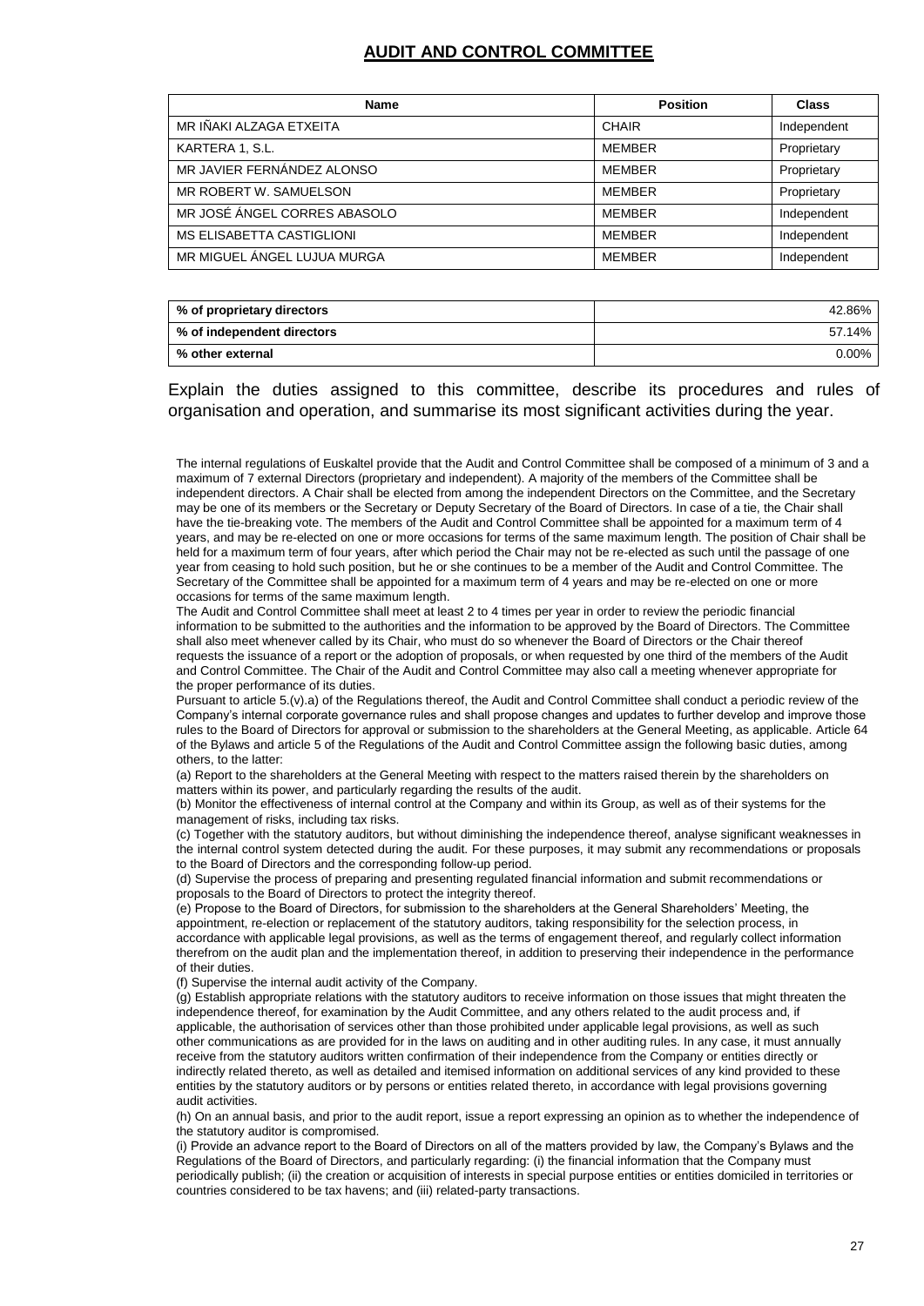## AUDIT AND CONTROL COMMITTEE

| Name | Position | Class |
| --- | --- | --- |
| MR IÑAKI ALZAGA ETXEITA | CHAIR | Independent |
| KARTERA 1, S.L. | MEMBER | Proprietary |
| MR JAVIER FERNÁNDEZ ALONSO | MEMBER | Proprietary |
| MR ROBERT W. SAMUELSON | MEMBER | Proprietary |
| MR JOSÉ ÁNGEL CORRES ABASOLO | MEMBER | Independent |
| MS ELISABETTA CASTIGLIONI | MEMBER | Independent |
| MR MIGUEL ÁNGEL LUJUA MURGA | MEMBER | Independent |

| | |
| --- | --- |
| **% of proprietary directors** | 42.86% |
| **% of independent directors** | 57.14% |
| **% other external** | 0.00% |

Explain the duties assigned to this committee, describe its procedures and rules of organisation and operation, and summarise its most significant activities during the year.

The internal regulations of Euskaltel provide that the Audit and Control Committee shall be composed of a minimum of 3 and a maximum of 7 external Directors (proprietary and independent). A majority of the members of the Committee shall be independent directors. A Chair shall be elected from among the independent Directors on the Committee, and the Secretary may be one of its members or the Secretary or Deputy Secretary of the Board of Directors. In case of a tie, the Chair shall have the tie-breaking vote. The members of the Audit and Control Committee shall be appointed for a maximum term of 4 years, and may be re-elected on one or more occasions for terms of the same maximum length. The position of Chair shall be held for a maximum term of four years, after which period the Chair may not be re-elected as such until the passage of one year from ceasing to hold such position, but he or she continues to be a member of the Audit and Control Committee. The Secretary of the Committee shall be appointed for a maximum term of 4 years and may be re-elected on one or more occasions for terms of the same maximum length.

The Audit and Control Committee shall meet at least 2 to 4 times per year in order to review the periodic financial information to be submitted to the authorities and the information to be approved by the Board of Directors. The Committee shall also meet whenever called by its Chair, who must do so whenever the Board of Directors or the Chair thereof requests the issuance of a report or the adoption of proposals, or when requested by one third of the members of the Audit and Control Committee. The Chair of the Audit and Control Committee may also call a meeting whenever appropriate for the proper performance of its duties.

Pursuant to article 5.(v).a) of the Regulations thereof, the Audit and Control Committee shall conduct a periodic review of the Company's internal corporate governance rules and shall propose changes and updates to further develop and improve those rules to the Board of Directors for approval or submission to the shareholders at the General Meeting, as applicable. Article 64 of the Bylaws and article 5 of the Regulations of the Audit and Control Committee assign the following basic duties, among others, to the latter:

(a) Report to the shareholders at the General Meeting with respect to the matters raised therein by the shareholders on matters within its power, and particularly regarding the results of the audit.

(b) Monitor the effectiveness of internal control at the Company and within its Group, as well as of their systems for the management of risks, including tax risks.

(c) Together with the statutory auditors, but without diminishing the independence thereof, analyse significant weaknesses in the internal control system detected during the audit. For these purposes, it may submit any recommendations or proposals to the Board of Directors and the corresponding follow-up period.

(d) Supervise the process of preparing and presenting regulated financial information and submit recommendations or proposals to the Board of Directors to protect the integrity thereof.

(e) Propose to the Board of Directors, for submission to the shareholders at the General Shareholders' Meeting, the appointment, re-election or replacement of the statutory auditors, taking responsibility for the selection process, in accordance with applicable legal provisions, as well as the terms of engagement thereof, and regularly collect information therefrom on the audit plan and the implementation thereof, in addition to preserving their independence in the performance of their duties.

(f) Supervise the internal audit activity of the Company.

(g) Establish appropriate relations with the statutory auditors to receive information on those issues that might threaten the independence thereof, for examination by the Audit Committee, and any others related to the audit process and, if applicable, the authorisation of services other than those prohibited under applicable legal provisions, as well as such other communications as are provided for in the laws on auditing and in other auditing rules. In any case, it must annually receive from the statutory auditors written confirmation of their independence from the Company or entities directly or indirectly related thereto, as well as detailed and itemised information on additional services of any kind provided to these entities by the statutory auditors or by persons or entities related thereto, in accordance with legal provisions governing audit activities.

(h) On an annual basis, and prior to the audit report, issue a report expressing an opinion as to whether the independence of the statutory auditor is compromised.

(i) Provide an advance report to the Board of Directors on all of the matters provided by law, the Company's Bylaws and the Regulations of the Board of Directors, and particularly regarding: (i) the financial information that the Company must periodically publish; (ii) the creation or acquisition of interests in special purpose entities or entities domiciled in territories or countries considered to be tax havens; and (iii) related-party transactions.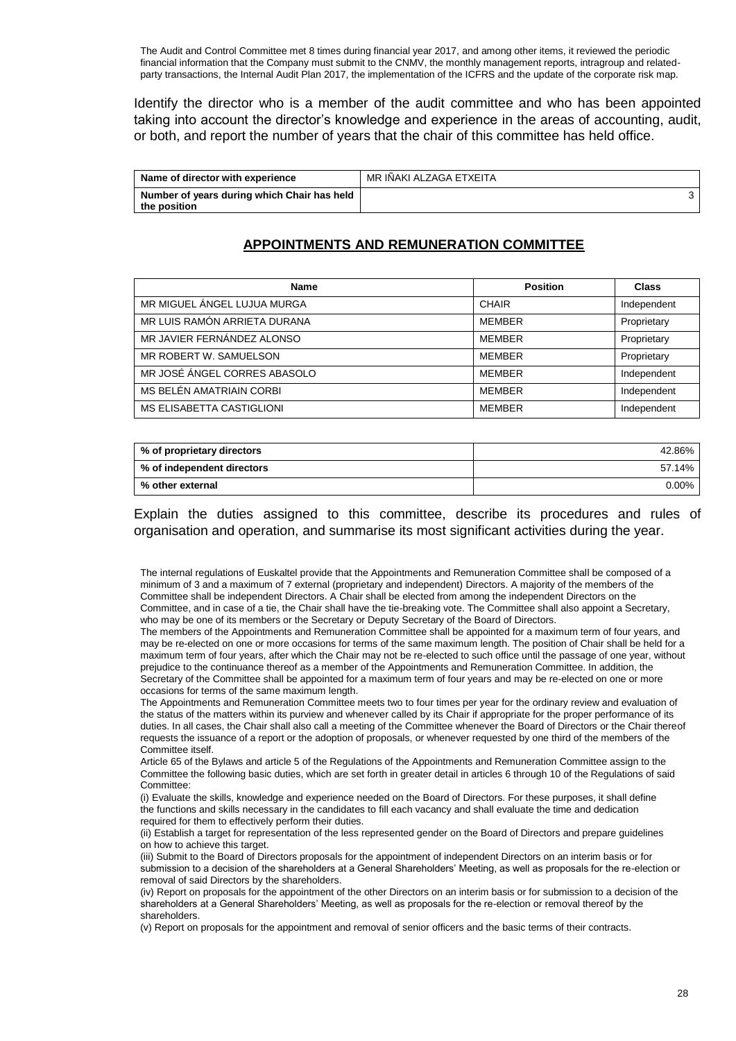The Audit and Control Committee met 8 times during financial year 2017, and among other items, it reviewed the periodic financial information that the Company must submit to the CNMV, the monthly management reports, intragroup and related-party transactions, the Internal Audit Plan 2017, the implementation of the ICFRS and the update of the corporate risk map.

Identify the director who is a member of the audit committee and who has been appointed taking into account the director's knowledge and experience in the areas of accounting, audit, or both, and report the number of years that the chair of this committee has held office.

| Name of director with experience | MR IÑAKI ALZAGA ETXEITA |
|---|---|
| Number of years during which Chair has held the position | 3 |

## APPOINTMENTS AND REMUNERATION COMMITTEE

| Name | Position | Class |
|---|---|---|
| MR MIGUEL ÁNGEL LUJUA MURGA | CHAIR | Independent |
| MR LUIS RAMÓN ARRIETA DURANA | MEMBER | Proprietary |
| MR JAVIER FERNÁNDEZ ALONSO | MEMBER | Proprietary |
| MR ROBERT W. SAMUELSON | MEMBER | Proprietary |
| MR JOSÉ ÁNGEL CORRES ABASOLO | MEMBER | Independent |
| MS BELÉN AMATRIAIN CORBI | MEMBER | Independent |
| MS ELISABETTA CASTIGLIONI | MEMBER | Independent |

| % of proprietary directors | 42.86% |
|---|---|
| % of independent directors | 57.14% |
| % other external | 0.00% |

Explain the duties assigned to this committee, describe its procedures and rules of organisation and operation, and summarise its most significant activities during the year.

The internal regulations of Euskaltel provide that the Appointments and Remuneration Committee shall be composed of a minimum of 3 and a maximum of 7 external (proprietary and independent) Directors. A majority of the members of the Committee shall be independent Directors. A Chair shall be elected from among the independent Directors on the Committee, and in case of a tie, the Chair shall have the tie-breaking vote. The Committee shall also appoint a Secretary, who may be one of its members or the Secretary or Deputy Secretary of the Board of Directors.

The members of the Appointments and Remuneration Committee shall be appointed for a maximum term of four years, and may be re-elected on one or more occasions for terms of the same maximum length. The position of Chair shall be held for a maximum term of four years, after which the Chair may not be re-elected to such office until the passage of one year, without prejudice to the continuance thereof as a member of the Appointments and Remuneration Committee. In addition, the Secretary of the Committee shall be appointed for a maximum term of four years and may be re-elected on one or more occasions for terms of the same maximum length.

The Appointments and Remuneration Committee meets two to four times per year for the ordinary review and evaluation of the status of the matters within its purview and whenever called by its Chair if appropriate for the proper performance of its duties. In all cases, the Chair shall also call a meeting of the Committee whenever the Board of Directors or the Chair thereof requests the issuance of a report or the adoption of proposals, or whenever requested by one third of the members of the Committee itself.

Article 65 of the Bylaws and article 5 of the Regulations of the Appointments and Remuneration Committee assign to the Committee the following basic duties, which are set forth in greater detail in articles 6 through 10 of the Regulations of said Committee:

(i) Evaluate the skills, knowledge and experience needed on the Board of Directors. For these purposes, it shall define the functions and skills necessary in the candidates to fill each vacancy and shall evaluate the time and dedication required for them to effectively perform their duties.

(ii) Establish a target for representation of the less represented gender on the Board of Directors and prepare guidelines on how to achieve this target.

(iii) Submit to the Board of Directors proposals for the appointment of independent Directors on an interim basis or for submission to a decision of the shareholders at a General Shareholders' Meeting, as well as proposals for the re-election or removal of said Directors by the shareholders.

(iv) Report on proposals for the appointment of the other Directors on an interim basis or for submission to a decision of the shareholders at a General Shareholders' Meeting, as well as proposals for the re-election or removal thereof by the shareholders.

(v) Report on proposals for the appointment and removal of senior officers and the basic terms of their contracts.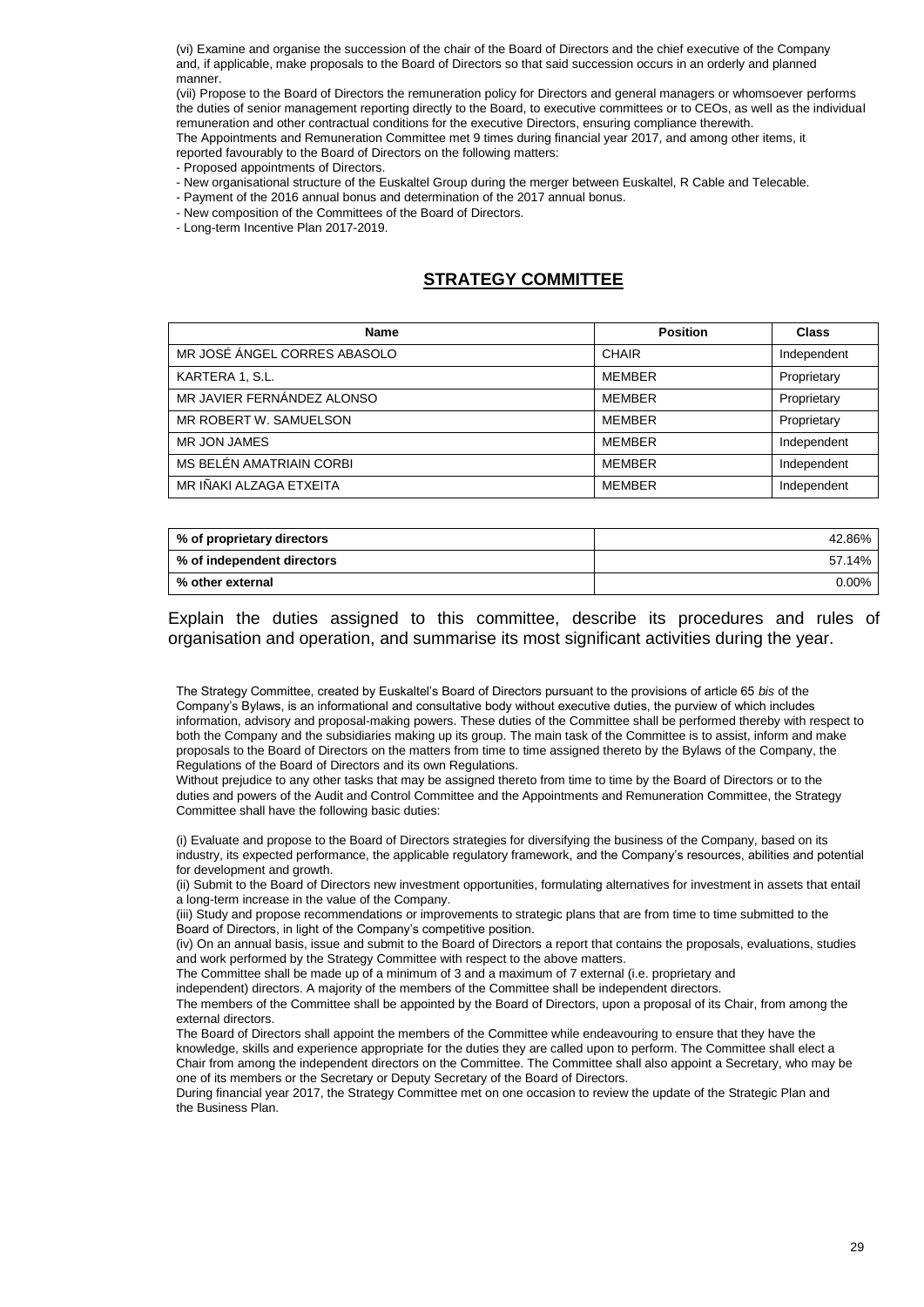(vi) Examine and organise the succession of the chair of the Board of Directors and the chief executive of the Company and, if applicable, make proposals to the Board of Directors so that said succession occurs in an orderly and planned manner.

(vii) Propose to the Board of Directors the remuneration policy for Directors and general managers or whomsoever performs the duties of senior management reporting directly to the Board, to executive committees or to CEOs, as well as the individual remuneration and other contractual conditions for the executive Directors, ensuring compliance therewith.

The Appointments and Remuneration Committee met 9 times during financial year 2017, and among other items, it reported favourably to the Board of Directors on the following matters:

- Proposed appointments of Directors.
- New organisational structure of the Euskaltel Group during the merger between Euskaltel, R Cable and Telecable.
- Payment of the 2016 annual bonus and determination of the 2017 annual bonus.
- New composition of the Committees of the Board of Directors.
- Long-term Incentive Plan 2017-2019.

## STRATEGY COMMITTEE

| Name | Position | Class |
|---|---|---|
| MR JOSÉ ÁNGEL CORRES ABASOLO | CHAIR | Independent |
| KARTERA 1, S.L. | MEMBER | Proprietary |
| MR JAVIER FERNÁNDEZ ALONSO | MEMBER | Proprietary |
| MR ROBERT W. SAMUELSON | MEMBER | Proprietary |
| MR JON JAMES | MEMBER | Independent |
| MS BELÉN AMATRIAIN CORBI | MEMBER | Independent |
| MR IÑAKI ALZAGA ETXEITA | MEMBER | Independent |

| | |
|---|---|
| % of proprietary directors | 42.86% |
| % of independent directors | 57.14% |
| % other external | 0.00% |

Explain the duties assigned to this committee, describe its procedures and rules of organisation and operation, and summarise its most significant activities during the year.

The Strategy Committee, created by Euskaltel's Board of Directors pursuant to the provisions of article 65 *bis* of the Company's Bylaws, is an informational and consultative body without executive duties, the purview of which includes information, advisory and proposal-making powers. These duties of the Committee shall be performed thereby with respect to both the Company and the subsidiaries making up its group. The main task of the Committee is to assist, inform and make proposals to the Board of Directors on the matters from time to time assigned thereto by the Bylaws of the Company, the Regulations of the Board of Directors and its own Regulations.

Without prejudice to any other tasks that may be assigned thereto from time to time by the Board of Directors or to the duties and powers of the Audit and Control Committee and the Appointments and Remuneration Committee, the Strategy Committee shall have the following basic duties:

(i) Evaluate and propose to the Board of Directors strategies for diversifying the business of the Company, based on its industry, its expected performance, the applicable regulatory framework, and the Company's resources, abilities and potential for development and growth.

(ii) Submit to the Board of Directors new investment opportunities, formulating alternatives for investment in assets that entail a long-term increase in the value of the Company.

(iii) Study and propose recommendations or improvements to strategic plans that are from time to time submitted to the Board of Directors, in light of the Company's competitive position.

(iv) On an annual basis, issue and submit to the Board of Directors a report that contains the proposals, evaluations, studies and work performed by the Strategy Committee with respect to the above matters.

The Committee shall be made up of a minimum of 3 and a maximum of 7 external (i.e. proprietary and independent) directors. A majority of the members of the Committee shall be independent directors.

The members of the Committee shall be appointed by the Board of Directors, upon a proposal of its Chair, from among the external directors.

The Board of Directors shall appoint the members of the Committee while endeavouring to ensure that they have the knowledge, skills and experience appropriate for the duties they are called upon to perform. The Committee shall elect a Chair from among the independent directors on the Committee. The Committee shall also appoint a Secretary, who may be one of its members or the Secretary or Deputy Secretary of the Board of Directors.

During financial year 2017, the Strategy Committee met on one occasion to review the update of the Strategic Plan and the Business Plan.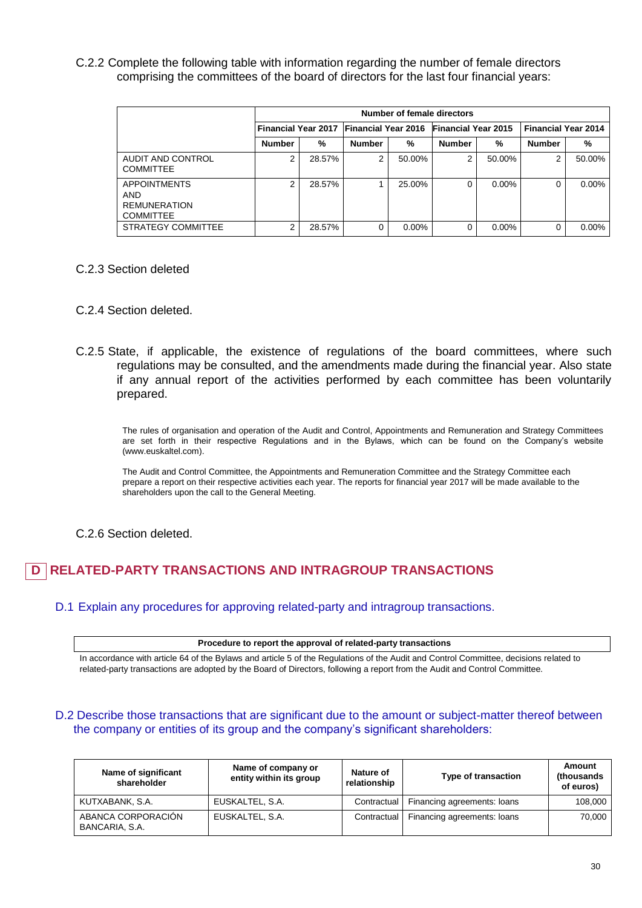C.2.2 Complete the following table with information regarding the number of female directors comprising the committees of the board of directors for the last four financial years:

| | Number of female directors | | | | | | | |
|---|---|---|---|---|---|---|---|---|
| | Financial Year 2017 | | Financial Year 2016 | | Financial Year 2015 | | Financial Year 2014 | |
| | Number | % | Number | % | Number | % | Number | % |
| AUDIT AND CONTROL COMMITTEE | 2 | 28.57% | 2 | 50.00% | 2 | 50.00% | 2 | 50.00% |
| APPOINTMENTS AND REMUNERATION COMMITTEE | 2 | 28.57% | 1 | 25.00% | 0 | 0.00% | 0 | 0.00% |
| STRATEGY COMMITTEE | 2 | 28.57% | 0 | 0.00% | 0 | 0.00% | 0 | 0.00% |

C.2.3 Section deleted

C.2.4 Section deleted.

C.2.5 State, if applicable, the existence of regulations of the board committees, where such regulations may be consulted, and the amendments made during the financial year. Also state if any annual report of the activities performed by each committee has been voluntarily prepared.

The rules of organisation and operation of the Audit and Control, Appointments and Remuneration and Strategy Committees are set forth in their respective Regulations and in the Bylaws, which can be found on the Company's website (www.euskaltel.com).

The Audit and Control Committee, the Appointments and Remuneration Committee and the Strategy Committee each prepare a report on their respective activities each year. The reports for financial year 2017 will be made available to the shareholders upon the call to the General Meeting.

C.2.6 Section deleted.

# D RELATED-PARTY TRANSACTIONS AND INTRAGROUP TRANSACTIONS

## D.1 Explain any procedures for approving related-party and intragroup transactions.

| Procedure to report the approval of related-party transactions |
|---|
| In accordance with article 64 of the Bylaws and article 5 of the Regulations of the Audit and Control Committee, decisions related to related-party transactions are adopted by the Board of Directors, following a report from the Audit and Control Committee. |

## D.2 Describe those transactions that are significant due to the amount or subject-matter thereof between the company or entities of its group and the company's significant shareholders:

| Name of significant shareholder | Name of company or entity within its group | Nature of relationship | Type of transaction | Amount (thousands of euros) |
|---|---|---|---|---|
| KUTXABANK, S.A. | EUSKALTEL, S.A. | Contractual | Financing agreements: loans | 108,000 |
| ABANCA CORPORACIÓN BANCARIA, S.A. | EUSKALTEL, S.A. | Contractual | Financing agreements: loans | 70,000 |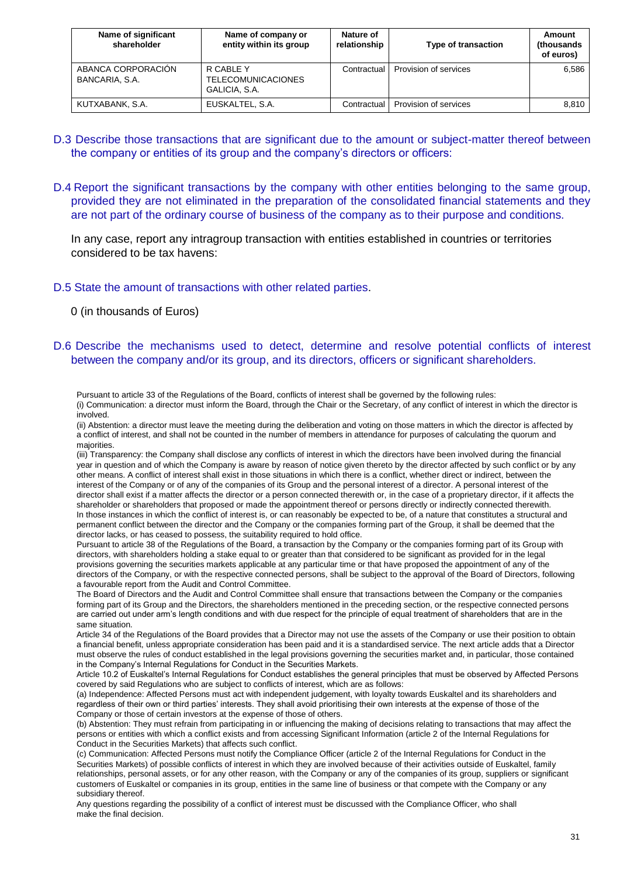| Name of significant shareholder | Name of company or entity within its group | Nature of relationship | Type of transaction | Amount (thousands of euros) |
|---|---|---|---|---|
| ABANCA CORPORACIÓN BANCARIA, S.A. | R CABLE Y TELECOMUNICACIONES GALICIA, S.A. | Contractual | Provision of services | 6,586 |
| KUTXABANK, S.A. | EUSKALTEL, S.A. | Contractual | Provision of services | 8,810 |

## D.3 Describe those transactions that are significant due to the amount or subject-matter thereof between the company or entities of its group and the company's directors or officers:

## D.4 Report the significant transactions by the company with other entities belonging to the same group, provided they are not eliminated in the preparation of the consolidated financial statements and they are not part of the ordinary course of business of the company as to their purpose and conditions.

In any case, report any intragroup transaction with entities established in countries or territories considered to be tax havens:

## D.5 State the amount of transactions with other related parties.

0 (in thousands of Euros)

## D.6 Describe the mechanisms used to detect, determine and resolve potential conflicts of interest between the company and/or its group, and its directors, officers or significant shareholders.

Pursuant to article 33 of the Regulations of the Board, conflicts of interest shall be governed by the following rules:

(i) Communication: a director must inform the Board, through the Chair or the Secretary, of any conflict of interest in which the director is involved.

(ii) Abstention: a director must leave the meeting during the deliberation and voting on those matters in which the director is affected by a conflict of interest, and shall not be counted in the number of members in attendance for purposes of calculating the quorum and majorities.

(iii) Transparency: the Company shall disclose any conflicts of interest in which the directors have been involved during the financial year in question and of which the Company is aware by reason of notice given thereto by the director affected by such conflict or by any other means. A conflict of interest shall exist in those situations in which there is a conflict, whether direct or indirect, between the interest of the Company or of any of the companies of its Group and the personal interest of a director. A personal interest of the director shall exist if a matter affects the director or a person connected therewith or, in the case of a proprietary director, if it affects the shareholder or shareholders that proposed or made the appointment thereof or persons directly or indirectly connected therewith.

In those instances in which the conflict of interest is, or can reasonably be expected to be, of a nature that constitutes a structural and permanent conflict between the director and the Company or the companies forming part of the Group, it shall be deemed that the director lacks, or has ceased to possess, the suitability required to hold office.

Pursuant to article 38 of the Regulations of the Board, a transaction by the Company or the companies forming part of its Group with directors, with shareholders holding a stake equal to or greater than that considered to be significant as provided for in the legal provisions governing the securities markets applicable at any particular time or that have proposed the appointment of any of the directors of the Company, or with the respective connected persons, shall be subject to the approval of the Board of Directors, following a favourable report from the Audit and Control Committee.

The Board of Directors and the Audit and Control Committee shall ensure that transactions between the Company or the companies forming part of its Group and the Directors, the shareholders mentioned in the preceding section, or the respective connected persons are carried out under arm's length conditions and with due respect for the principle of equal treatment of shareholders that are in the same situation.

Article 34 of the Regulations of the Board provides that a Director may not use the assets of the Company or use their position to obtain a financial benefit, unless appropriate consideration has been paid and it is a standardised service. The next article adds that a Director must observe the rules of conduct established in the legal provisions governing the securities market and, in particular, those contained in the Company's Internal Regulations for Conduct in the Securities Markets.

Article 10.2 of Euskaltel's Internal Regulations for Conduct establishes the general principles that must be observed by Affected Persons covered by said Regulations who are subject to conflicts of interest, which are as follows:

(a) Independence: Affected Persons must act with independent judgement, with loyalty towards Euskaltel and its shareholders and regardless of their own or third parties' interests. They shall avoid prioritising their own interests at the expense of those of the Company or those of certain investors at the expense of those of others.

(b) Abstention: They must refrain from participating in or influencing the making of decisions relating to transactions that may affect the persons or entities with which a conflict exists and from accessing Significant Information (article 2 of the Internal Regulations for Conduct in the Securities Markets) that affects such conflict.

(c) Communication: Affected Persons must notify the Compliance Officer (article 2 of the Internal Regulations for Conduct in the Securities Markets) of possible conflicts of interest in which they are involved because of their activities outside of Euskaltel, family relationships, personal assets, or for any other reason, with the Company or any of the companies of its group, suppliers or significant customers of Euskaltel or companies in its group, entities in the same line of business or that compete with the Company or any subsidiary thereof.

Any questions regarding the possibility of a conflict of interest must be discussed with the Compliance Officer, who shall make the final decision.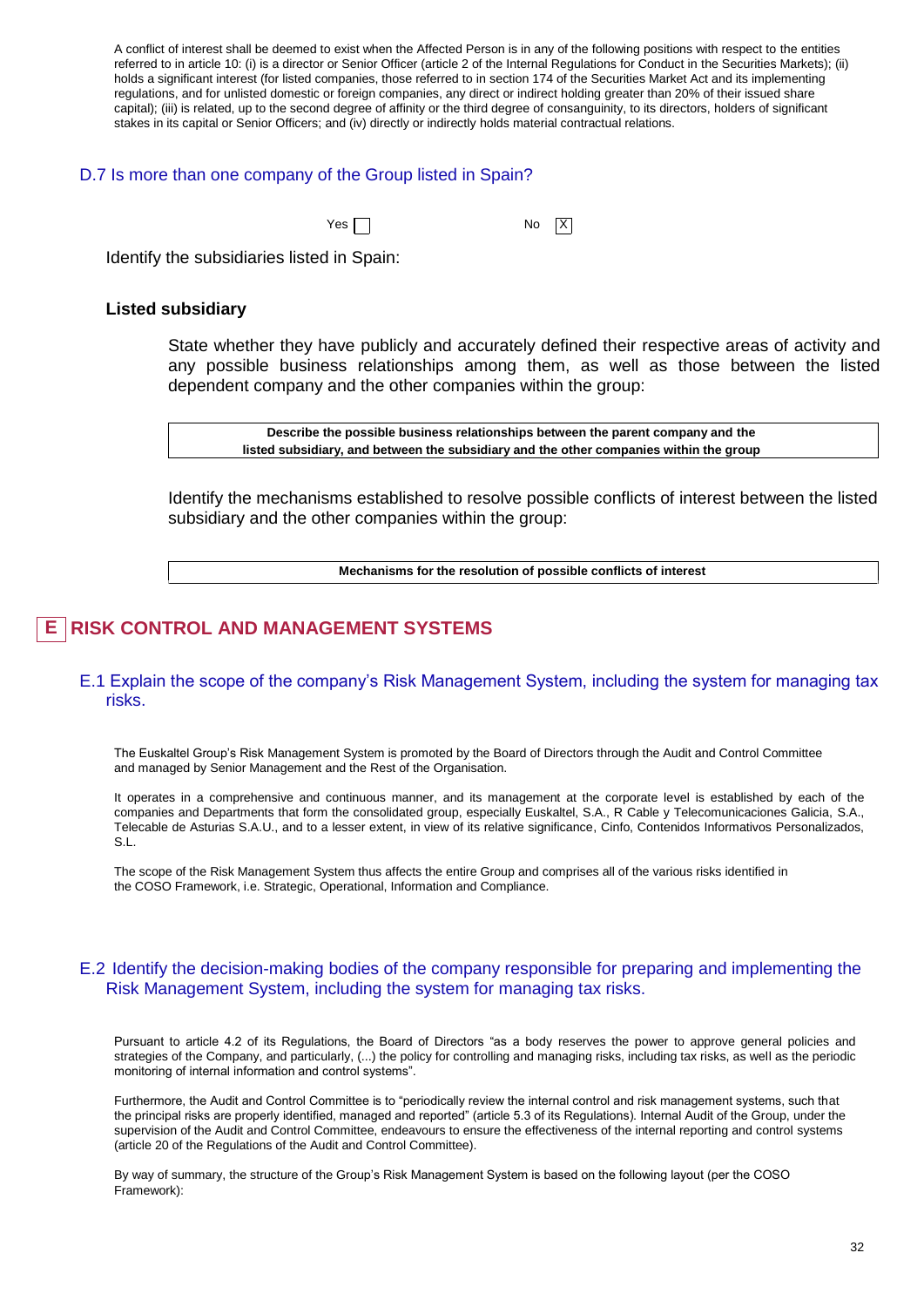A conflict of interest shall be deemed to exist when the Affected Person is in any of the following positions with respect to the entities referred to in article 10: (i) is a director or Senior Officer (article 2 of the Internal Regulations for Conduct in the Securities Markets); (ii) holds a significant interest (for listed companies, those referred to in section 174 of the Securities Market Act and its implementing regulations, and for unlisted domestic or foreign companies, any direct or indirect holding greater than 20% of their issued share capital); (iii) is related, up to the second degree of affinity or the third degree of consanguinity, to its directors, holders of significant stakes in its capital or Senior Officers; and (iv) directly or indirectly holds material contractual relations.

### D.7 Is more than one company of the Group listed in Spain?

Yes ☐ No ☒

Identify the subsidiaries listed in Spain:

**Listed subsidiary**

State whether they have publicly and accurately defined their respective areas of activity and any possible business relationships among them, as well as those between the listed dependent company and the other companies within the group:

| Describe the possible business relationships between the parent company and the listed subsidiary, and between the subsidiary and the other companies within the group |
|---|

Identify the mechanisms established to resolve possible conflicts of interest between the listed subsidiary and the other companies within the group:

| Mechanisms for the resolution of possible conflicts of interest |
|---|

## E RISK CONTROL AND MANAGEMENT SYSTEMS

### E.1 Explain the scope of the company's Risk Management System, including the system for managing tax risks.

The Euskaltel Group's Risk Management System is promoted by the Board of Directors through the Audit and Control Committee and managed by Senior Management and the Rest of the Organisation.

It operates in a comprehensive and continuous manner, and its management at the corporate level is established by each of the companies and Departments that form the consolidated group, especially Euskaltel, S.A., R Cable y Telecomunicaciones Galicia, S.A., Telecable de Asturias S.A.U., and to a lesser extent, in view of its relative significance, Cinfo, Contenidos Informativos Personalizados, S.L.

The scope of the Risk Management System thus affects the entire Group and comprises all of the various risks identified in the COSO Framework, i.e. Strategic, Operational, Information and Compliance.

### E.2 Identify the decision-making bodies of the company responsible for preparing and implementing the Risk Management System, including the system for managing tax risks.

Pursuant to article 4.2 of its Regulations, the Board of Directors "as a body reserves the power to approve general policies and strategies of the Company, and particularly, (...) the policy for controlling and managing risks, including tax risks, as well as the periodic monitoring of internal information and control systems".

Furthermore, the Audit and Control Committee is to "periodically review the internal control and risk management systems, such that the principal risks are properly identified, managed and reported" (article 5.3 of its Regulations). Internal Audit of the Group, under the supervision of the Audit and Control Committee, endeavours to ensure the effectiveness of the internal reporting and control systems (article 20 of the Regulations of the Audit and Control Committee).

By way of summary, the structure of the Group's Risk Management System is based on the following layout (per the COSO Framework):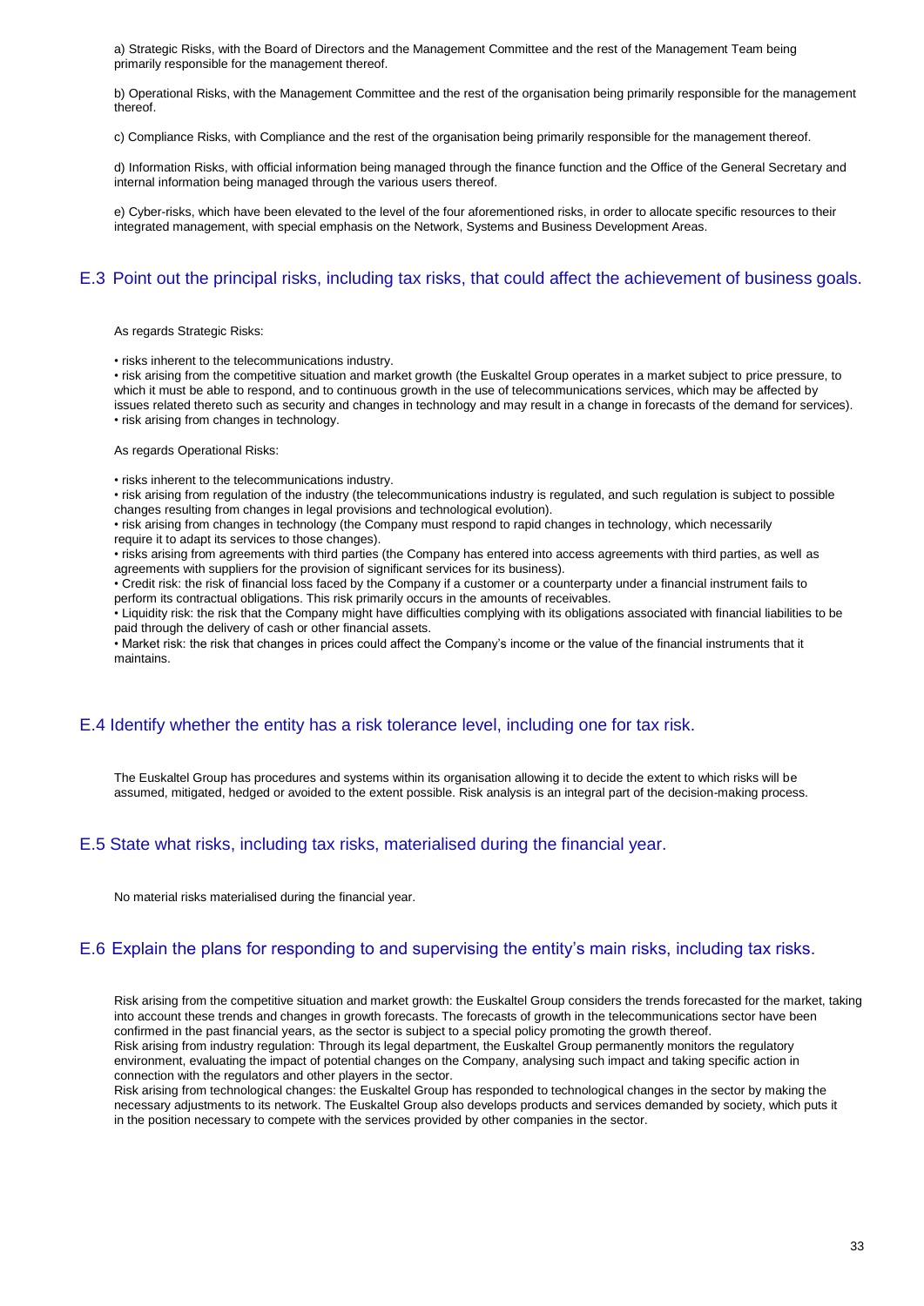a) Strategic Risks, with the Board of Directors and the Management Committee and the rest of the Management Team being primarily responsible for the management thereof.

b) Operational Risks, with the Management Committee and the rest of the organisation being primarily responsible for the management thereof.

c) Compliance Risks, with Compliance and the rest of the organisation being primarily responsible for the management thereof.

d) Information Risks, with official information being managed through the finance function and the Office of the General Secretary and internal information being managed through the various users thereof.

e) Cyber-risks, which have been elevated to the level of the four aforementioned risks, in order to allocate specific resources to their integrated management, with special emphasis on the Network, Systems and Business Development Areas.

## E.3 Point out the principal risks, including tax risks, that could affect the achievement of business goals.

As regards Strategic Risks:

- risks inherent to the telecommunications industry.
- risk arising from the competitive situation and market growth (the Euskaltel Group operates in a market subject to price pressure, to which it must be able to respond, and to continuous growth in the use of telecommunications services, which may be affected by issues related thereto such as security and changes in technology and may result in a change in forecasts of the demand for services).
- risk arising from changes in technology.

As regards Operational Risks:

- risks inherent to the telecommunications industry.
- risk arising from regulation of the industry (the telecommunications industry is regulated, and such regulation is subject to possible changes resulting from changes in legal provisions and technological evolution).
- risk arising from changes in technology (the Company must respond to rapid changes in technology, which necessarily require it to adapt its services to those changes).
- risks arising from agreements with third parties (the Company has entered into access agreements with third parties, as well as agreements with suppliers for the provision of significant services for its business).
- Credit risk: the risk of financial loss faced by the Company if a customer or a counterparty under a financial instrument fails to perform its contractual obligations. This risk primarily occurs in the amounts of receivables.
- Liquidity risk: the risk that the Company might have difficulties complying with its obligations associated with financial liabilities to be paid through the delivery of cash or other financial assets.
- Market risk: the risk that changes in prices could affect the Company's income or the value of the financial instruments that it maintains.

## E.4 Identify whether the entity has a risk tolerance level, including one for tax risk.

The Euskaltel Group has procedures and systems within its organisation allowing it to decide the extent to which risks will be assumed, mitigated, hedged or avoided to the extent possible. Risk analysis is an integral part of the decision-making process.

## E.5 State what risks, including tax risks, materialised during the financial year.

No material risks materialised during the financial year.

## E.6 Explain the plans for responding to and supervising the entity's main risks, including tax risks.

Risk arising from the competitive situation and market growth: the Euskaltel Group considers the trends forecasted for the market, taking into account these trends and changes in growth forecasts. The forecasts of growth in the telecommunications sector have been confirmed in the past financial years, as the sector is subject to a special policy promoting the growth thereof.
Risk arising from industry regulation: Through its legal department, the Euskaltel Group permanently monitors the regulatory environment, evaluating the impact of potential changes on the Company, analysing such impact and taking specific action in connection with the regulators and other players in the sector.
Risk arising from technological changes: the Euskaltel Group has responded to technological changes in the sector by making the necessary adjustments to its network. The Euskaltel Group also develops products and services demanded by society, which puts it in the position necessary to compete with the services provided by other companies in the sector.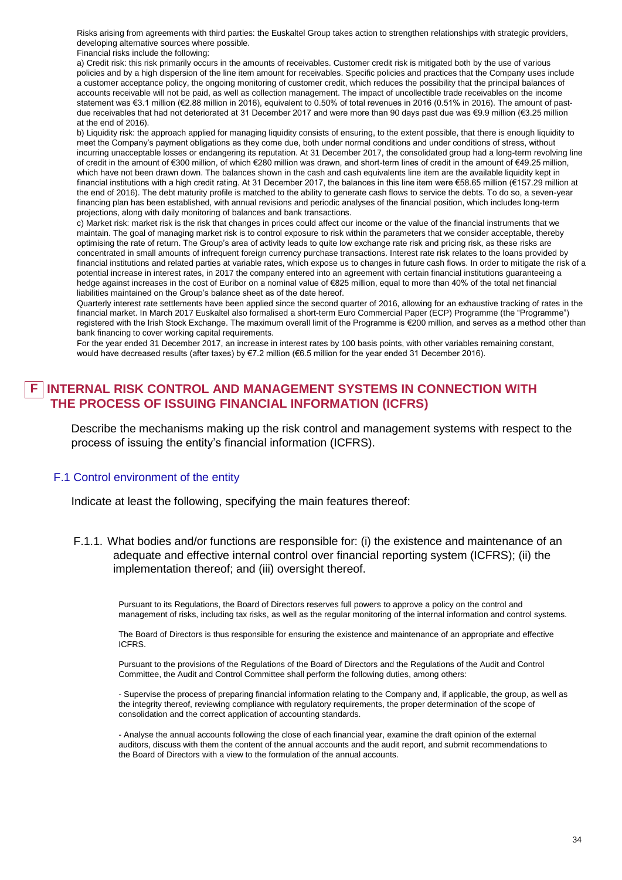Risks arising from agreements with third parties: the Euskaltel Group takes action to strengthen relationships with strategic providers, developing alternative sources where possible.

Financial risks include the following:

a) Credit risk: this risk primarily occurs in the amounts of receivables. Customer credit risk is mitigated both by the use of various policies and by a high dispersion of the line item amount for receivables. Specific policies and practices that the Company uses include a customer acceptance policy, the ongoing monitoring of customer credit, which reduces the possibility that the principal balances of accounts receivable will not be paid, as well as collection management. The impact of uncollectible trade receivables on the income statement was €3.1 million (€2.88 million in 2016), equivalent to 0.50% of total revenues in 2016 (0.51% in 2016). The amount of past-due receivables that had not deteriorated at 31 December 2017 and were more than 90 days past due was €9.9 million (€3.25 million at the end of 2016).

b) Liquidity risk: the approach applied for managing liquidity consists of ensuring, to the extent possible, that there is enough liquidity to meet the Company's payment obligations as they come due, both under normal conditions and under conditions of stress, without incurring unacceptable losses or endangering its reputation. At 31 December 2017, the consolidated group had a long-term revolving line of credit in the amount of €300 million, of which €280 million was drawn, and short-term lines of credit in the amount of €49.25 million, which have not been drawn down. The balances shown in the cash and cash equivalents line item are the available liquidity kept in financial institutions with a high credit rating. At 31 December 2017, the balances in this line item were €58.65 million (€157.29 million at the end of 2016). The debt maturity profile is matched to the ability to generate cash flows to service the debts. To do so, a seven-year financing plan has been established, with annual revisions and periodic analyses of the financial position, which includes long-term projections, along with daily monitoring of balances and bank transactions.

c) Market risk: market risk is the risk that changes in prices could affect our income or the value of the financial instruments that we maintain. The goal of managing market risk is to control exposure to risk within the parameters that we consider acceptable, thereby optimising the rate of return. The Group's area of activity leads to quite low exchange rate risk and pricing risk, as these risks are concentrated in small amounts of infrequent foreign currency purchase transactions. Interest rate risk relates to the loans provided by financial institutions and related parties at variable rates, which expose us to changes in future cash flows. In order to mitigate the risk of a potential increase in interest rates, in 2017 the company entered into an agreement with certain financial institutions guaranteeing a hedge against increases in the cost of Euribor on a nominal value of €825 million, equal to more than 40% of the total net financial liabilities maintained on the Group's balance sheet as of the date hereof.

Quarterly interest rate settlements have been applied since the second quarter of 2016, allowing for an exhaustive tracking of rates in the financial market. In March 2017 Euskaltel also formalised a short-term Euro Commercial Paper (ECP) Programme (the "Programme") registered with the Irish Stock Exchange. The maximum overall limit of the Programme is €200 million, and serves as a method other than bank financing to cover working capital requirements.

For the year ended 31 December 2017, an increase in interest rates by 100 basis points, with other variables remaining constant, would have decreased results (after taxes) by €7.2 million (€6.5 million for the year ended 31 December 2016).

# F INTERNAL RISK CONTROL AND MANAGEMENT SYSTEMS IN CONNECTION WITH THE PROCESS OF ISSUING FINANCIAL INFORMATION (ICFRS)

Describe the mechanisms making up the risk control and management systems with respect to the process of issuing the entity's financial information (ICFRS).

## F.1 Control environment of the entity

Indicate at least the following, specifying the main features thereof:

### F.1.1. What bodies and/or functions are responsible for: (i) the existence and maintenance of an adequate and effective internal control over financial reporting system (ICFRS); (ii) the implementation thereof; and (iii) oversight thereof.

Pursuant to its Regulations, the Board of Directors reserves full powers to approve a policy on the control and management of risks, including tax risks, as well as the regular monitoring of the internal information and control systems.

The Board of Directors is thus responsible for ensuring the existence and maintenance of an appropriate and effective ICFRS.

Pursuant to the provisions of the Regulations of the Board of Directors and the Regulations of the Audit and Control Committee, the Audit and Control Committee shall perform the following duties, among others:

- Supervise the process of preparing financial information relating to the Company and, if applicable, the group, as well as the integrity thereof, reviewing compliance with regulatory requirements, the proper determination of the scope of consolidation and the correct application of accounting standards.

- Analyse the annual accounts following the close of each financial year, examine the draft opinion of the external auditors, discuss with them the content of the annual accounts and the audit report, and submit recommendations to the Board of Directors with a view to the formulation of the annual accounts.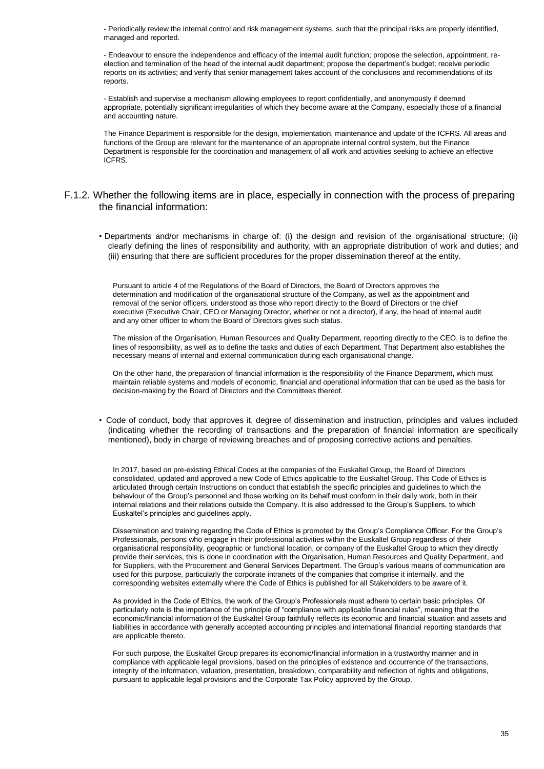- Periodically review the internal control and risk management systems, such that the principal risks are properly identified, managed and reported.

- Endeavour to ensure the independence and efficacy of the internal audit function; propose the selection, appointment, re-election and termination of the head of the internal audit department; propose the department's budget; receive periodic reports on its activities; and verify that senior management takes account of the conclusions and recommendations of its reports.

- Establish and supervise a mechanism allowing employees to report confidentially, and anonymously if deemed appropriate, potentially significant irregularities of which they become aware at the Company, especially those of a financial and accounting nature.

The Finance Department is responsible for the design, implementation, maintenance and update of the ICFRS. All areas and functions of the Group are relevant for the maintenance of an appropriate internal control system, but the Finance Department is responsible for the coordination and management of all work and activities seeking to achieve an effective ICFRS.

### F.1.2. Whether the following items are in place, especially in connection with the process of preparing the financial information:

- Departments and/or mechanisms in charge of: (i) the design and revision of the organisational structure; (ii) clearly defining the lines of responsibility and authority, with an appropriate distribution of work and duties; and (iii) ensuring that there are sufficient procedures for the proper dissemination thereof at the entity.

Pursuant to article 4 of the Regulations of the Board of Directors, the Board of Directors approves the determination and modification of the organisational structure of the Company, as well as the appointment and removal of the senior officers, understood as those who report directly to the Board of Directors or the chief executive (Executive Chair, CEO or Managing Director, whether or not a director), if any, the head of internal audit and any other officer to whom the Board of Directors gives such status.

The mission of the Organisation, Human Resources and Quality Department, reporting directly to the CEO, is to define the lines of responsibility, as well as to define the tasks and duties of each Department. That Department also establishes the necessary means of internal and external communication during each organisational change.

On the other hand, the preparation of financial information is the responsibility of the Finance Department, which must maintain reliable systems and models of economic, financial and operational information that can be used as the basis for decision-making by the Board of Directors and the Committees thereof.

- Code of conduct, body that approves it, degree of dissemination and instruction, principles and values included (indicating whether the recording of transactions and the preparation of financial information are specifically mentioned), body in charge of reviewing breaches and of proposing corrective actions and penalties.

In 2017, based on pre-existing Ethical Codes at the companies of the Euskaltel Group, the Board of Directors consolidated, updated and approved a new Code of Ethics applicable to the Euskaltel Group. This Code of Ethics is articulated through certain Instructions on conduct that establish the specific principles and guidelines to which the behaviour of the Group's personnel and those working on its behalf must conform in their daily work, both in their internal relations and their relations outside the Company. It is also addressed to the Group's Suppliers, to which Euskaltel's principles and guidelines apply.

Dissemination and training regarding the Code of Ethics is promoted by the Group's Compliance Officer. For the Group's Professionals, persons who engage in their professional activities within the Euskaltel Group regardless of their organisational responsibility, geographic or functional location, or company of the Euskaltel Group to which they directly provide their services, this is done in coordination with the Organisation, Human Resources and Quality Department, and for Suppliers, with the Procurement and General Services Department. The Group's various means of communication are used for this purpose, particularly the corporate intranets of the companies that comprise it internally, and the corresponding websites externally where the Code of Ethics is published for all Stakeholders to be aware of it.

As provided in the Code of Ethics, the work of the Group's Professionals must adhere to certain basic principles. Of particularly note is the importance of the principle of "compliance with applicable financial rules", meaning that the economic/financial information of the Euskaltel Group faithfully reflects its economic and financial situation and assets and liabilities in accordance with generally accepted accounting principles and international financial reporting standards that are applicable thereto.

For such purpose, the Euskaltel Group prepares its economic/financial information in a trustworthy manner and in compliance with applicable legal provisions, based on the principles of existence and occurrence of the transactions, integrity of the information, valuation, presentation, breakdown, comparability and reflection of rights and obligations, pursuant to applicable legal provisions and the Corporate Tax Policy approved by the Group.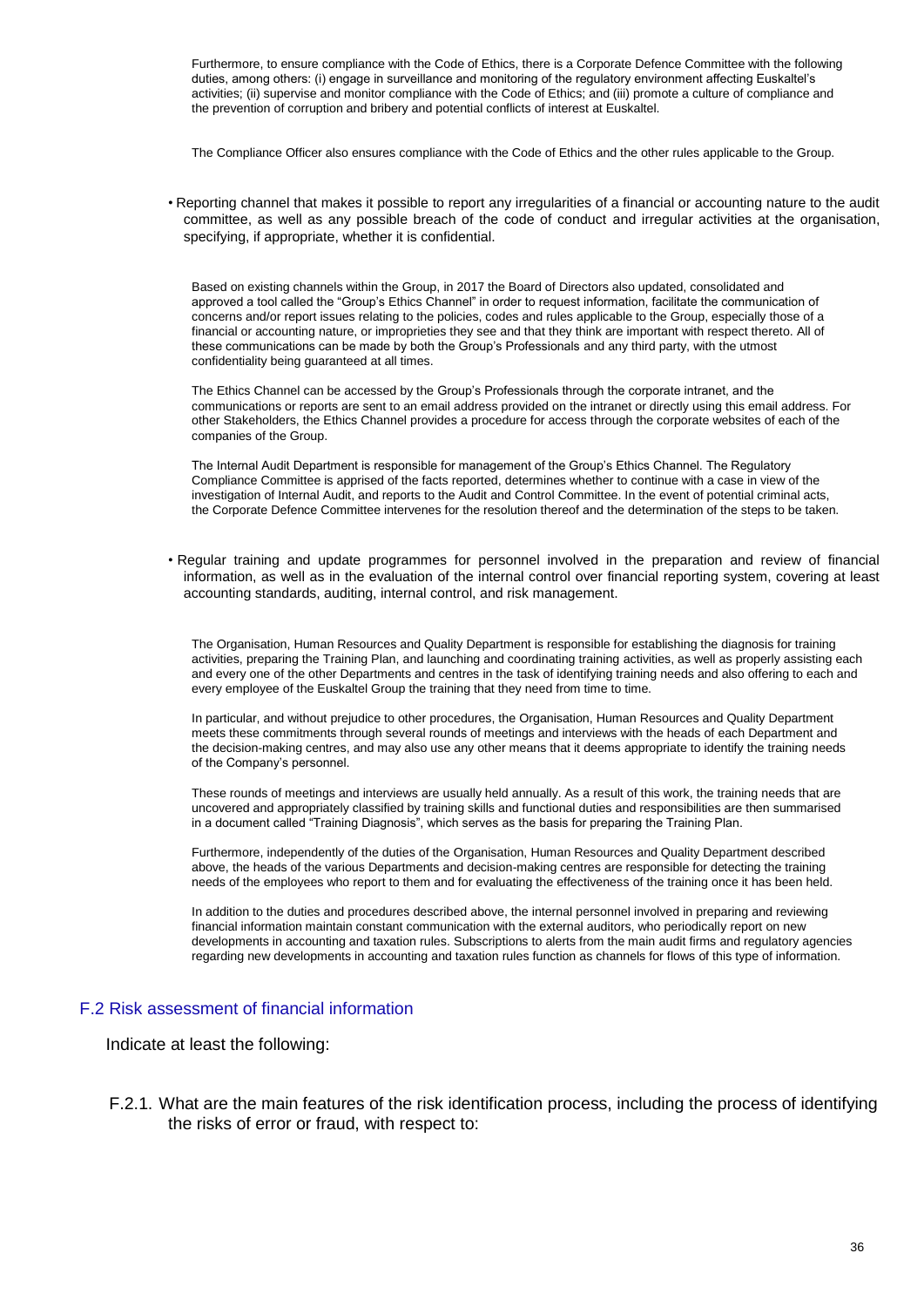Furthermore, to ensure compliance with the Code of Ethics, there is a Corporate Defence Committee with the following duties, among others: (i) engage in surveillance and monitoring of the regulatory environment affecting Euskaltel's activities; (ii) supervise and monitor compliance with the Code of Ethics; and (iii) promote a culture of compliance and the prevention of corruption and bribery and potential conflicts of interest at Euskaltel.

The Compliance Officer also ensures compliance with the Code of Ethics and the other rules applicable to the Group.

- Reporting channel that makes it possible to report any irregularities of a financial or accounting nature to the audit committee, as well as any possible breach of the code of conduct and irregular activities at the organisation, specifying, if appropriate, whether it is confidential.

Based on existing channels within the Group, in 2017 the Board of Directors also updated, consolidated and approved a tool called the "Group's Ethics Channel" in order to request information, facilitate the communication of concerns and/or report issues relating to the policies, codes and rules applicable to the Group, especially those of a financial or accounting nature, or improprieties they see and that they think are important with respect thereto. All of these communications can be made by both the Group's Professionals and any third party, with the utmost confidentiality being guaranteed at all times.

The Ethics Channel can be accessed by the Group's Professionals through the corporate intranet, and the communications or reports are sent to an email address provided on the intranet or directly using this email address. For other Stakeholders, the Ethics Channel provides a procedure for access through the corporate websites of each of the companies of the Group.

The Internal Audit Department is responsible for management of the Group's Ethics Channel. The Regulatory Compliance Committee is apprised of the facts reported, determines whether to continue with a case in view of the investigation of Internal Audit, and reports to the Audit and Control Committee. In the event of potential criminal acts, the Corporate Defence Committee intervenes for the resolution thereof and the determination of the steps to be taken.

- Regular training and update programmes for personnel involved in the preparation and review of financial information, as well as in the evaluation of the internal control over financial reporting system, covering at least accounting standards, auditing, internal control, and risk management.

The Organisation, Human Resources and Quality Department is responsible for establishing the diagnosis for training activities, preparing the Training Plan, and launching and coordinating training activities, as well as properly assisting each and every one of the other Departments and centres in the task of identifying training needs and also offering to each and every employee of the Euskaltel Group the training that they need from time to time.

In particular, and without prejudice to other procedures, the Organisation, Human Resources and Quality Department meets these commitments through several rounds of meetings and interviews with the heads of each Department and the decision-making centres, and may also use any other means that it deems appropriate to identify the training needs of the Company's personnel.

These rounds of meetings and interviews are usually held annually. As a result of this work, the training needs that are uncovered and appropriately classified by training skills and functional duties and responsibilities are then summarised in a document called "Training Diagnosis", which serves as the basis for preparing the Training Plan.

Furthermore, independently of the duties of the Organisation, Human Resources and Quality Department described above, the heads of the various Departments and decision-making centres are responsible for detecting the training needs of the employees who report to them and for evaluating the effectiveness of the training once it has been held.

In addition to the duties and procedures described above, the internal personnel involved in preparing and reviewing financial information maintain constant communication with the external auditors, who periodically report on new developments in accounting and taxation rules. Subscriptions to alerts from the main audit firms and regulatory agencies regarding new developments in accounting and taxation rules function as channels for flows of this type of information.

## F.2 Risk assessment of financial information

Indicate at least the following:

F.2.1. What are the main features of the risk identification process, including the process of identifying the risks of error or fraud, with respect to: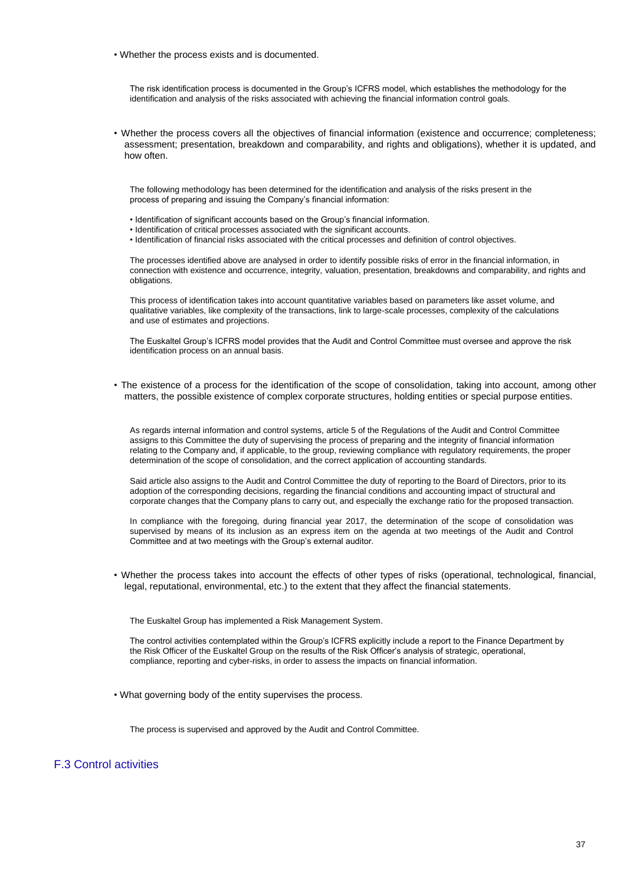- Whether the process exists and is documented.

The risk identification process is documented in the Group's ICFRS model, which establishes the methodology for the identification and analysis of the risks associated with achieving the financial information control goals.

- Whether the process covers all the objectives of financial information (existence and occurrence; completeness; assessment; presentation, breakdown and comparability, and rights and obligations), whether it is updated, and how often.

The following methodology has been determined for the identification and analysis of the risks present in the process of preparing and issuing the Company's financial information:

- Identification of significant accounts based on the Group's financial information.
- Identification of critical processes associated with the significant accounts.
- Identification of financial risks associated with the critical processes and definition of control objectives.

The processes identified above are analysed in order to identify possible risks of error in the financial information, in connection with existence and occurrence, integrity, valuation, presentation, breakdowns and comparability, and rights and obligations.

This process of identification takes into account quantitative variables based on parameters like asset volume, and qualitative variables, like complexity of the transactions, link to large-scale processes, complexity of the calculations and use of estimates and projections.

The Euskaltel Group's ICFRS model provides that the Audit and Control Committee must oversee and approve the risk identification process on an annual basis.

- The existence of a process for the identification of the scope of consolidation, taking into account, among other matters, the possible existence of complex corporate structures, holding entities or special purpose entities.

As regards internal information and control systems, article 5 of the Regulations of the Audit and Control Committee assigns to this Committee the duty of supervising the process of preparing and the integrity of financial information relating to the Company and, if applicable, to the group, reviewing compliance with regulatory requirements, the proper determination of the scope of consolidation, and the correct application of accounting standards.

Said article also assigns to the Audit and Control Committee the duty of reporting to the Board of Directors, prior to its adoption of the corresponding decisions, regarding the financial conditions and accounting impact of structural and corporate changes that the Company plans to carry out, and especially the exchange ratio for the proposed transaction.

In compliance with the foregoing, during financial year 2017, the determination of the scope of consolidation was supervised by means of its inclusion as an express item on the agenda at two meetings of the Audit and Control Committee and at two meetings with the Group's external auditor.

- Whether the process takes into account the effects of other types of risks (operational, technological, financial, legal, reputational, environmental, etc.) to the extent that they affect the financial statements.

The Euskaltel Group has implemented a Risk Management System.

The control activities contemplated within the Group's ICFRS explicitly include a report to the Finance Department by the Risk Officer of the Euskaltel Group on the results of the Risk Officer's analysis of strategic, operational, compliance, reporting and cyber-risks, in order to assess the impacts on financial information.

- What governing body of the entity supervises the process.

The process is supervised and approved by the Audit and Control Committee.

## F.3 Control activities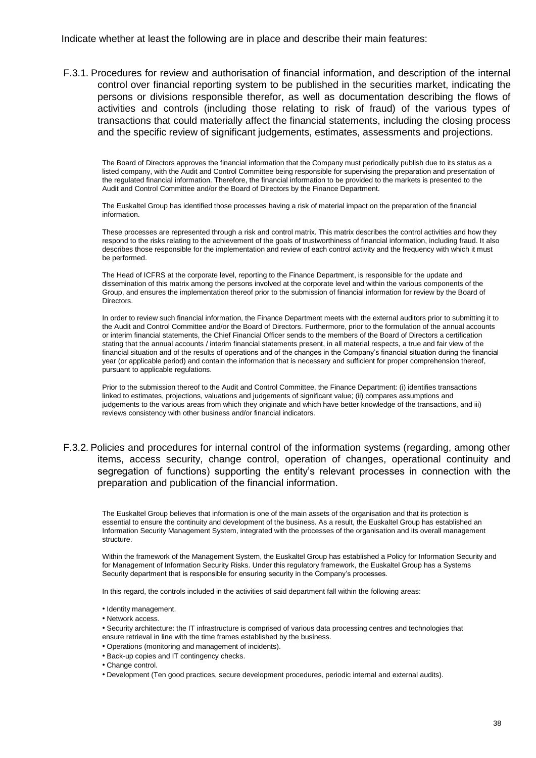Indicate whether at least the following are in place and describe their main features:

F.3.1. Procedures for review and authorisation of financial information, and description of the internal control over financial reporting system to be published in the securities market, indicating the persons or divisions responsible therefor, as well as documentation describing the flows of activities and controls (including those relating to risk of fraud) of the various types of transactions that could materially affect the financial statements, including the closing process and the specific review of significant judgements, estimates, assessments and projections.

The Board of Directors approves the financial information that the Company must periodically publish due to its status as a listed company, with the Audit and Control Committee being responsible for supervising the preparation and presentation of the regulated financial information. Therefore, the financial information to be provided to the markets is presented to the Audit and Control Committee and/or the Board of Directors by the Finance Department.

The Euskaltel Group has identified those processes having a risk of material impact on the preparation of the financial information.

These processes are represented through a risk and control matrix. This matrix describes the control activities and how they respond to the risks relating to the achievement of the goals of trustworthiness of financial information, including fraud. It also describes those responsible for the implementation and review of each control activity and the frequency with which it must be performed.

The Head of ICFRS at the corporate level, reporting to the Finance Department, is responsible for the update and dissemination of this matrix among the persons involved at the corporate level and within the various components of the Group, and ensures the implementation thereof prior to the submission of financial information for review by the Board of Directors.

In order to review such financial information, the Finance Department meets with the external auditors prior to submitting it to the Audit and Control Committee and/or the Board of Directors. Furthermore, prior to the formulation of the annual accounts or interim financial statements, the Chief Financial Officer sends to the members of the Board of Directors a certification stating that the annual accounts / interim financial statements present, in all material respects, a true and fair view of the financial situation and of the results of operations and of the changes in the Company's financial situation during the financial year (or applicable period) and contain the information that is necessary and sufficient for proper comprehension thereof, pursuant to applicable regulations.

Prior to the submission thereof to the Audit and Control Committee, the Finance Department: (i) identifies transactions linked to estimates, projections, valuations and judgements of significant value; (ii) compares assumptions and judgements to the various areas from which they originate and which have better knowledge of the transactions, and iii) reviews consistency with other business and/or financial indicators.

F.3.2. Policies and procedures for internal control of the information systems (regarding, among other items, access security, change control, operation of changes, operational continuity and segregation of functions) supporting the entity's relevant processes in connection with the preparation and publication of the financial information.

The Euskaltel Group believes that information is one of the main assets of the organisation and that its protection is essential to ensure the continuity and development of the business. As a result, the Euskaltel Group has established an Information Security Management System, integrated with the processes of the organisation and its overall management structure.

Within the framework of the Management System, the Euskaltel Group has established a Policy for Information Security and for Management of Information Security Risks. Under this regulatory framework, the Euskaltel Group has a Systems Security department that is responsible for ensuring security in the Company's processes.

In this regard, the controls included in the activities of said department fall within the following areas:

- Identity management.
- Network access.
- Security architecture: the IT infrastructure is comprised of various data processing centres and technologies that ensure retrieval in line with the time frames established by the business.
- Operations (monitoring and management of incidents).
- Back-up copies and IT contingency checks.
- Change control.
- Development (Ten good practices, secure development procedures, periodic internal and external audits).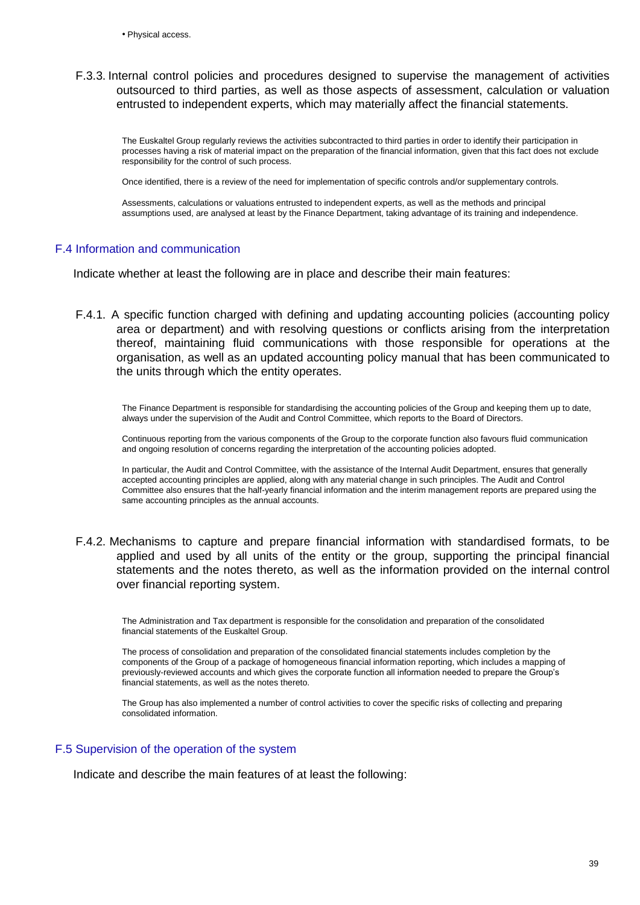- Physical access.

F.3.3. Internal control policies and procedures designed to supervise the management of activities outsourced to third parties, as well as those aspects of assessment, calculation or valuation entrusted to independent experts, which may materially affect the financial statements.

The Euskaltel Group regularly reviews the activities subcontracted to third parties in order to identify their participation in processes having a risk of material impact on the preparation of the financial information, given that this fact does not exclude responsibility for the control of such process.

Once identified, there is a review of the need for implementation of specific controls and/or supplementary controls.

Assessments, calculations or valuations entrusted to independent experts, as well as the methods and principal assumptions used, are analysed at least by the Finance Department, taking advantage of its training and independence.

## F.4 Information and communication

Indicate whether at least the following are in place and describe their main features:

F.4.1. A specific function charged with defining and updating accounting policies (accounting policy area or department) and with resolving questions or conflicts arising from the interpretation thereof, maintaining fluid communications with those responsible for operations at the organisation, as well as an updated accounting policy manual that has been communicated to the units through which the entity operates.

The Finance Department is responsible for standardising the accounting policies of the Group and keeping them up to date, always under the supervision of the Audit and Control Committee, which reports to the Board of Directors.

Continuous reporting from the various components of the Group to the corporate function also favours fluid communication and ongoing resolution of concerns regarding the interpretation of the accounting policies adopted.

In particular, the Audit and Control Committee, with the assistance of the Internal Audit Department, ensures that generally accepted accounting principles are applied, along with any material change in such principles. The Audit and Control Committee also ensures that the half-yearly financial information and the interim management reports are prepared using the same accounting principles as the annual accounts.

F.4.2. Mechanisms to capture and prepare financial information with standardised formats, to be applied and used by all units of the entity or the group, supporting the principal financial statements and the notes thereto, as well as the information provided on the internal control over financial reporting system.

The Administration and Tax department is responsible for the consolidation and preparation of the consolidated financial statements of the Euskaltel Group.

The process of consolidation and preparation of the consolidated financial statements includes completion by the components of the Group of a package of homogeneous financial information reporting, which includes a mapping of previously-reviewed accounts and which gives the corporate function all information needed to prepare the Group's financial statements, as well as the notes thereto.

The Group has also implemented a number of control activities to cover the specific risks of collecting and preparing consolidated information.

## F.5 Supervision of the operation of the system

Indicate and describe the main features of at least the following: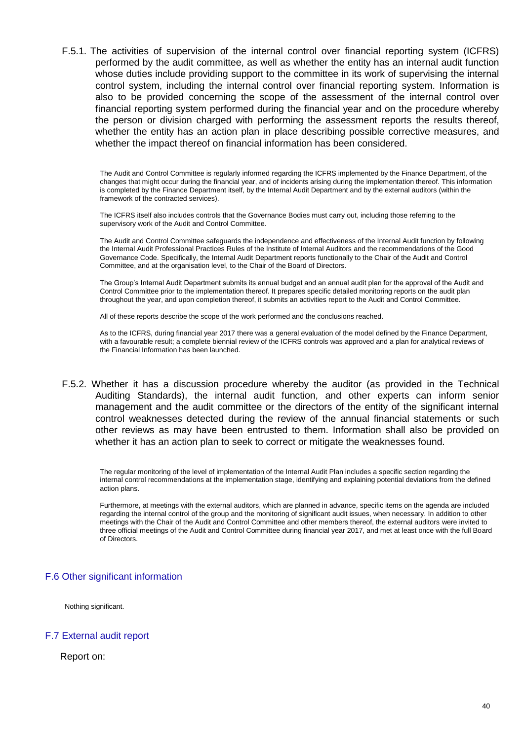F.5.1. The activities of supervision of the internal control over financial reporting system (ICFRS) performed by the audit committee, as well as whether the entity has an internal audit function whose duties include providing support to the committee in its work of supervising the internal control system, including the internal control over financial reporting system. Information is also to be provided concerning the scope of the assessment of the internal control over financial reporting system performed during the financial year and on the procedure whereby the person or division charged with performing the assessment reports the results thereof, whether the entity has an action plan in place describing possible corrective measures, and whether the impact thereof on financial information has been considered.

The Audit and Control Committee is regularly informed regarding the ICFRS implemented by the Finance Department, of the changes that might occur during the financial year, and of incidents arising during the implementation thereof. This information is completed by the Finance Department itself, by the Internal Audit Department and by the external auditors (within the framework of the contracted services).

The ICFRS itself also includes controls that the Governance Bodies must carry out, including those referring to the supervisory work of the Audit and Control Committee.

The Audit and Control Committee safeguards the independence and effectiveness of the Internal Audit function by following the Internal Audit Professional Practices Rules of the Institute of Internal Auditors and the recommendations of the Good Governance Code. Specifically, the Internal Audit Department reports functionally to the Chair of the Audit and Control Committee, and at the organisation level, to the Chair of the Board of Directors.

The Group's Internal Audit Department submits its annual budget and an annual audit plan for the approval of the Audit and Control Committee prior to the implementation thereof. It prepares specific detailed monitoring reports on the audit plan throughout the year, and upon completion thereof, it submits an activities report to the Audit and Control Committee.

All of these reports describe the scope of the work performed and the conclusions reached.

As to the ICFRS, during financial year 2017 there was a general evaluation of the model defined by the Finance Department, with a favourable result; a complete biennial review of the ICFRS controls was approved and a plan for analytical reviews of the Financial Information has been launched.

F.5.2. Whether it has a discussion procedure whereby the auditor (as provided in the Technical Auditing Standards), the internal audit function, and other experts can inform senior management and the audit committee or the directors of the entity of the significant internal control weaknesses detected during the review of the annual financial statements or such other reviews as may have been entrusted to them. Information shall also be provided on whether it has an action plan to seek to correct or mitigate the weaknesses found.

The regular monitoring of the level of implementation of the Internal Audit Plan includes a specific section regarding the internal control recommendations at the implementation stage, identifying and explaining potential deviations from the defined action plans.

Furthermore, at meetings with the external auditors, which are planned in advance, specific items on the agenda are included regarding the internal control of the group and the monitoring of significant audit issues, when necessary. In addition to other meetings with the Chair of the Audit and Control Committee and other members thereof, the external auditors were invited to three official meetings of the Audit and Control Committee during financial year 2017, and met at least once with the full Board of Directors.

## F.6 Other significant information

Nothing significant.

## F.7 External audit report

Report on: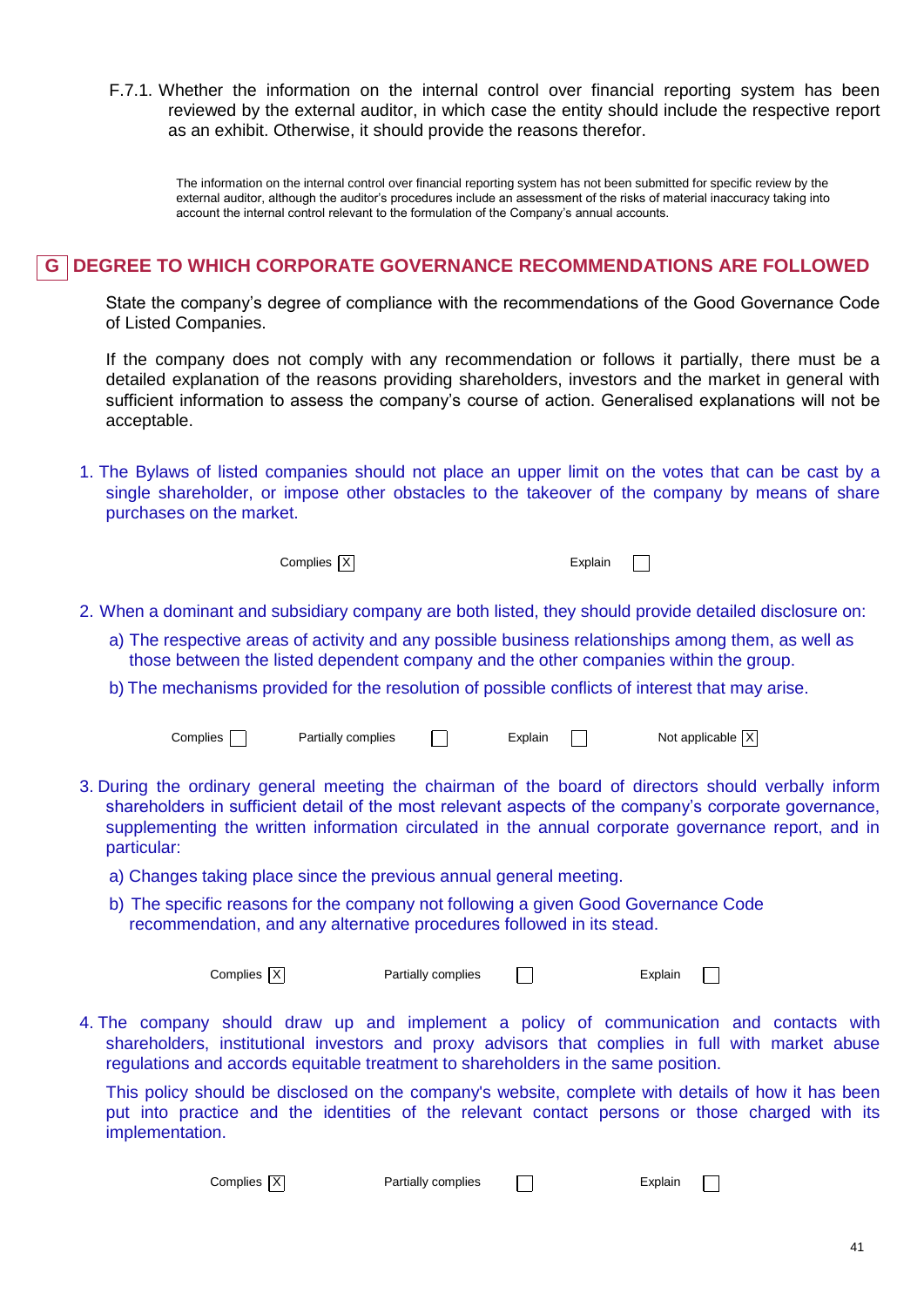F.7.1. Whether the information on the internal control over financial reporting system has been reviewed by the external auditor, in which case the entity should include the respective report as an exhibit. Otherwise, it should provide the reasons therefor.

The information on the internal control over financial reporting system has not been submitted for specific review by the external auditor, although the auditor's procedures include an assessment of the risks of material inaccuracy taking into account the internal control relevant to the formulation of the Company's annual accounts.

## G DEGREE TO WHICH CORPORATE GOVERNANCE RECOMMENDATIONS ARE FOLLOWED

State the company's degree of compliance with the recommendations of the Good Governance Code of Listed Companies.

If the company does not comply with any recommendation or follows it partially, there must be a detailed explanation of the reasons providing shareholders, investors and the market in general with sufficient information to assess the company's course of action. Generalised explanations will not be acceptable.

1. The Bylaws of listed companies should not place an upper limit on the votes that can be cast by a single shareholder, or impose other obstacles to the takeover of the company by means of share purchases on the market.

Complies [X] Explain [ ]

2. When a dominant and subsidiary company are both listed, they should provide detailed disclosure on:

   a) The respective areas of activity and any possible business relationships among them, as well as those between the listed dependent company and the other companies within the group.

   b) The mechanisms provided for the resolution of possible conflicts of interest that may arise.

Complies [ ] Partially complies [ ] Explain [ ] Not applicable [X]

3. During the ordinary general meeting the chairman of the board of directors should verbally inform shareholders in sufficient detail of the most relevant aspects of the company's corporate governance, supplementing the written information circulated in the annual corporate governance report, and in particular:

   a) Changes taking place since the previous annual general meeting.

   b) The specific reasons for the company not following a given Good Governance Code recommendation, and any alternative procedures followed in its stead.

Complies [X] Partially complies [ ] Explain [ ]

4. The company should draw up and implement a policy of communication and contacts with shareholders, institutional investors and proxy advisors that complies in full with market abuse regulations and accords equitable treatment to shareholders in the same position.

   This policy should be disclosed on the company's website, complete with details of how it has been put into practice and the identities of the relevant contact persons or those charged with its implementation.

Complies [X] Partially complies [ ] Explain [ ]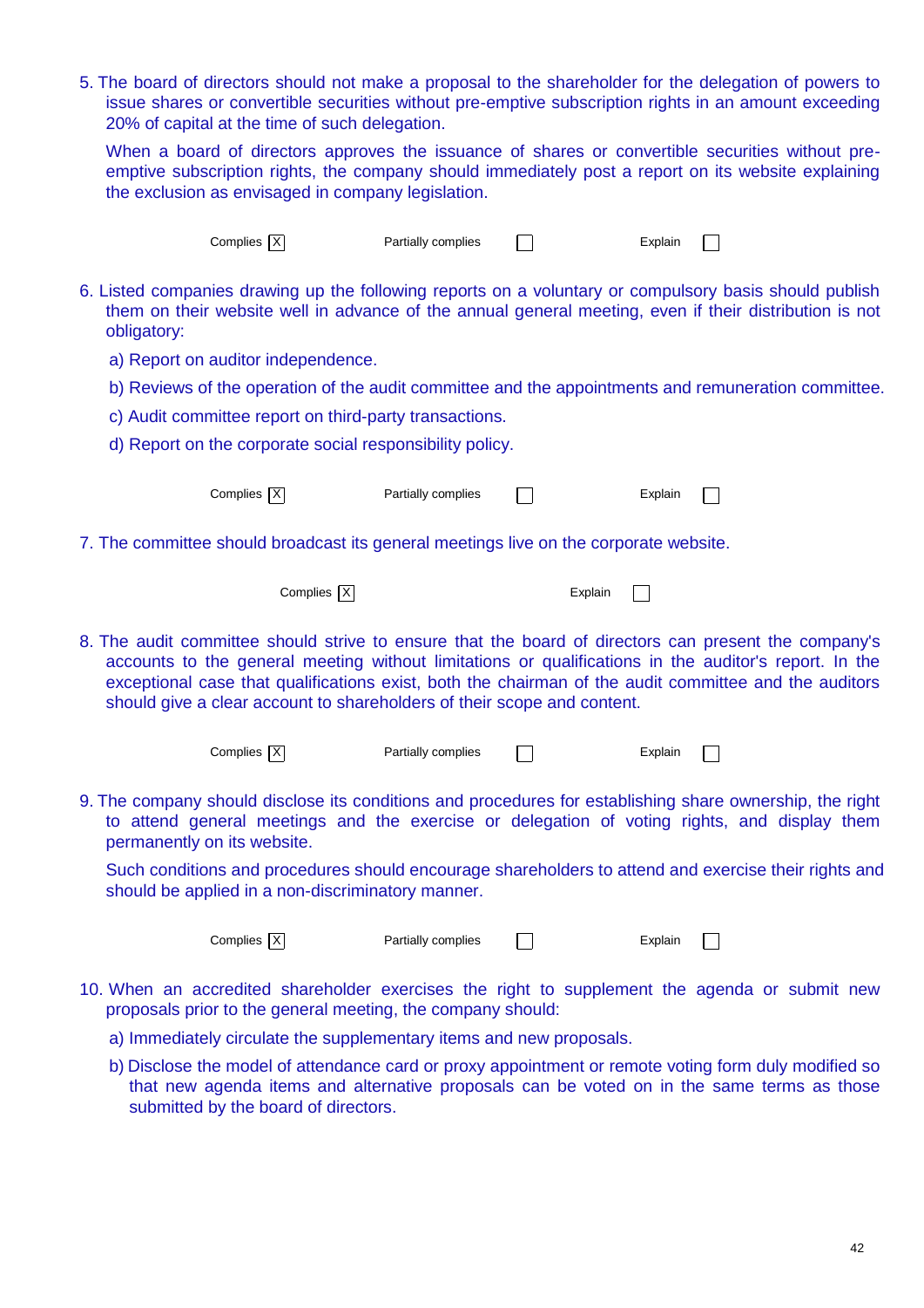5. The board of directors should not make a proposal to the shareholder for the delegation of powers to issue shares or convertible securities without pre-emptive subscription rights in an amount exceeding 20% of capital at the time of such delegation.

   When a board of directors approves the issuance of shares or convertible securities without pre-emptive subscription rights, the company should immediately post a report on its website explaining the exclusion as envisaged in company legislation.

Complies [X]  Partially complies [ ]  Explain [ ]

6. Listed companies drawing up the following reports on a voluntary or compulsory basis should publish them on their website well in advance of the annual general meeting, even if their distribution is not obligatory:

   a) Report on auditor independence.

   b) Reviews of the operation of the audit committee and the appointments and remuneration committee.

   c) Audit committee report on third-party transactions.

   d) Report on the corporate social responsibility policy.

Complies [X]  Partially complies [ ]  Explain [ ]

7. The committee should broadcast its general meetings live on the corporate website.

Complies [X]  Explain [ ]

8. The audit committee should strive to ensure that the board of directors can present the company's accounts to the general meeting without limitations or qualifications in the auditor's report. In the exceptional case that qualifications exist, both the chairman of the audit committee and the auditors should give a clear account to shareholders of their scope and content.

Complies [X]  Partially complies [ ]  Explain [ ]

9. The company should disclose its conditions and procedures for establishing share ownership, the right to attend general meetings and the exercise or delegation of voting rights, and display them permanently on its website.

   Such conditions and procedures should encourage shareholders to attend and exercise their rights and should be applied in a non-discriminatory manner.

Complies [X]  Partially complies [ ]  Explain [ ]

10. When an accredited shareholder exercises the right to supplement the agenda or submit new proposals prior to the general meeting, the company should:

    a) Immediately circulate the supplementary items and new proposals.

    b) Disclose the model of attendance card or proxy appointment or remote voting form duly modified so that new agenda items and alternative proposals can be voted on in the same terms as those submitted by the board of directors.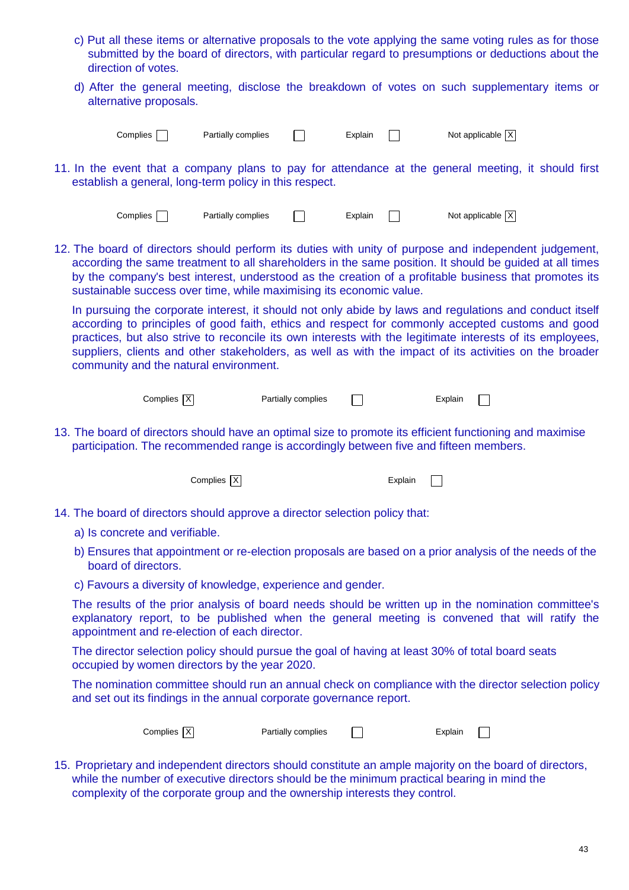c) Put all these items or alternative proposals to the vote applying the same voting rules as for those submitted by the board of directors, with particular regard to presumptions or deductions about the direction of votes.

d) After the general meeting, disclose the breakdown of votes on such supplementary items or alternative proposals.

Complies [ ] Partially complies [ ] Explain [ ] Not applicable [X]

11. In the event that a company plans to pay for attendance at the general meeting, it should first establish a general, long-term policy in this respect.

Complies [ ] Partially complies [ ] Explain [ ] Not applicable [X]

12. The board of directors should perform its duties with unity of purpose and independent judgement, according the same treatment to all shareholders in the same position. It should be guided at all times by the company's best interest, understood as the creation of a profitable business that promotes its sustainable success over time, while maximising its economic value.

In pursuing the corporate interest, it should not only abide by laws and regulations and conduct itself according to principles of good faith, ethics and respect for commonly accepted customs and good practices, but also strive to reconcile its own interests with the legitimate interests of its employees, suppliers, clients and other stakeholders, as well as with the impact of its activities on the broader community and the natural environment.

Complies [X] Partially complies [ ] Explain [ ]

13. The board of directors should have an optimal size to promote its efficient functioning and maximise participation. The recommended range is accordingly between five and fifteen members.

Complies [X] Explain [ ]

14. The board of directors should approve a director selection policy that:

a) Is concrete and verifiable.

b) Ensures that appointment or re-election proposals are based on a prior analysis of the needs of the board of directors.

c) Favours a diversity of knowledge, experience and gender.

The results of the prior analysis of board needs should be written up in the nomination committee's explanatory report, to be published when the general meeting is convened that will ratify the appointment and re-election of each director.

The director selection policy should pursue the goal of having at least 30% of total board seats occupied by women directors by the year 2020.

The nomination committee should run an annual check on compliance with the director selection policy and set out its findings in the annual corporate governance report.

Complies [X] Partially complies [ ] Explain [ ]

15. Proprietary and independent directors should constitute an ample majority on the board of directors, while the number of executive directors should be the minimum practical bearing in mind the complexity of the corporate group and the ownership interests they control.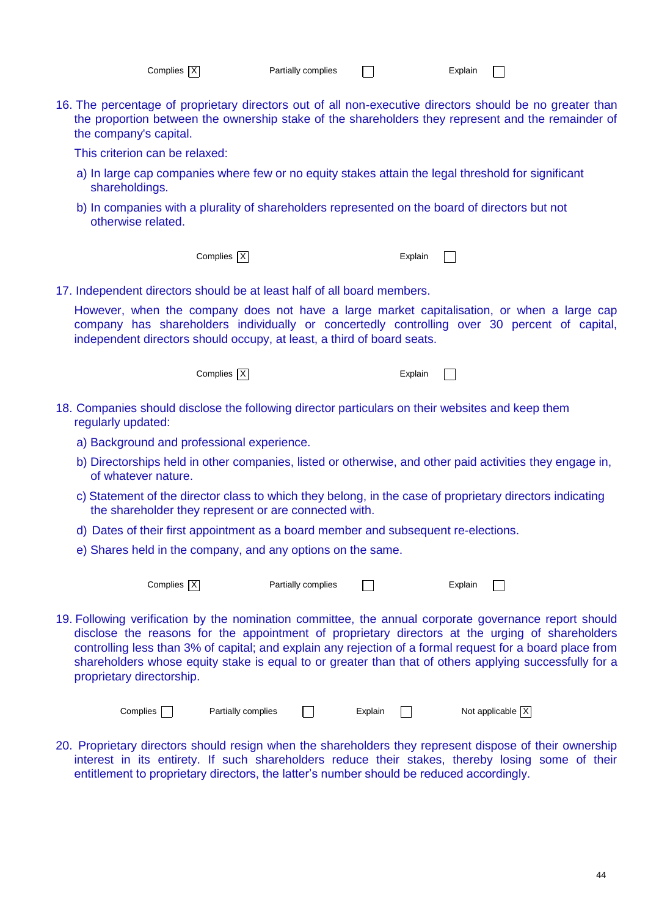Complies [X] Partially complies [ ] Explain [ ]

16. The percentage of proprietary directors out of all non-executive directors should be no greater than the proportion between the ownership stake of the shareholders they represent and the remainder of the company's capital.

    This criterion can be relaxed:

    a) In large cap companies where few or no equity stakes attain the legal threshold for significant shareholdings.

    b) In companies with a plurality of shareholders represented on the board of directors but not otherwise related.

Complies [X] Explain [ ]

17. Independent directors should be at least half of all board members.

    However, when the company does not have a large market capitalisation, or when a large cap company has shareholders individually or concertedly controlling over 30 percent of capital, independent directors should occupy, at least, a third of board seats.

Complies [X] Explain [ ]

18. Companies should disclose the following director particulars on their websites and keep them regularly updated:

    a) Background and professional experience.

    b) Directorships held in other companies, listed or otherwise, and other paid activities they engage in, of whatever nature.

    c) Statement of the director class to which they belong, in the case of proprietary directors indicating the shareholder they represent or are connected with.

    d) Dates of their first appointment as a board member and subsequent re-elections.

    e) Shares held in the company, and any options on the same.

Complies [X] Partially complies [ ] Explain [ ]

19. Following verification by the nomination committee, the annual corporate governance report should disclose the reasons for the appointment of proprietary directors at the urging of shareholders controlling less than 3% of capital; and explain any rejection of a formal request for a board place from shareholders whose equity stake is equal to or greater than that of others applying successfully for a proprietary directorship.

Complies [ ] Partially complies [ ] Explain [ ] Not applicable [X]

20. Proprietary directors should resign when the shareholders they represent dispose of their ownership interest in its entirety. If such shareholders reduce their stakes, thereby losing some of their entitlement to proprietary directors, the latter's number should be reduced accordingly.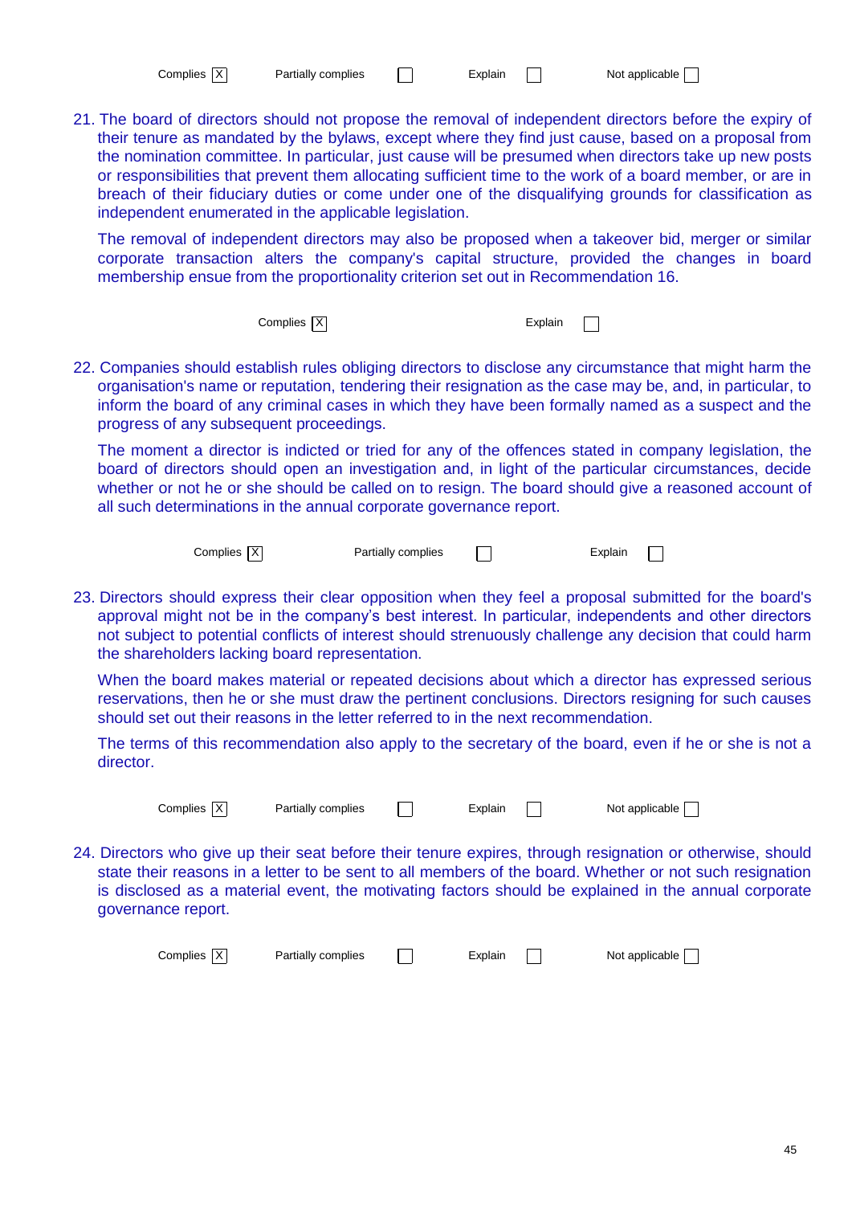Complies [X] Partially complies [ ] Explain [ ] Not applicable [ ]

21. The board of directors should not propose the removal of independent directors before the expiry of their tenure as mandated by the bylaws, except where they find just cause, based on a proposal from the nomination committee. In particular, just cause will be presumed when directors take up new posts or responsibilities that prevent them allocating sufficient time to the work of a board member, or are in breach of their fiduciary duties or come under one of the disqualifying grounds for classification as independent enumerated in the applicable legislation.

    The removal of independent directors may also be proposed when a takeover bid, merger or similar corporate transaction alters the company's capital structure, provided the changes in board membership ensue from the proportionality criterion set out in Recommendation 16.

Complies [X] Explain [ ]

22. Companies should establish rules obliging directors to disclose any circumstance that might harm the organisation's name or reputation, tendering their resignation as the case may be, and, in particular, to inform the board of any criminal cases in which they have been formally named as a suspect and the progress of any subsequent proceedings.

    The moment a director is indicted or tried for any of the offences stated in company legislation, the board of directors should open an investigation and, in light of the particular circumstances, decide whether or not he or she should be called on to resign. The board should give a reasoned account of all such determinations in the annual corporate governance report.

Complies [X] Partially complies [ ] Explain [ ]

23. Directors should express their clear opposition when they feel a proposal submitted for the board's approval might not be in the company's best interest. In particular, independents and other directors not subject to potential conflicts of interest should strenuously challenge any decision that could harm the shareholders lacking board representation.

    When the board makes material or repeated decisions about which a director has expressed serious reservations, then he or she must draw the pertinent conclusions. Directors resigning for such causes should set out their reasons in the letter referred to in the next recommendation.

    The terms of this recommendation also apply to the secretary of the board, even if he or she is not a director.

Complies [X] Partially complies [ ] Explain [ ] Not applicable [ ]

24. Directors who give up their seat before their tenure expires, through resignation or otherwise, should state their reasons in a letter to be sent to all members of the board. Whether or not such resignation is disclosed as a material event, the motivating factors should be explained in the annual corporate governance report.

Complies [X] Partially complies [ ] Explain [ ] Not applicable [ ]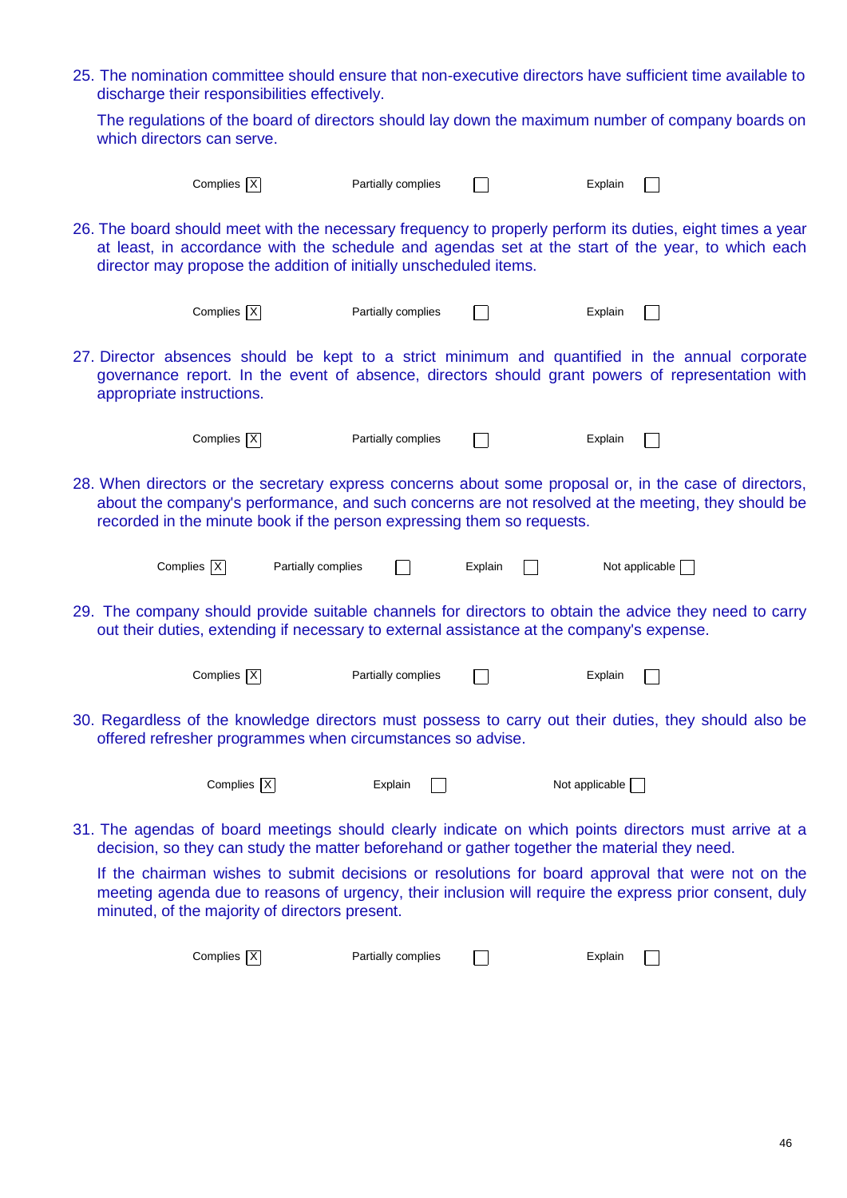25. The nomination committee should ensure that non-executive directors have sufficient time available to discharge their responsibilities effectively.

    The regulations of the board of directors should lay down the maximum number of company boards on which directors can serve.

Complies [X] Partially complies [ ] Explain [ ]

26. The board should meet with the necessary frequency to properly perform its duties, eight times a year at least, in accordance with the schedule and agendas set at the start of the year, to which each director may propose the addition of initially unscheduled items.

Complies [X] Partially complies [ ] Explain [ ]

27. Director absences should be kept to a strict minimum and quantified in the annual corporate governance report. In the event of absence, directors should grant powers of representation with appropriate instructions.

Complies [X] Partially complies [ ] Explain [ ]

28. When directors or the secretary express concerns about some proposal or, in the case of directors, about the company's performance, and such concerns are not resolved at the meeting, they should be recorded in the minute book if the person expressing them so requests.

Complies [X] Partially complies [ ] Explain [ ] Not applicable [ ]

29. The company should provide suitable channels for directors to obtain the advice they need to carry out their duties, extending if necessary to external assistance at the company's expense.

Complies [X] Partially complies [ ] Explain [ ]

30. Regardless of the knowledge directors must possess to carry out their duties, they should also be offered refresher programmes when circumstances so advise.

Complies [X] Explain [ ] Not applicable [ ]

31. The agendas of board meetings should clearly indicate on which points directors must arrive at a decision, so they can study the matter beforehand or gather together the material they need.

    If the chairman wishes to submit decisions or resolutions for board approval that were not on the meeting agenda due to reasons of urgency, their inclusion will require the express prior consent, duly minuted, of the majority of directors present.

Complies [X] Partially complies [ ] Explain [ ]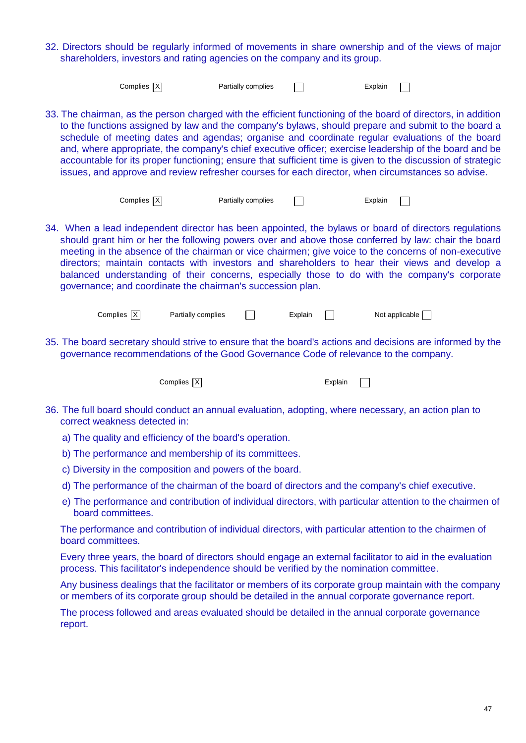32. Directors should be regularly informed of movements in share ownership and of the views of major shareholders, investors and rating agencies on the company and its group.

Complies [X] Partially complies [ ] Explain [ ]

33. The chairman, as the person charged with the efficient functioning of the board of directors, in addition to the functions assigned by law and the company's bylaws, should prepare and submit to the board a schedule of meeting dates and agendas; organise and coordinate regular evaluations of the board and, where appropriate, the company's chief executive officer; exercise leadership of the board and be accountable for its proper functioning; ensure that sufficient time is given to the discussion of strategic issues, and approve and review refresher courses for each director, when circumstances so advise.

Complies [X] Partially complies [ ] Explain [ ]

34. When a lead independent director has been appointed, the bylaws or board of directors regulations should grant him or her the following powers over and above those conferred by law: chair the board meeting in the absence of the chairman or vice chairmen; give voice to the concerns of non-executive directors; maintain contacts with investors and shareholders to hear their views and develop a balanced understanding of their concerns, especially those to do with the company's corporate governance; and coordinate the chairman's succession plan.

Complies [X] Partially complies [ ] Explain [ ] Not applicable [ ]

35. The board secretary should strive to ensure that the board's actions and decisions are informed by the governance recommendations of the Good Governance Code of relevance to the company.

Complies [X] Explain [ ]

36. The full board should conduct an annual evaluation, adopting, where necessary, an action plan to correct weakness detected in:

    a) The quality and efficiency of the board's operation.

    b) The performance and membership of its committees.

    c) Diversity in the composition and powers of the board.

    d) The performance of the chairman of the board of directors and the company's chief executive.

    e) The performance and contribution of individual directors, with particular attention to the chairmen of board committees.

    The performance and contribution of individual directors, with particular attention to the chairmen of board committees.

    Every three years, the board of directors should engage an external facilitator to aid in the evaluation process. This facilitator's independence should be verified by the nomination committee.

    Any business dealings that the facilitator or members of its corporate group maintain with the company or members of its corporate group should be detailed in the annual corporate governance report.

    The process followed and areas evaluated should be detailed in the annual corporate governance report.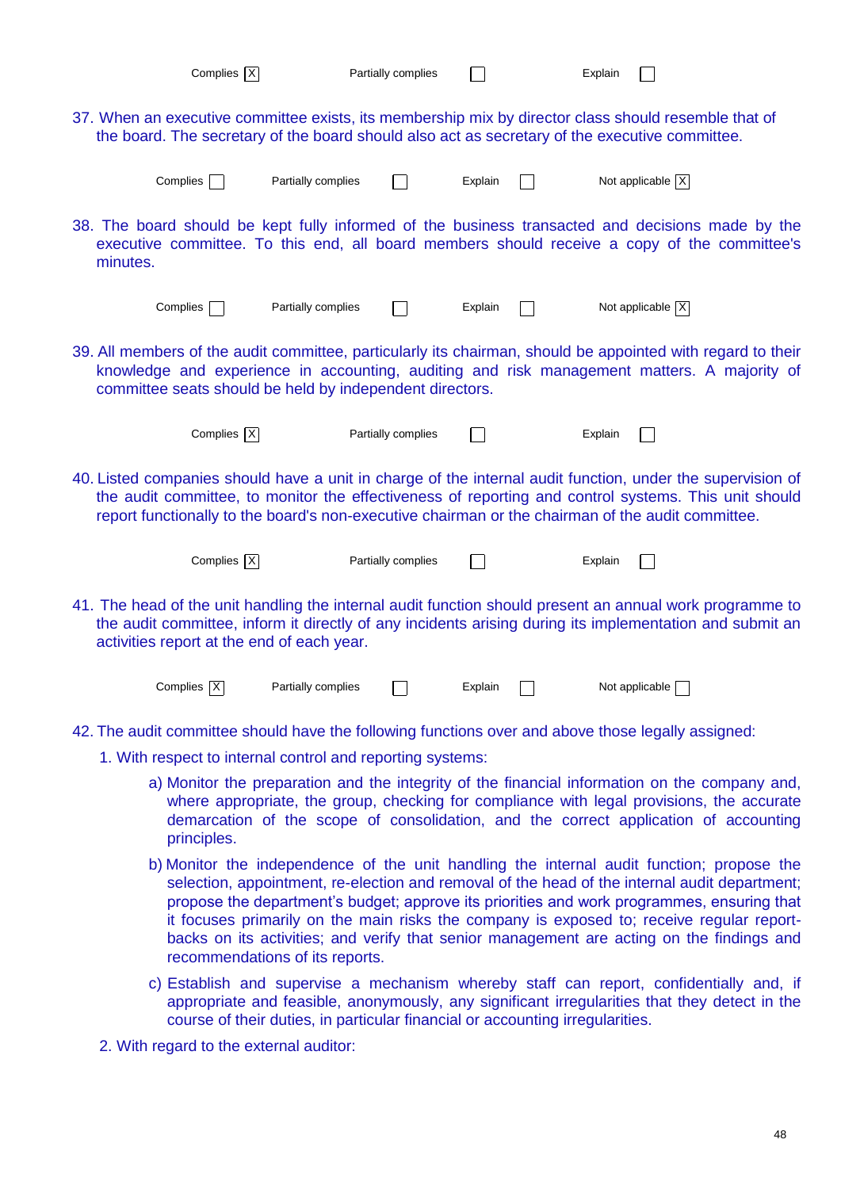Complies [X]    Partially complies [ ]    Explain [ ]

37. When an executive committee exists, its membership mix by director class should resemble that of the board. The secretary of the board should also act as secretary of the executive committee.

Complies [ ]    Partially complies [ ]    Explain [ ]    Not applicable [X]

38. The board should be kept fully informed of the business transacted and decisions made by the executive committee. To this end, all board members should receive a copy of the committee's minutes.

Complies [ ]    Partially complies [ ]    Explain [ ]    Not applicable [X]

39. All members of the audit committee, particularly its chairman, should be appointed with regard to their knowledge and experience in accounting, auditing and risk management matters. A majority of committee seats should be held by independent directors.

Complies [X]    Partially complies [ ]    Explain [ ]

40. Listed companies should have a unit in charge of the internal audit function, under the supervision of the audit committee, to monitor the effectiveness of reporting and control systems. This unit should report functionally to the board's non-executive chairman or the chairman of the audit committee.

Complies [X]    Partially complies [ ]    Explain [ ]

41. The head of the unit handling the internal audit function should present an annual work programme to the audit committee, inform it directly of any incidents arising during its implementation and submit an activities report at the end of each year.

Complies [X]    Partially complies [ ]    Explain [ ]    Not applicable [ ]

42. The audit committee should have the following functions over and above those legally assigned:

1. With respect to internal control and reporting systems:

   a) Monitor the preparation and the integrity of the financial information on the company and, where appropriate, the group, checking for compliance with legal provisions, the accurate demarcation of the scope of consolidation, and the correct application of accounting principles.

   b) Monitor the independence of the unit handling the internal audit function; propose the selection, appointment, re-election and removal of the head of the internal audit department; propose the department's budget; approve its priorities and work programmes, ensuring that it focuses primarily on the main risks the company is exposed to; receive regular report-backs on its activities; and verify that senior management are acting on the findings and recommendations of its reports.

   c) Establish and supervise a mechanism whereby staff can report, confidentially and, if appropriate and feasible, anonymously, any significant irregularities that they detect in the course of their duties, in particular financial or accounting irregularities.

2. With regard to the external auditor: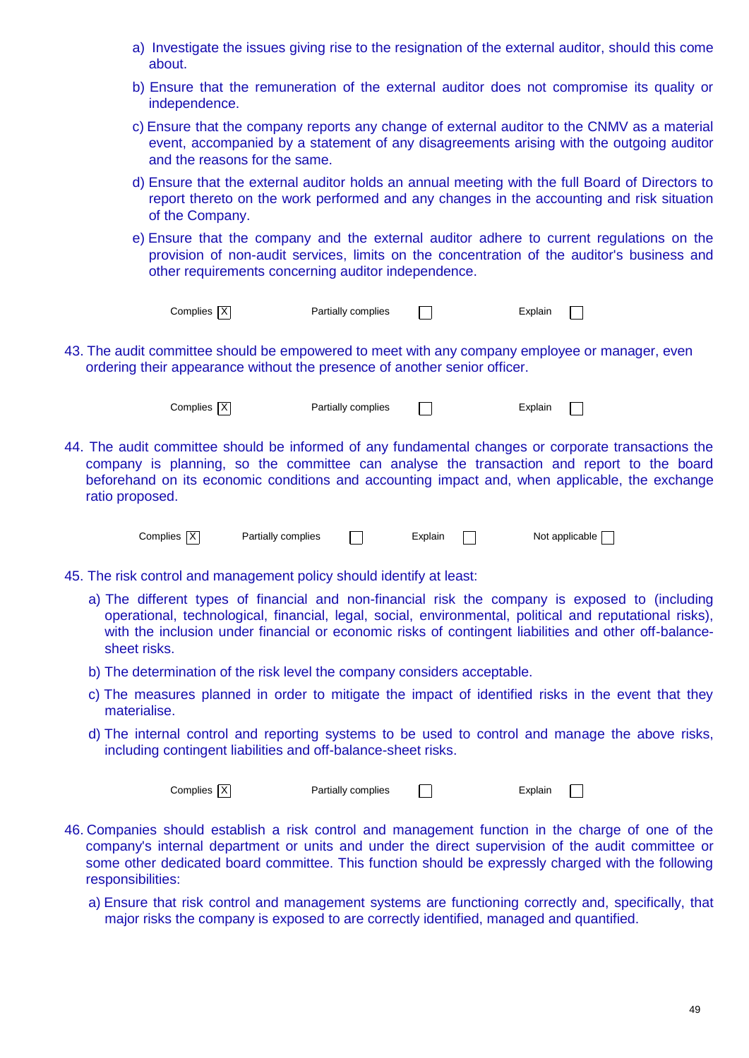a) Investigate the issues giving rise to the resignation of the external auditor, should this come about.

b) Ensure that the remuneration of the external auditor does not compromise its quality or independence.

c) Ensure that the company reports any change of external auditor to the CNMV as a material event, accompanied by a statement of any disagreements arising with the outgoing auditor and the reasons for the same.

d) Ensure that the external auditor holds an annual meeting with the full Board of Directors to report thereto on the work performed and any changes in the accounting and risk situation of the Company.

e) Ensure that the company and the external auditor adhere to current regulations on the provision of non-audit services, limits on the concentration of the auditor's business and other requirements concerning auditor independence.

Complies [X] Partially complies [ ] Explain [ ]

43. The audit committee should be empowered to meet with any company employee or manager, even ordering their appearance without the presence of another senior officer.

Complies [X] Partially complies [ ] Explain [ ]

44. The audit committee should be informed of any fundamental changes or corporate transactions the company is planning, so the committee can analyse the transaction and report to the board beforehand on its economic conditions and accounting impact and, when applicable, the exchange ratio proposed.

Complies [X] Partially complies [ ] Explain [ ] Not applicable [ ]

45. The risk control and management policy should identify at least:

a) The different types of financial and non-financial risk the company is exposed to (including operational, technological, financial, legal, social, environmental, political and reputational risks), with the inclusion under financial or economic risks of contingent liabilities and other off-balance-sheet risks.

b) The determination of the risk level the company considers acceptable.

c) The measures planned in order to mitigate the impact of identified risks in the event that they materialise.

d) The internal control and reporting systems to be used to control and manage the above risks, including contingent liabilities and off-balance-sheet risks.

Complies [X] Partially complies [ ] Explain [ ]

46. Companies should establish a risk control and management function in the charge of one of the company's internal department or units and under the direct supervision of the audit committee or some other dedicated board committee. This function should be expressly charged with the following responsibilities:

a) Ensure that risk control and management systems are functioning correctly and, specifically, that major risks the company is exposed to are correctly identified, managed and quantified.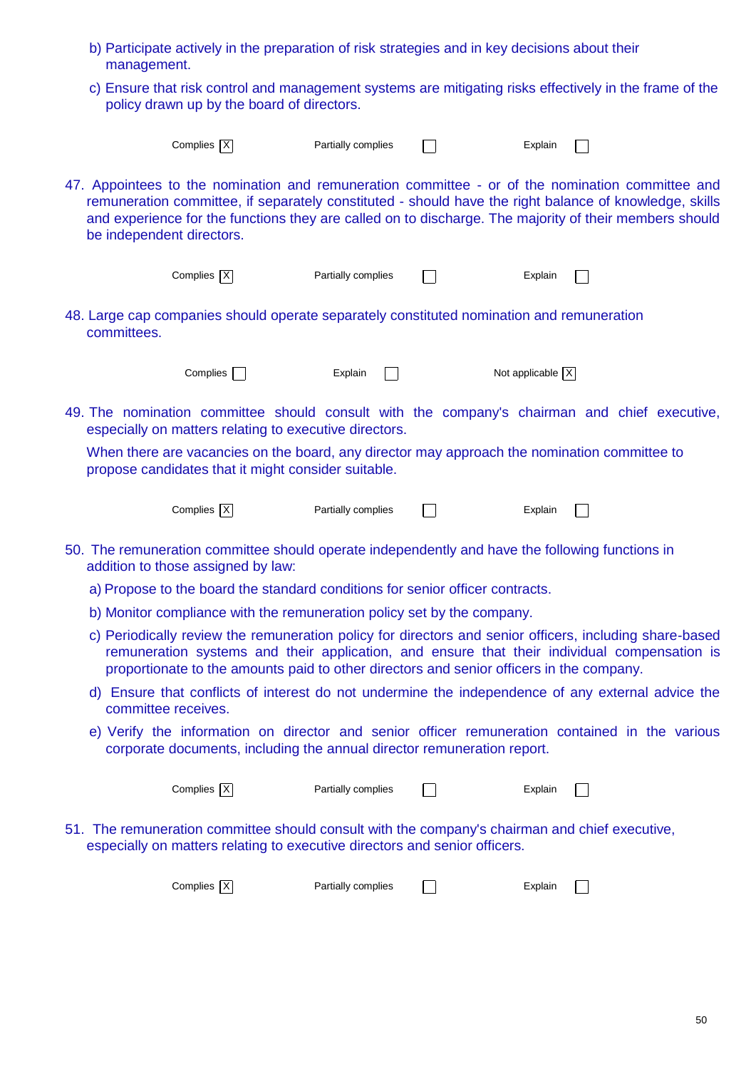b) Participate actively in the preparation of risk strategies and in key decisions about their management.

c) Ensure that risk control and management systems are mitigating risks effectively in the frame of the policy drawn up by the board of directors.

Complies [X] Partially complies [ ] Explain [ ]

47. Appointees to the nomination and remuneration committee - or of the nomination committee and remuneration committee, if separately constituted - should have the right balance of knowledge, skills and experience for the functions they are called on to discharge. The majority of their members should be independent directors.

Complies [X] Partially complies [ ] Explain [ ]

48. Large cap companies should operate separately constituted nomination and remuneration committees.

Complies [ ] Explain [ ] Not applicable [X]

49. The nomination committee should consult with the company's chairman and chief executive, especially on matters relating to executive directors.

When there are vacancies on the board, any director may approach the nomination committee to propose candidates that it might consider suitable.

Complies [X] Partially complies [ ] Explain [ ]

50. The remuneration committee should operate independently and have the following functions in addition to those assigned by law:

a) Propose to the board the standard conditions for senior officer contracts.

b) Monitor compliance with the remuneration policy set by the company.

c) Periodically review the remuneration policy for directors and senior officers, including share-based remuneration systems and their application, and ensure that their individual compensation is proportionate to the amounts paid to other directors and senior officers in the company.

d) Ensure that conflicts of interest do not undermine the independence of any external advice the committee receives.

e) Verify the information on director and senior officer remuneration contained in the various corporate documents, including the annual director remuneration report.

Complies [X] Partially complies [ ] Explain [ ]

51. The remuneration committee should consult with the company's chairman and chief executive, especially on matters relating to executive directors and senior officers.

Complies [X] Partially complies [ ] Explain [ ]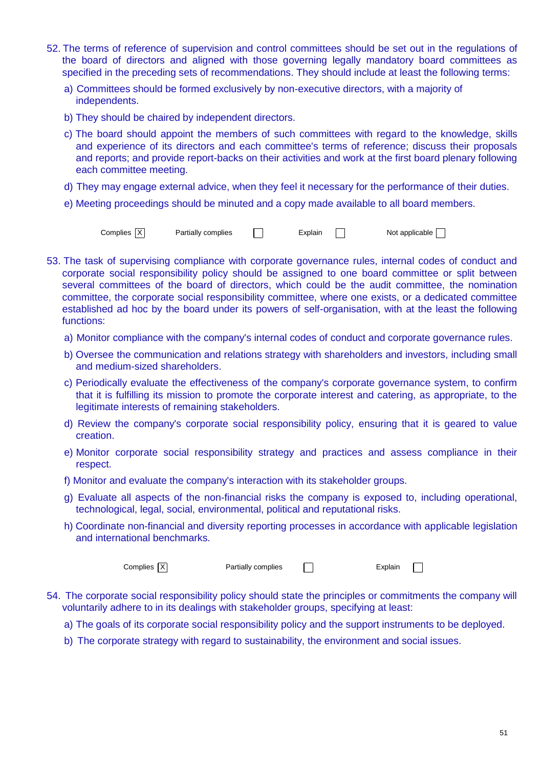52. The terms of reference of supervision and control committees should be set out in the regulations of the board of directors and aligned with those governing legally mandatory board committees as specified in the preceding sets of recommendations. They should include at least the following terms:

   a) Committees should be formed exclusively by non-executive directors, with a majority of independents.

   b) They should be chaired by independent directors.

   c) The board should appoint the members of such committees with regard to the knowledge, skills and experience of its directors and each committee's terms of reference; discuss their proposals and reports; and provide report-backs on their activities and work at the first board plenary following each committee meeting.

   d) They may engage external advice, when they feel it necessary for the performance of their duties.

   e) Meeting proceedings should be minuted and a copy made available to all board members.

Complies [X] Partially complies [ ] Explain [ ] Not applicable [ ]

53. The task of supervising compliance with corporate governance rules, internal codes of conduct and corporate social responsibility policy should be assigned to one board committee or split between several committees of the board of directors, which could be the audit committee, the nomination committee, the corporate social responsibility committee, where one exists, or a dedicated committee established ad hoc by the board under its powers of self-organisation, with at the least the following functions:

   a) Monitor compliance with the company's internal codes of conduct and corporate governance rules.

   b) Oversee the communication and relations strategy with shareholders and investors, including small and medium-sized shareholders.

   c) Periodically evaluate the effectiveness of the company's corporate governance system, to confirm that it is fulfilling its mission to promote the corporate interest and catering, as appropriate, to the legitimate interests of remaining stakeholders.

   d) Review the company's corporate social responsibility policy, ensuring that it is geared to value creation.

   e) Monitor corporate social responsibility strategy and practices and assess compliance in their respect.

   f) Monitor and evaluate the company's interaction with its stakeholder groups.

   g) Evaluate all aspects of the non-financial risks the company is exposed to, including operational, technological, legal, social, environmental, political and reputational risks.

   h) Coordinate non-financial and diversity reporting processes in accordance with applicable legislation and international benchmarks.

Complies [X] Partially complies [ ] Explain [ ]

54. The corporate social responsibility policy should state the principles or commitments the company will voluntarily adhere to in its dealings with stakeholder groups, specifying at least:

   a) The goals of its corporate social responsibility policy and the support instruments to be deployed.

   b) The corporate strategy with regard to sustainability, the environment and social issues.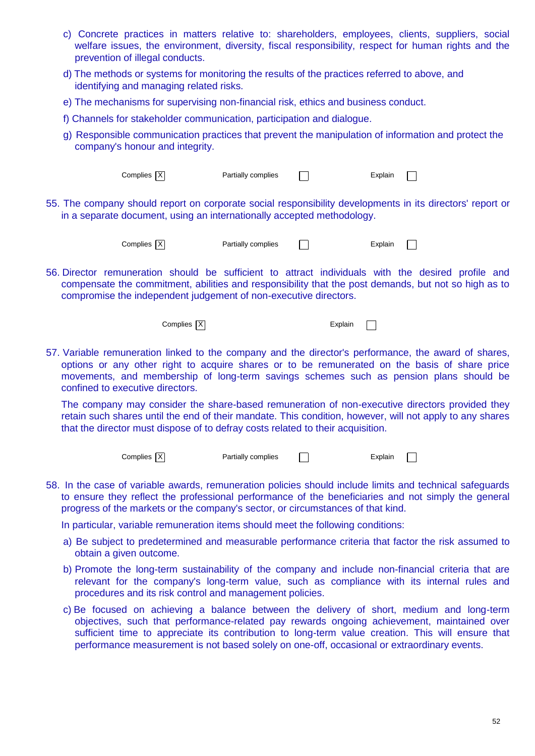c) Concrete practices in matters relative to: shareholders, employees, clients, suppliers, social welfare issues, the environment, diversity, fiscal responsibility, respect for human rights and the prevention of illegal conducts.

d) The methods or systems for monitoring the results of the practices referred to above, and identifying and managing related risks.

e) The mechanisms for supervising non-financial risk, ethics and business conduct.

f) Channels for stakeholder communication, participation and dialogue.

g) Responsible communication practices that prevent the manipulation of information and protect the company's honour and integrity.

Complies [X]    Partially complies [ ]    Explain [ ]

55. The company should report on corporate social responsibility developments in its directors' report or in a separate document, using an internationally accepted methodology.

Complies [X]    Partially complies [ ]    Explain [ ]

56. Director remuneration should be sufficient to attract individuals with the desired profile and compensate the commitment, abilities and responsibility that the post demands, but not so high as to compromise the independent judgement of non-executive directors.

Complies [X]    Explain [ ]

57. Variable remuneration linked to the company and the director's performance, the award of shares, options or any other right to acquire shares or to be remunerated on the basis of share price movements, and membership of long-term savings schemes such as pension plans should be confined to executive directors.

The company may consider the share-based remuneration of non-executive directors provided they retain such shares until the end of their mandate. This condition, however, will not apply to any shares that the director must dispose of to defray costs related to their acquisition.

Complies [X]    Partially complies [ ]    Explain [ ]

58. In the case of variable awards, remuneration policies should include limits and technical safeguards to ensure they reflect the professional performance of the beneficiaries and not simply the general progress of the markets or the company's sector, or circumstances of that kind.

In particular, variable remuneration items should meet the following conditions:

a) Be subject to predetermined and measurable performance criteria that factor the risk assumed to obtain a given outcome.

b) Promote the long-term sustainability of the company and include non-financial criteria that are relevant for the company's long-term value, such as compliance with its internal rules and procedures and its risk control and management policies.

c) Be focused on achieving a balance between the delivery of short, medium and long-term objectives, such that performance-related pay rewards ongoing achievement, maintained over sufficient time to appreciate its contribution to long-term value creation. This will ensure that performance measurement is not based solely on one-off, occasional or extraordinary events.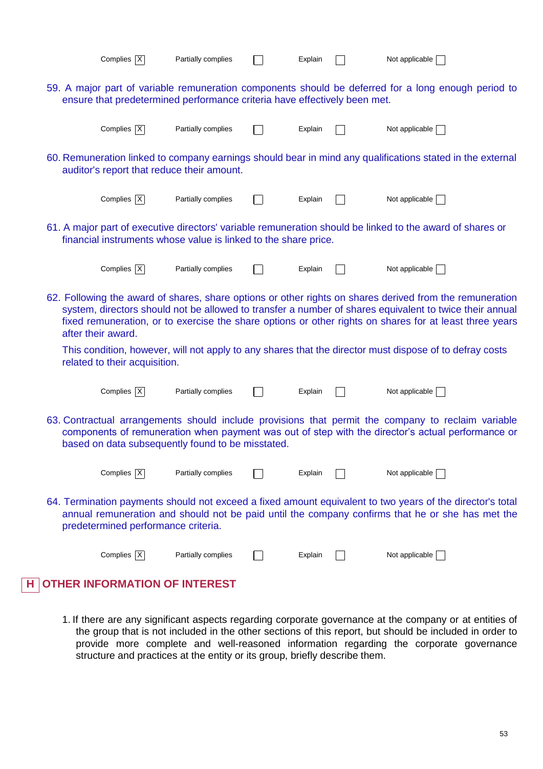Complies [X] Partially complies [ ] Explain [ ] Not applicable [ ]

59. A major part of variable remuneration components should be deferred for a long enough period to ensure that predetermined performance criteria have effectively been met.

Complies [X] Partially complies [ ] Explain [ ] Not applicable [ ]

60. Remuneration linked to company earnings should bear in mind any qualifications stated in the external auditor's report that reduce their amount.

Complies [X] Partially complies [ ] Explain [ ] Not applicable [ ]

61. A major part of executive directors' variable remuneration should be linked to the award of shares or financial instruments whose value is linked to the share price.

Complies [X] Partially complies [ ] Explain [ ] Not applicable [ ]

62. Following the award of shares, share options or other rights on shares derived from the remuneration system, directors should not be allowed to transfer a number of shares equivalent to twice their annual fixed remuneration, or to exercise the share options or other rights on shares for at least three years after their award.

 This condition, however, will not apply to any shares that the director must dispose of to defray costs related to their acquisition.

Complies [X] Partially complies [ ] Explain [ ] Not applicable [ ]

63. Contractual arrangements should include provisions that permit the company to reclaim variable components of remuneration when payment was out of step with the director's actual performance or based on data subsequently found to be misstated.

Complies [X] Partially complies [ ] Explain [ ] Not applicable [ ]

64. Termination payments should not exceed a fixed amount equivalent to two years of the director's total annual remuneration and should not be paid until the company confirms that he or she has met the predetermined performance criteria.

Complies [X] Partially complies [ ] Explain [ ] Not applicable [ ]

## H OTHER INFORMATION OF INTEREST

1. If there are any significant aspects regarding corporate governance at the company or at entities of the group that is not included in the other sections of this report, but should be included in order to provide more complete and well-reasoned information regarding the corporate governance structure and practices at the entity or its group, briefly describe them.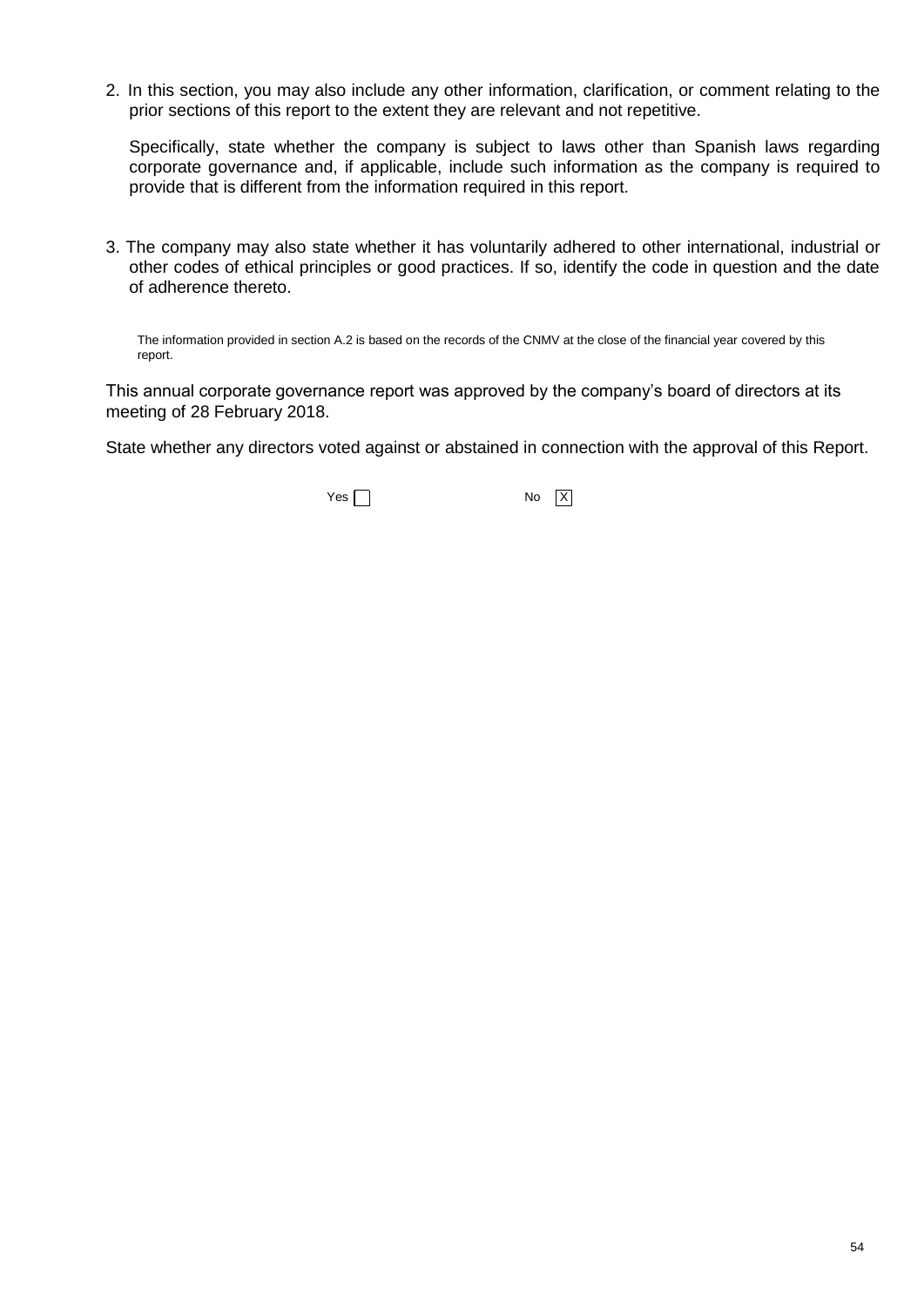2. In this section, you may also include any other information, clarification, or comment relating to the prior sections of this report to the extent they are relevant and not repetitive.

   Specifically, state whether the company is subject to laws other than Spanish laws regarding corporate governance and, if applicable, include such information as the company is required to provide that is different from the information required in this report.

3. The company may also state whether it has voluntarily adhered to other international, industrial or other codes of ethical principles or good practices. If so, identify the code in question and the date of adherence thereto.

   The information provided in section A.2 is based on the records of the CNMV at the close of the financial year covered by this report.

This annual corporate governance report was approved by the company's board of directors at its meeting of 28 February 2018.

State whether any directors voted against or abstained in connection with the approval of this Report.

Yes [ ] No [X]